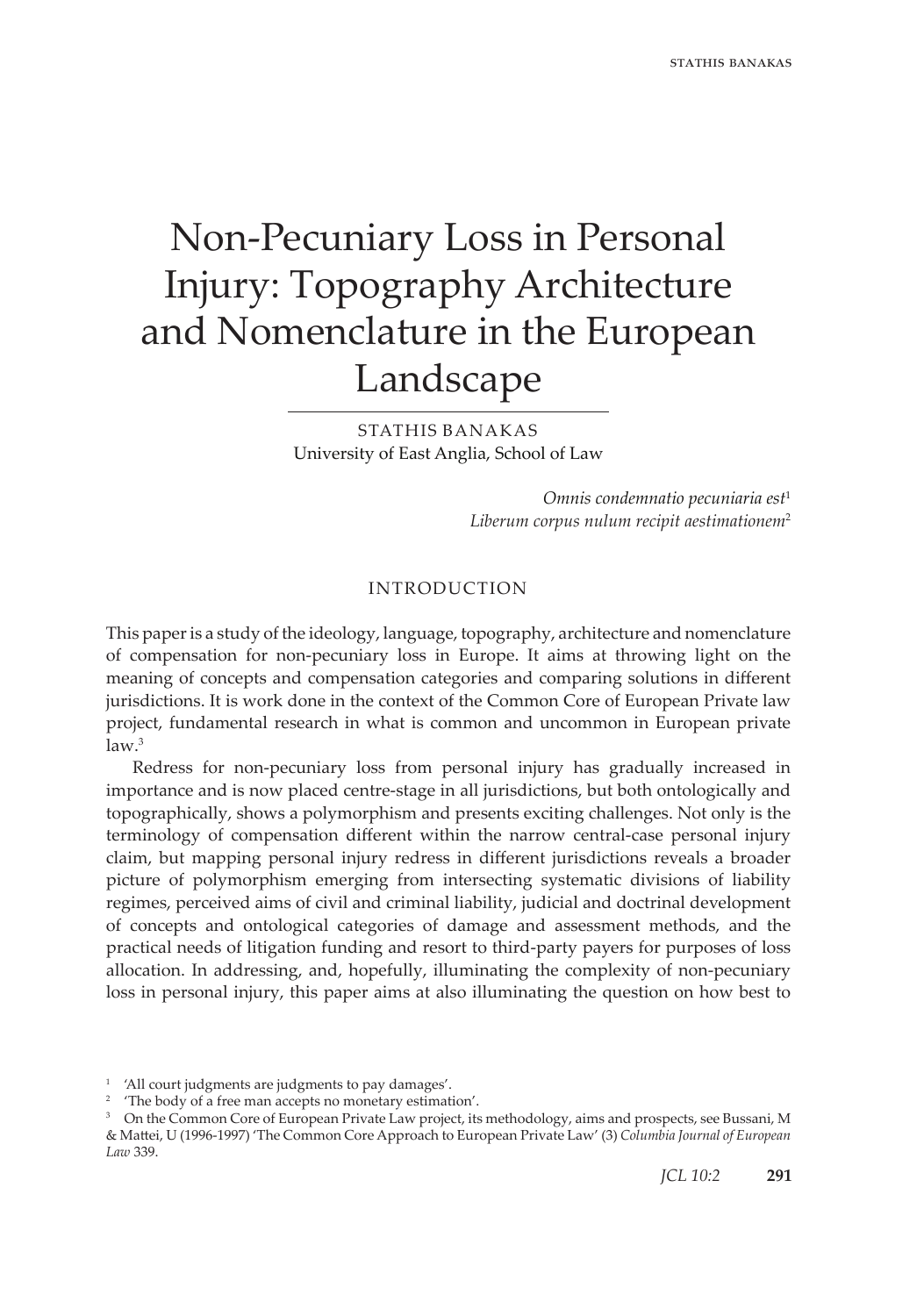# Non-Pecuniary Loss in Personal Injury: Topography Architecture and Nomenclature in the European Landscape

STATHIS BANAKAS
University of East Anglia, School of Law

*Omnis condemnatio pecuniaria est*[1]
*Liberum corpus nulum recipit aestimationem*[2]

## INTRODUCTION

This paper is a study of the ideology, language, topography, architecture and nomenclature of compensation for non-pecuniary loss in Europe. It aims at throwing light on the meaning of concepts and compensation categories and comparing solutions in different jurisdictions. It is work done in the context of the Common Core of European Private law project, fundamental research in what is common and uncommon in European private law.[3]

Redress for non-pecuniary loss from personal injury has gradually increased in importance and is now placed centre-stage in all jurisdictions, but both ontologically and topographically, shows a polymorphism and presents exciting challenges. Not only is the terminology of compensation different within the narrow central-case personal injury claim, but mapping personal injury redress in different jurisdictions reveals a broader picture of polymorphism emerging from intersecting systematic divisions of liability regimes, perceived aims of civil and criminal liability, judicial and doctrinal development of concepts and ontological categories of damage and assessment methods, and the practical needs of litigation funding and resort to third-party payers for purposes of loss allocation. In addressing, and, hopefully, illuminating the complexity of non-pecuniary loss in personal injury, this paper aims at also illuminating the question on how best to

---

[1] 'All court judgments are judgments to pay damages'.

[2] 'The body of a free man accepts no monetary estimation'.

[3] On the Common Core of European Private Law project, its methodology, aims and prospects, see Bussani, M & Mattei, U (1996-1997) 'The Common Core Approach to European Private Law' (3) *Columbia Journal of European Law* 339.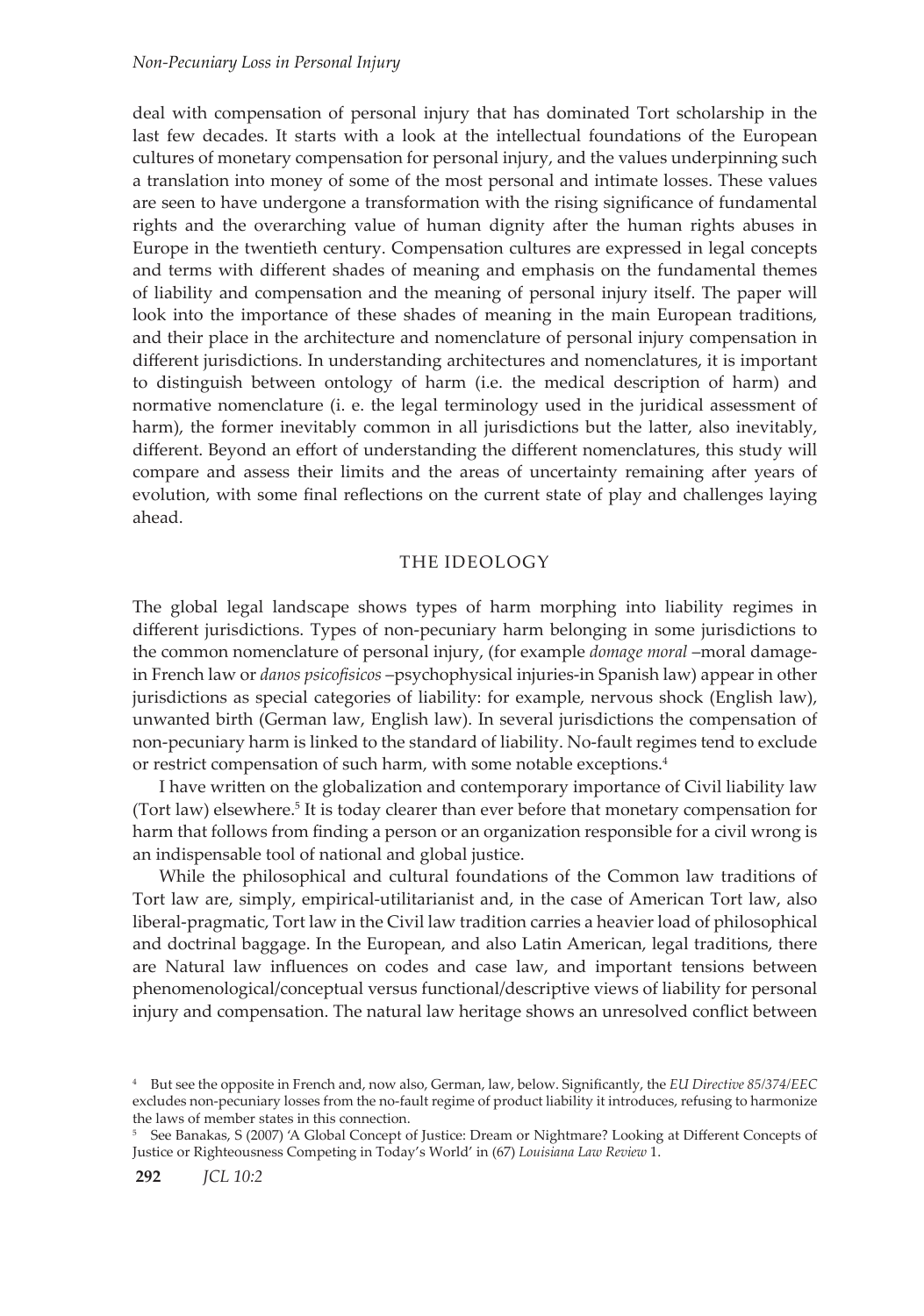deal with compensation of personal injury that has dominated Tort scholarship in the last few decades. It starts with a look at the intellectual foundations of the European cultures of monetary compensation for personal injury, and the values underpinning such a translation into money of some of the most personal and intimate losses. These values are seen to have undergone a transformation with the rising significance of fundamental rights and the overarching value of human dignity after the human rights abuses in Europe in the twentieth century. Compensation cultures are expressed in legal concepts and terms with different shades of meaning and emphasis on the fundamental themes of liability and compensation and the meaning of personal injury itself. The paper will look into the importance of these shades of meaning in the main European traditions, and their place in the architecture and nomenclature of personal injury compensation in different jurisdictions. In understanding architectures and nomenclatures, it is important to distinguish between ontology of harm (i.e. the medical description of harm) and normative nomenclature (i. e. the legal terminology used in the juridical assessment of harm), the former inevitably common in all jurisdictions but the latter, also inevitably, different. Beyond an effort of understanding the different nomenclatures, this study will compare and assess their limits and the areas of uncertainty remaining after years of evolution, with some final reflections on the current state of play and challenges laying ahead.

## THE IDEOLOGY

The global legal landscape shows types of harm morphing into liability regimes in different jurisdictions. Types of non-pecuniary harm belonging in some jurisdictions to the common nomenclature of personal injury, (for example *domage moral* –moral damage- in French law or *danos psicofisicos* –psychophysical injuries-in Spanish law) appear in other jurisdictions as special categories of liability: for example, nervous shock (English law), unwanted birth (German law, English law). In several jurisdictions the compensation of non-pecuniary harm is linked to the standard of liability. No-fault regimes tend to exclude or restrict compensation of such harm, with some notable exceptions.[4]

I have written on the globalization and contemporary importance of Civil liability law (Tort law) elsewhere.[5] It is today clearer than ever before that monetary compensation for harm that follows from finding a person or an organization responsible for a civil wrong is an indispensable tool of national and global justice.

While the philosophical and cultural foundations of the Common law traditions of Tort law are, simply, empirical-utilitarianist and, in the case of American Tort law, also liberal-pragmatic, Tort law in the Civil law tradition carries a heavier load of philosophical and doctrinal baggage. In the European, and also Latin American, legal traditions, there are Natural law influences on codes and case law, and important tensions between phenomenological/conceptual versus functional/descriptive views of liability for personal injury and compensation. The natural law heritage shows an unresolved conflict between

[4] But see the opposite in French and, now also, German, law, below. Significantly, the *EU Directive 85/374/EEC* excludes non-pecuniary losses from the no-fault regime of product liability it introduces, refusing to harmonize the laws of member states in this connection.

[5] See Banakas, S (2007) 'A Global Concept of Justice: Dream or Nightmare? Looking at Different Concepts of Justice or Righteousness Competing in Today's World' in (67) *Louisiana Law Review* 1.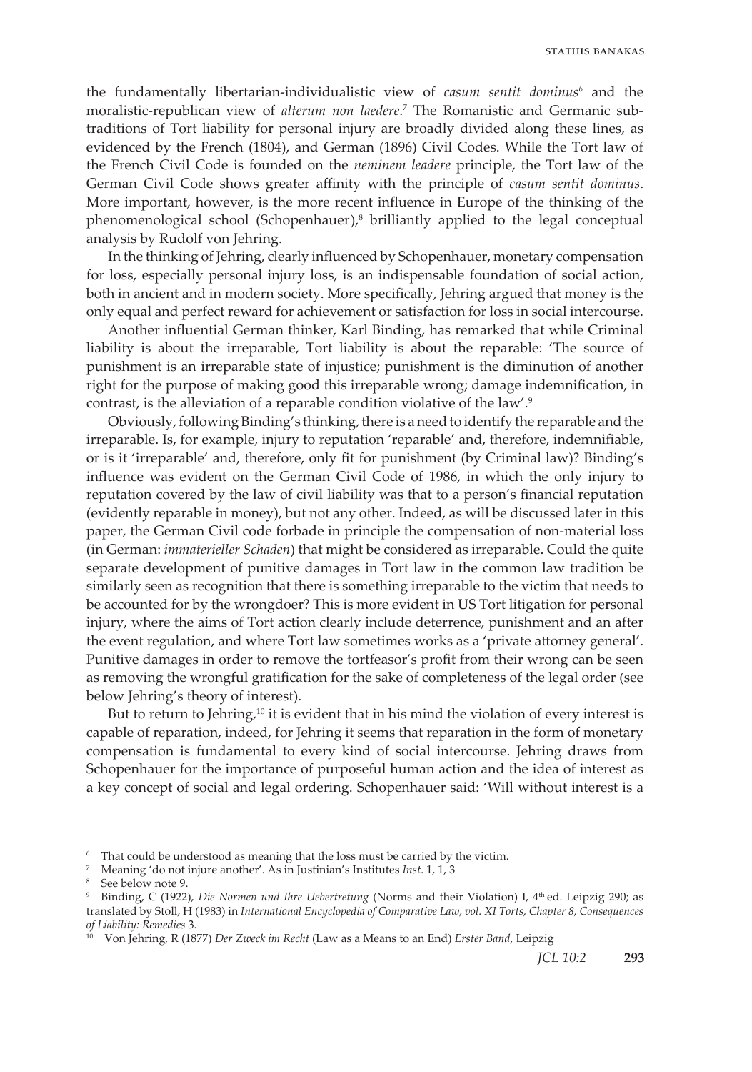the fundamentally libertarian-individualistic view of *casum sentit dominus*[6] and the moralistic-republican view of *alterum non laedere*.[7] The Romanistic and Germanic sub-traditions of Tort liability for personal injury are broadly divided along these lines, as evidenced by the French (1804), and German (1896) Civil Codes. While the Tort law of the French Civil Code is founded on the *neminem leadere* principle, the Tort law of the German Civil Code shows greater affinity with the principle of *casum sentit dominus*. More important, however, is the more recent influence in Europe of the thinking of the phenomenological school (Schopenhauer),[8] brilliantly applied to the legal conceptual analysis by Rudolf von Jehring.

In the thinking of Jehring, clearly influenced by Schopenhauer, monetary compensation for loss, especially personal injury loss, is an indispensable foundation of social action, both in ancient and in modern society. More specifically, Jehring argued that money is the only equal and perfect reward for achievement or satisfaction for loss in social intercourse.

Another influential German thinker, Karl Binding, has remarked that while Criminal liability is about the irreparable, Tort liability is about the reparable: 'The source of punishment is an irreparable state of injustice; punishment is the diminution of another right for the purpose of making good this irreparable wrong; damage indemnification, in contrast, is the alleviation of a reparable condition violative of the law'.[9]

Obviously, following Binding's thinking, there is a need to identify the reparable and the irreparable. Is, for example, injury to reputation 'reparable' and, therefore, indemnifiable, or is it 'irreparable' and, therefore, only fit for punishment (by Criminal law)? Binding's influence was evident on the German Civil Code of 1986, in which the only injury to reputation covered by the law of civil liability was that to a person's financial reputation (evidently reparable in money), but not any other. Indeed, as will be discussed later in this paper, the German Civil code forbade in principle the compensation of non-material loss (in German: *immaterieller Schaden*) that might be considered as irreparable. Could the quite separate development of punitive damages in Tort law in the common law tradition be similarly seen as recognition that there is something irreparable to the victim that needs to be accounted for by the wrongdoer? This is more evident in US Tort litigation for personal injury, where the aims of Tort action clearly include deterrence, punishment and an after the event regulation, and where Tort law sometimes works as a 'private attorney general'. Punitive damages in order to remove the tortfeasor's profit from their wrong can be seen as removing the wrongful gratification for the sake of completeness of the legal order (see below Jehring's theory of interest).

But to return to Jehring,[10] it is evident that in his mind the violation of every interest is capable of reparation, indeed, for Jehring it seems that reparation in the form of monetary compensation is fundamental to every kind of social intercourse. Jehring draws from Schopenhauer for the importance of purposeful human action and the idea of interest as a key concept of social and legal ordering. Schopenhauer said: 'Will without interest is a

[6] That could be understood as meaning that the loss must be carried by the victim.

[7] Meaning 'do not injure another'. As in Justinian's Institutes *Inst*. 1, 1, 3

[8] See below note 9.

[9] Binding, C (1922), *Die Normen und Ihre Uebertretung* (Norms and their Violation) I, 4th ed. Leipzig 290; as translated by Stoll, H (1983) in *International Encyclopedia of Comparative Law, vol. XI Torts, Chapter 8, Consequences of Liability: Remedies* 3.

[10] Von Jehring, R (1877) *Der Zweck im Recht* (Law as a Means to an End) *Erster Band*, Leipzig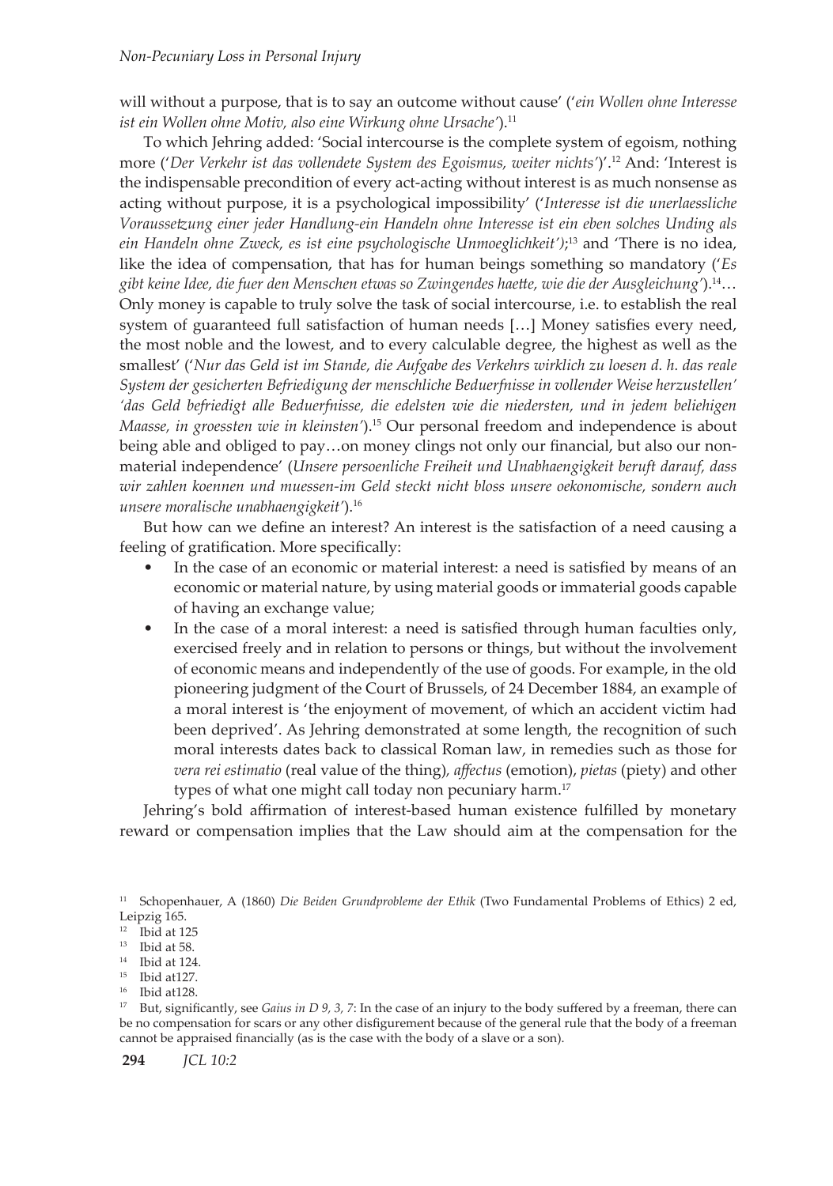will without a purpose, that is to say an outcome without cause' ('*ein Wollen ohne Interesse ist ein Wollen ohne Motiv, also eine Wirkung ohne Ursache*').[11]

To which Jehring added: 'Social intercourse is the complete system of egoism, nothing more ('*Der Verkehr ist das vollendete System des Egoismus, weiter nichts*')'.[12] And: 'Interest is the indispensable precondition of every act-acting without interest is as much nonsense as acting without purpose, it is a psychological impossibility' ('*Interesse ist die unerlaessliche Voraussetzung einer jeder Handlung-ein Handeln ohne Interesse ist ein eben solches Unding als ein Handeln ohne Zweck, es ist eine psychologische Unmoeglichkeit*');[13] and 'There is no idea, like the idea of compensation, that has for human beings something so mandatory ('*Es gibt keine Idee, die fuer den Menschen etwas so Zwingendes haette, wie die der Ausgleichung*').[14]… Only money is capable to truly solve the task of social intercourse, i.e. to establish the real system of guaranteed full satisfaction of human needs […] Money satisfies every need, the most noble and the lowest, and to every calculable degree, the highest as well as the smallest' ('*Nur das Geld ist im Stande, die Aufgabe des Verkehrs wirklich zu loesen d. h. das reale System der gesicherten Befriedigung der menschliche Beduerfnisse in vollender Weise herzustellen' 'das Geld befriedigt alle Beduerfnisse, die edelsten wie die niedersten, und in jedem beliehigen Maasse, in groessten wie in kleinsten*').[15] Our personal freedom and independence is about being able and obliged to pay…on money clings not only our financial, but also our non-material independence' (*Unsere persoenliche Freiheit und Unabhaengigkeit beruft darauf, dass wir zahlen koennen und muessen-im Geld steckt nicht bloss unsere oekonomische, sondern auch unsere moralische unabhaengigkeit*').[16]

But how can we define an interest? An interest is the satisfaction of a need causing a feeling of gratification. More specifically:

- In the case of an economic or material interest: a need is satisfied by means of an economic or material nature, by using material goods or immaterial goods capable of having an exchange value;
- In the case of a moral interest: a need is satisfied through human faculties only, exercised freely and in relation to persons or things, but without the involvement of economic means and independently of the use of goods. For example, in the old pioneering judgment of the Court of Brussels, of 24 December 1884, an example of a moral interest is 'the enjoyment of movement, of which an accident victim had been deprived'. As Jehring demonstrated at some length, the recognition of such moral interests dates back to classical Roman law, in remedies such as those for *vera rei estimatio* (real value of the thing), *affectus* (emotion), *pietas* (piety) and other types of what one might call today non pecuniary harm.[17]

Jehring's bold affirmation of interest-based human existence fulfilled by monetary reward or compensation implies that the Law should aim at the compensation for the

[11] Schopenhauer, A (1860) *Die Beiden Grundprobleme der Ethik* (Two Fundamental Problems of Ethics) 2 ed, Leipzig 165.

[12] Ibid at 125

[13] Ibid at 58.

[14] Ibid at 124.

[15] Ibid at127.

[16] Ibid at128.

[17] But, significantly, see *Gaius in D 9, 3, 7*: In the case of an injury to the body suffered by a freeman, there can be no compensation for scars or any other disfigurement because of the general rule that the body of a freeman cannot be appraised financially (as is the case with the body of a slave or a son).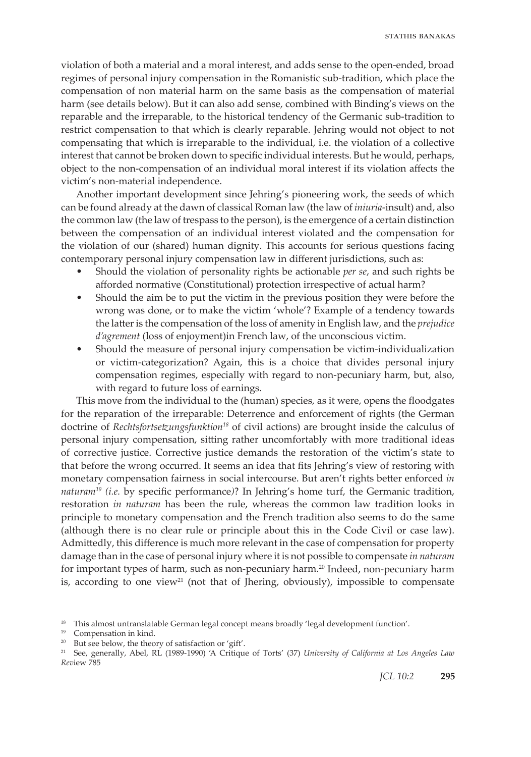violation of both a material and a moral interest, and adds sense to the open-ended, broad regimes of personal injury compensation in the Romanistic sub-tradition, which place the compensation of non material harm on the same basis as the compensation of material harm (see details below). But it can also add sense, combined with Binding's views on the reparable and the irreparable, to the historical tendency of the Germanic sub-tradition to restrict compensation to that which is clearly reparable. Jehring would not object to not compensating that which is irreparable to the individual, i.e. the violation of a collective interest that cannot be broken down to specific individual interests. But he would, perhaps, object to the non-compensation of an individual moral interest if its violation affects the victim's non-material independence.

Another important development since Jehring's pioneering work, the seeds of which can be found already at the dawn of classical Roman law (the law of *iniuria*-insult) and, also the common law (the law of trespass to the person), is the emergence of a certain distinction between the compensation of an individual interest violated and the compensation for the violation of our (shared) human dignity. This accounts for serious questions facing contemporary personal injury compensation law in different jurisdictions, such as:

- Should the violation of personality rights be actionable *per se*, and such rights be afforded normative (Constitutional) protection irrespective of actual harm?
- Should the aim be to put the victim in the previous position they were before the wrong was done, or to make the victim 'whole'? Example of a tendency towards the latter is the compensation of the loss of amenity in English law, and the *prejudice d'agrement* (loss of enjoyment)in French law, of the unconscious victim.
- Should the measure of personal injury compensation be victim-individualization or victim-categorization? Again, this is a choice that divides personal injury compensation regimes, especially with regard to non-pecuniary harm, but, also, with regard to future loss of earnings.

This move from the individual to the (human) species, as it were, opens the floodgates for the reparation of the irreparable: Deterrence and enforcement of rights (the German doctrine of *Rechtsfortsetzungsfunktion*[18] of civil actions) are brought inside the calculus of personal injury compensation, sitting rather uncomfortably with more traditional ideas of corrective justice. Corrective justice demands the restoration of the victim's state to that before the wrong occurred. It seems an idea that fits Jehring's view of restoring with monetary compensation fairness in social intercourse. But aren't rights better enforced *in naturam*[19] *(i.e.* by specific performance*)*? In Jehring's home turf, the Germanic tradition, restoration *in naturam* has been the rule, whereas the common law tradition looks in principle to monetary compensation and the French tradition also seems to do the same (although there is no clear rule or principle about this in the Code Civil or case law). Admittedly, this difference is much more relevant in the case of compensation for property damage than in the case of personal injury where it is not possible to compensate *in naturam* for important types of harm, such as non-pecuniary harm.[20] Indeed, non-pecuniary harm is, according to one view[21] (not that of Jhering, obviously), impossible to compensate

[18] This almost untranslatable German legal concept means broadly 'legal development function'.

[19] Compensation in kind.

[20] But see below, the theory of satisfaction or 'gift'.

[21] See, generally, Abel, RL (1989-1990) 'A Critique of Torts' (37) *University of California at Los Angeles Law Rev*iew 785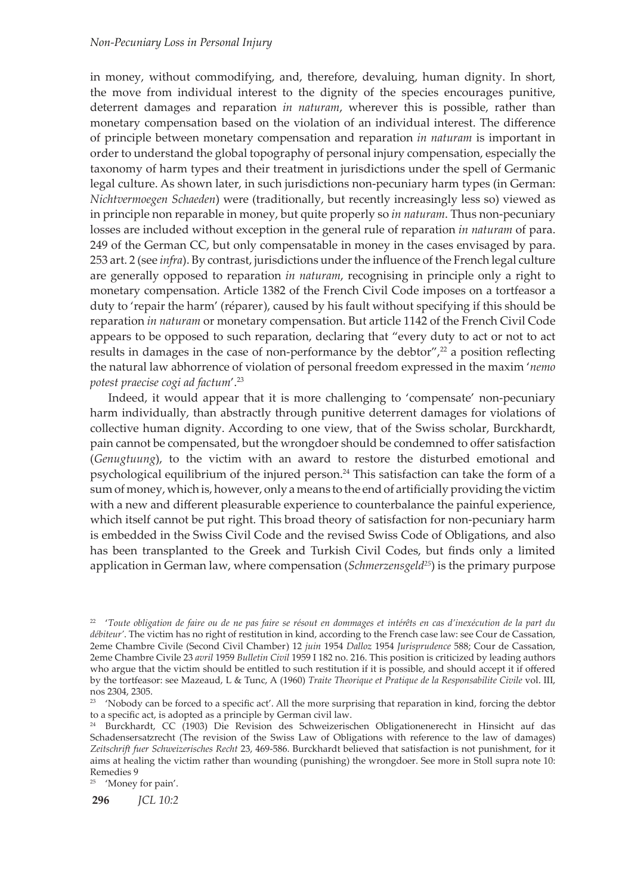in money, without commodifying, and, therefore, devaluing, human dignity. In short, the move from individual interest to the dignity of the species encourages punitive, deterrent damages and reparation *in naturam*, wherever this is possible, rather than monetary compensation based on the violation of an individual interest. The difference of principle between monetary compensation and reparation *in naturam* is important in order to understand the global topography of personal injury compensation, especially the taxonomy of harm types and their treatment in jurisdictions under the spell of Germanic legal culture. As shown later, in such jurisdictions non-pecuniary harm types (in German: *Nichtvermoegen Schaeden*) were (traditionally, but recently increasingly less so) viewed as in principle non reparable in money, but quite properly so *in naturam*. Thus non-pecuniary losses are included without exception in the general rule of reparation *in naturam* of para. 249 of the German CC, but only compensatable in money in the cases envisaged by para. 253 art. 2 (see *infra*). By contrast, jurisdictions under the influence of the French legal culture are generally opposed to reparation *in naturam*, recognising in principle only a right to monetary compensation. Article 1382 of the French Civil Code imposes on a tortfeasor a duty to 'repair the harm' (réparer), caused by his fault without specifying if this should be reparation *in naturam* or monetary compensation. But article 1142 of the French Civil Code appears to be opposed to such reparation, declaring that "every duty to act or not to act results in damages in the case of non-performance by the debtor",[22] a position reflecting the natural law abhorrence of violation of personal freedom expressed in the maxim '*nemo potest praecise cogi ad factum*'.[23]

Indeed, it would appear that it is more challenging to 'compensate' non-pecuniary harm individually, than abstractly through punitive deterrent damages for violations of collective human dignity. According to one view, that of the Swiss scholar, Burckhardt, pain cannot be compensated, but the wrongdoer should be condemned to offer satisfaction (*Genugtuung*), to the victim with an award to restore the disturbed emotional and psychological equilibrium of the injured person.[24] This satisfaction can take the form of a sum of money, which is, however, only a means to the end of artificially providing the victim with a new and different pleasurable experience to counterbalance the painful experience, which itself cannot be put right. This broad theory of satisfaction for non-pecuniary harm is embedded in the Swiss Civil Code and the revised Swiss Code of Obligations, and also has been transplanted to the Greek and Turkish Civil Codes, but finds only a limited application in German law, where compensation (*Schmerzensgeld*[25]) is the primary purpose

---

[22] '*Toute obligation de faire ou de ne pas faire se résout en dommages et intérêts en cas d'inexécution de la part du débiteur*'. The victim has no right of restitution in kind, according to the French case law: see Cour de Cassation, 2eme Chambre Civile (Second Civil Chamber) 12 *juin* 1954 *Dalloz* 1954 *Jurisprudence* 588; Cour de Cassation, 2eme Chambre Civile 23 *avril* 1959 *Bulletin Civil* 1959 I 182 no. 216. This position is criticized by leading authors who argue that the victim should be entitled to such restitution if it is possible, and should accept it if offered by the tortfeasor: see Mazeaud, L & Tunc, A (1960) *Traite Theorique et Pratique de la Responsabilite Civile* vol. III, nos 2304, 2305.

[23] 'Nobody can be forced to a specific act'. All the more surprising that reparation in kind, forcing the debtor to a specific act, is adopted as a principle by German civil law.

[24] Burckhardt, CC (1903) Die Revision des Schweizerischen Obligationenerecht in Hinsicht auf das Schadensersatzrecht (The revision of the Swiss Law of Obligations with reference to the law of damages) *Zeitschrift fuer Schweizerisches Recht* 23, 469-586. Burckhardt believed that satisfaction is not punishment, for it aims at healing the victim rather than wounding (punishing) the wrongdoer. See more in Stoll supra note 10: Remedies 9

[25] 'Money for pain'.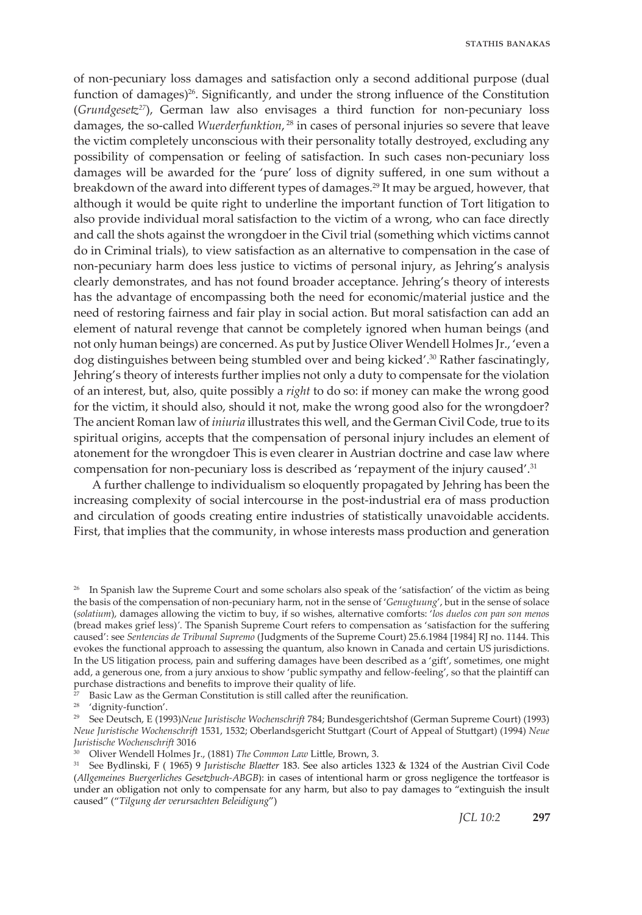of non-pecuniary loss damages and satisfaction only a second additional purpose (dual function of damages)[26]. Significantly, and under the strong influence of the Constitution (*Grundgesetz*[27]), German law also envisages a third function for non-pecuniary loss damages, the so-called *Wuerderfunktion*, [28] in cases of personal injuries so severe that leave the victim completely unconscious with their personality totally destroyed, excluding any possibility of compensation or feeling of satisfaction. In such cases non-pecuniary loss damages will be awarded for the 'pure' loss of dignity suffered, in one sum without a breakdown of the award into different types of damages.[29] It may be argued, however, that although it would be quite right to underline the important function of Tort litigation to also provide individual moral satisfaction to the victim of a wrong, who can face directly and call the shots against the wrongdoer in the Civil trial (something which victims cannot do in Criminal trials), to view satisfaction as an alternative to compensation in the case of non-pecuniary harm does less justice to victims of personal injury, as Jehring's analysis clearly demonstrates, and has not found broader acceptance. Jehring's theory of interests has the advantage of encompassing both the need for economic/material justice and the need of restoring fairness and fair play in social action. But moral satisfaction can add an element of natural revenge that cannot be completely ignored when human beings (and not only human beings) are concerned. As put by Justice Oliver Wendell Holmes Jr., 'even a dog distinguishes between being stumbled over and being kicked'.[30] Rather fascinatingly, Jehring's theory of interests further implies not only a duty to compensate for the violation of an interest, but, also, quite possibly a *right* to do so: if money can make the wrong good for the victim, it should also, should it not, make the wrong good also for the wrongdoer? The ancient Roman law of *iniuria* illustrates this well, and the German Civil Code, true to its spiritual origins, accepts that the compensation of personal injury includes an element of atonement for the wrongdoer This is even clearer in Austrian doctrine and case law where compensation for non-pecuniary loss is described as 'repayment of the injury caused'.[31]

A further challenge to individualism so eloquently propagated by Jehring has been the increasing complexity of social intercourse in the post-industrial era of mass production and circulation of goods creating entire industries of statistically unavoidable accidents. First, that implies that the community, in whose interests mass production and generation

---

[26] In Spanish law the Supreme Court and some scholars also speak of the 'satisfaction' of the victim as being the basis of the compensation of non-pecuniary harm, not in the sense of '*Genugtuung*', but in the sense of solace (*solatium*), damages allowing the victim to buy, if so wishes, alternative comforts: '*los duelos con pan son menos* (bread makes grief less)'. The Spanish Supreme Court refers to compensation as 'satisfaction for the suffering caused': see *Sentencias de Tribunal Supremo* (Judgments of the Supreme Court) 25.6.1984 [1984] RJ no. 1144. This evokes the functional approach to assessing the quantum, also known in Canada and certain US jurisdictions. In the US litigation process, pain and suffering damages have been described as a 'gift', sometimes, one might add, a generous one, from a jury anxious to show 'public sympathy and fellow-feeling', so that the plaintiff can purchase distractions and benefits to improve their quality of life.

[27] Basic Law as the German Constitution is still called after the reunification.

[28] 'dignity-function'.

[29] See Deutsch, E (1993)*Neue Juristische Wochenschrift* 784; Bundesgerichtshof (German Supreme Court) (1993) *Neue Juristische Wochenschrift* 1531, 1532; Oberlandsgericht Stuttgart (Court of Appeal of Stuttgart) (1994) *Neue Juristische Wochenschrift* 3016

[30] Oliver Wendell Holmes Jr., (1881) *The Common Law* Little, Brown, 3.

[31] See Bydlinski, F ( 1965) 9 *Juristische Blaetter* 183. See also articles 1323 & 1324 of the Austrian Civil Code (*Allgemeines Buergerliches Gesetzbuch-ABGB*): in cases of intentional harm or gross negligence the tortfeasor is under an obligation not only to compensate for any harm, but also to pay damages to "extinguish the insult caused" ("*Tilgung der verursachten Beleidigung*")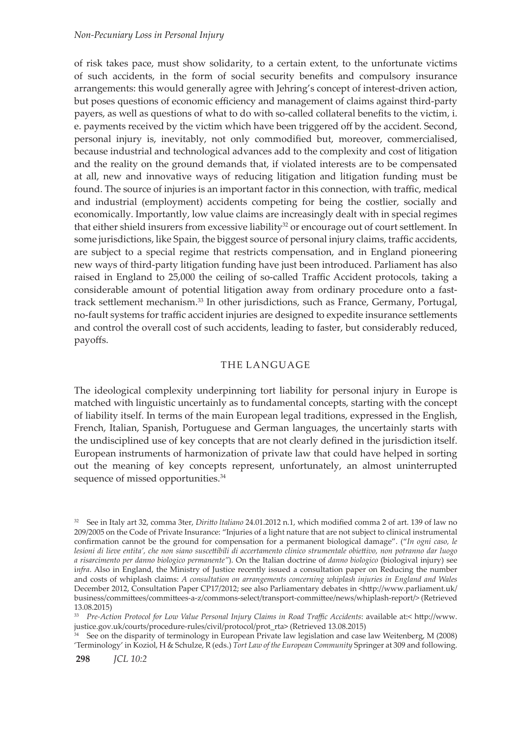of risk takes pace, must show solidarity, to a certain extent, to the unfortunate victims of such accidents, in the form of social security benefits and compulsory insurance arrangements: this would generally agree with Jehring's concept of interest-driven action, but poses questions of economic efficiency and management of claims against third-party payers, as well as questions of what to do with so-called collateral benefits to the victim, i. e. payments received by the victim which have been triggered off by the accident. Second, personal injury is, inevitably, not only commodified but, moreover, commercialised, because industrial and technological advances add to the complexity and cost of litigation and the reality on the ground demands that, if violated interests are to be compensated at all, new and innovative ways of reducing litigation and litigation funding must be found. The source of injuries is an important factor in this connection, with traffic, medical and industrial (employment) accidents competing for being the costlier, socially and economically. Importantly, low value claims are increasingly dealt with in special regimes that either shield insurers from excessive liability[32] or encourage out of court settlement. In some jurisdictions, like Spain, the biggest source of personal injury claims, traffic accidents, are subject to a special regime that restricts compensation, and in England pioneering new ways of third-party litigation funding have just been introduced. Parliament has also raised in England to 25,000 the ceiling of so-called Traffic Accident protocols, taking a considerable amount of potential litigation away from ordinary procedure onto a fast-track settlement mechanism.[33] In other jurisdictions, such as France, Germany, Portugal, no-fault systems for traffic accident injuries are designed to expedite insurance settlements and control the overall cost of such accidents, leading to faster, but considerably reduced, payoffs.

## THE LANGUAGE

The ideological complexity underpinning tort liability for personal injury in Europe is matched with linguistic uncertainly as to fundamental concepts, starting with the concept of liability itself. In terms of the main European legal traditions, expressed in the English, French, Italian, Spanish, Portuguese and German languages, the uncertainly starts with the undisciplined use of key concepts that are not clearly defined in the jurisdiction itself. European instruments of harmonization of private law that could have helped in sorting out the meaning of key concepts represent, unfortunately, an almost uninterrupted sequence of missed opportunities.[34]

---

[32] See in Italy art 32, comma 3ter, *Diritto Italiano* 24.01.2012 n.1, which modified comma 2 of art. 139 of law no 209/2005 on the Code of Private Insurance: "Injuries of a light nature that are not subject to clinical instrumental confirmation cannot be the ground for compensation for a permanent biological damage". ("*In ogni caso, le lesioni di lieve entita', che non siano suscettibili di accertamento clinico strumentale obiettivo, non potranno dar luogo a risarcimento per danno biologico permanente*"). On the Italian doctrine of *danno biologico* (biologival injury) see i*nfra*. Also in England, the Ministry of Justice recently issued a consultation paper on Reducing the number and costs of whiplash claims: *A consultation on arrangements concerning whiplash injuries in England and Wales* December 2012, Consultation Paper CP17/2012; see also Parliamentary debates in <http://www.parliament.uk/business/committees/committees-a-z/commons-select/transport-committee/news/whiplash-report/> (Retrieved 13.08.2015)

[33] *Pre-Action Protocol for Low Value Personal Injury Claims in Road Traffic Accidents*: available at:< http://www.justice.gov.uk/courts/procedure-rules/civil/protocol/prot_rta> (Retrieved 13.08.2015)

[34] See on the disparity of terminology in European Private law legislation and case law Weitenberg, M (2008) 'Terminology' in Koziol, H & Schulze, R (eds.) *Tort Law of the European Community* Springer at 309 and following.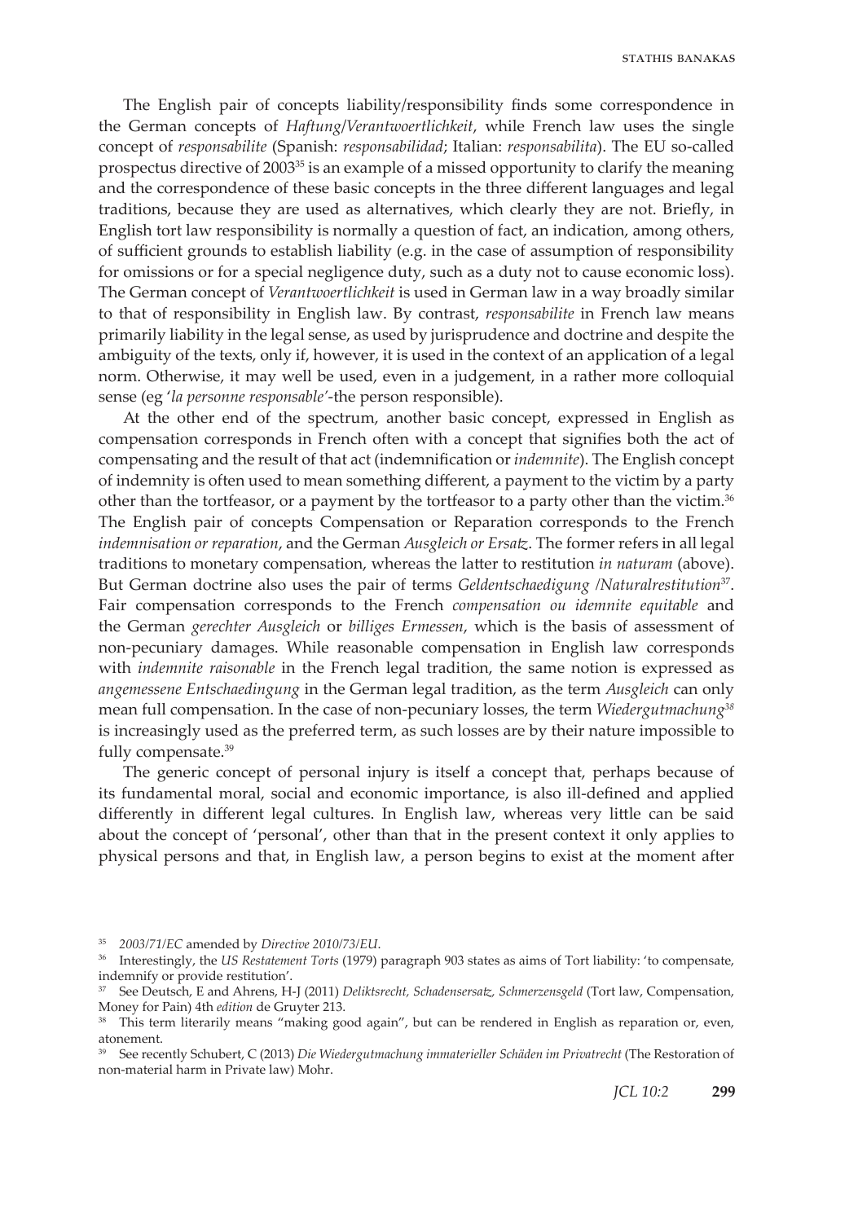The English pair of concepts liability/responsibility finds some correspondence in the German concepts of *Haftung/Verantwoertlichkeit*, while French law uses the single concept of *responsabilite* (Spanish: *responsabilidad*; Italian: *responsabilita*). The EU so-called prospectus directive of 2003[35] is an example of a missed opportunity to clarify the meaning and the correspondence of these basic concepts in the three different languages and legal traditions, because they are used as alternatives, which clearly they are not. Briefly, in English tort law responsibility is normally a question of fact, an indication, among others, of sufficient grounds to establish liability (e.g. in the case of assumption of responsibility for omissions or for a special negligence duty, such as a duty not to cause economic loss). The German concept of *Verantwoertlichkeit* is used in German law in a way broadly similar to that of responsibility in English law. By contrast, *responsabilite* in French law means primarily liability in the legal sense, as used by jurisprudence and doctrine and despite the ambiguity of the texts, only if, however, it is used in the context of an application of a legal norm. Otherwise, it may well be used, even in a judgement, in a rather more colloquial sense (eg '*la personne responsable*'-the person responsible).

At the other end of the spectrum, another basic concept, expressed in English as compensation corresponds in French often with a concept that signifies both the act of compensating and the result of that act (indemnification or *indemnite*). The English concept of indemnity is often used to mean something different, a payment to the victim by a party other than the tortfeasor, or a payment by the tortfeasor to a party other than the victim.[36] The English pair of concepts Compensation or Reparation corresponds to the French *indemnisation or reparation*, and the German *Ausgleich or Ersatz*. The former refers in all legal traditions to monetary compensation, whereas the latter to restitution *in naturam* (above). But German doctrine also uses the pair of terms *Geldentschaedigung /Naturalrestitution*[37]. Fair compensation corresponds to the French *compensation ou idemnite equitable* and the German *gerechter Ausgleich* or *billiges Ermessen*, which is the basis of assessment of non-pecuniary damages. While reasonable compensation in English law corresponds with *indemnite raisonable* in the French legal tradition, the same notion is expressed as *angemessene Entschaedingung* in the German legal tradition, as the term *Ausgleich* can only mean full compensation. In the case of non-pecuniary losses, the term *Wiedergutmachung*[38] is increasingly used as the preferred term, as such losses are by their nature impossible to fully compensate.[39]

The generic concept of personal injury is itself a concept that, perhaps because of its fundamental moral, social and economic importance, is also ill-defined and applied differently in different legal cultures. In English law, whereas very little can be said about the concept of 'personal', other than that in the present context it only applies to physical persons and that, in English law, a person begins to exist at the moment after

---

[35] *2003/71/EC* amended by *Directive 2010/73/EU*.

[36] Interestingly, the *US Restatement Torts* (1979) paragraph 903 states as aims of Tort liability: 'to compensate, indemnify or provide restitution'.

[37] See Deutsch, E and Ahrens, H-J (2011) *Deliktsrecht, Schadensersatz, Schmerzensgeld* (Tort law, Compensation, Money for Pain) 4th *edition* de Gruyter 213.

[38] This term literarily means "making good again", but can be rendered in English as reparation or, even, atonement.

[39] See recently Schubert, C (2013) *Die Wiedergutmachung immaterieller Schäden im Privatrecht* (The Restoration of non-material harm in Private law) Mohr.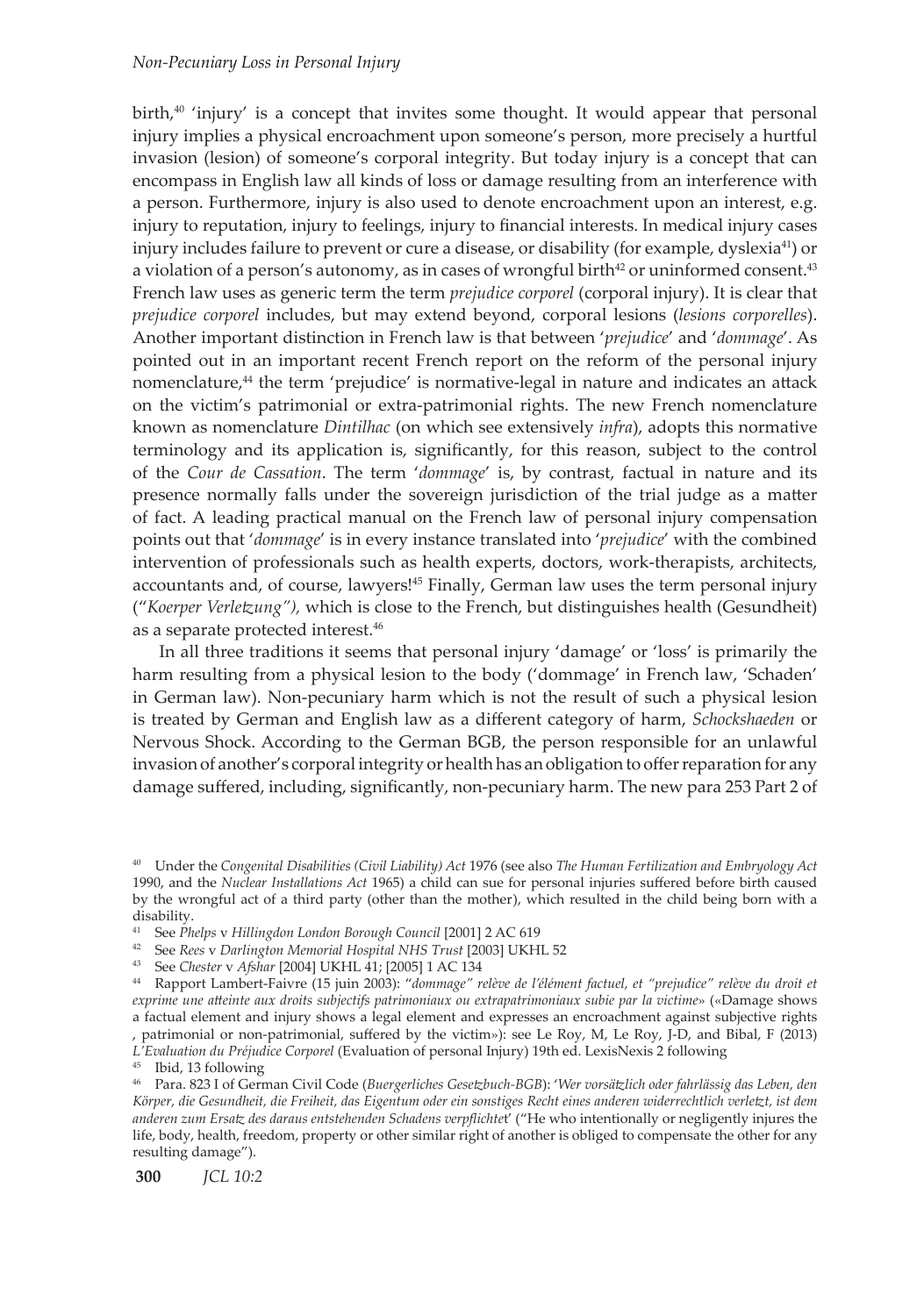birth,[40] 'injury' is a concept that invites some thought. It would appear that personal injury implies a physical encroachment upon someone's person, more precisely a hurtful invasion (lesion) of someone's corporal integrity. But today injury is a concept that can encompass in English law all kinds of loss or damage resulting from an interference with a person. Furthermore, injury is also used to denote encroachment upon an interest, e.g. injury to reputation, injury to feelings, injury to financial interests. In medical injury cases injury includes failure to prevent or cure a disease, or disability (for example, dyslexia[41]) or a violation of a person's autonomy, as in cases of wrongful birth[42] or uninformed consent.[43] French law uses as generic term the term *prejudice corporel* (corporal injury). It is clear that *prejudice corporel* includes, but may extend beyond, corporal lesions (*lesions corporelles*). Another important distinction in French law is that between '*prejudice*' and '*dommage*'. As pointed out in an important recent French report on the reform of the personal injury nomenclature,[44] the term 'prejudice' is normative-legal in nature and indicates an attack on the victim's patrimonial or extra-patrimonial rights. The new French nomenclature known as nomenclature *Dintilhac* (on which see extensively *infra*), adopts this normative terminology and its application is, significantly, for this reason, subject to the control of the *Cour de Cassation*. The term '*dommage*' is, by contrast, factual in nature and its presence normally falls under the sovereign jurisdiction of the trial judge as a matter of fact. A leading practical manual on the French law of personal injury compensation points out that '*dommage*' is in every instance translated into '*prejudice*' with the combined intervention of professionals such as health experts, doctors, work-therapists, architects, accountants and, of course, lawyers![45] Finally, German law uses the term personal injury ("*Koerper Verletzung"),* which is close to the French, but distinguishes health (Gesundheit) as a separate protected interest.[46]

In all three traditions it seems that personal injury 'damage' or 'loss' is primarily the harm resulting from a physical lesion to the body ('dommage' in French law, 'Schaden' in German law). Non-pecuniary harm which is not the result of such a physical lesion is treated by German and English law as a different category of harm, *Schockshaeden* or Nervous Shock. According to the German BGB, the person responsible for an unlawful invasion of another's corporal integrity or health has an obligation to offer reparation for any damage suffered, including, significantly, non-pecuniary harm. The new para 253 Part 2 of

---

[40] Under the *Congenital Disabilities (Civil Liability) Act* 1976 (see also *The Human Fertilization and Embryology Act* 1990, and the *Nuclear Installations Act* 1965) a child can sue for personal injuries suffered before birth caused by the wrongful act of a third party (other than the mother), which resulted in the child being born with a disability.

[41] See *Phelps* v *Hillingdon London Borough Council* [2001] 2 AC 619

[42] See *Rees* v *Darlington Memorial Hospital NHS Trust* [2003] UKHL 52

[43] See *Chester* v *Afshar* [2004] UKHL 41; [2005] 1 AC 134

[44] Rapport Lambert-Faivre (15 juin 2003): "*dommage" relève de l'élément factuel, et "prejudice" relève du droit et exprime une atteinte aux droits subjectifs patrimoniaux ou extrapatrimoniaux subie par la victime*» («Damage shows a factual element and injury shows a legal element and expresses an encroachment against subjective rights , patrimonial or non-patrimonial, suffered by the victim»): see Le Roy, M, Le Roy, J-D, and Bibal, F (2013) *L'Evaluation du Préjudice Corporel* (Evaluation of personal Injury) 19th ed. LexisNexis 2 following

[45] Ibid, 13 following

[46] Para. 823 I of German Civil Code (*Buergerliches Gesetzbuch-BGB*): '*Wer vorsätzlich oder fahrlässig das Leben, den Körper, die Gesundheit, die Freiheit, das Eigentum oder ein sonstiges Recht eines anderen widerrechtlich verletzt, ist dem anderen zum Ersatz des daraus entstehenden Schadens verpflichtet*' ("He who intentionally or negligently injures the life, body, health, freedom, property or other similar right of another is obliged to compensate the other for any resulting damage").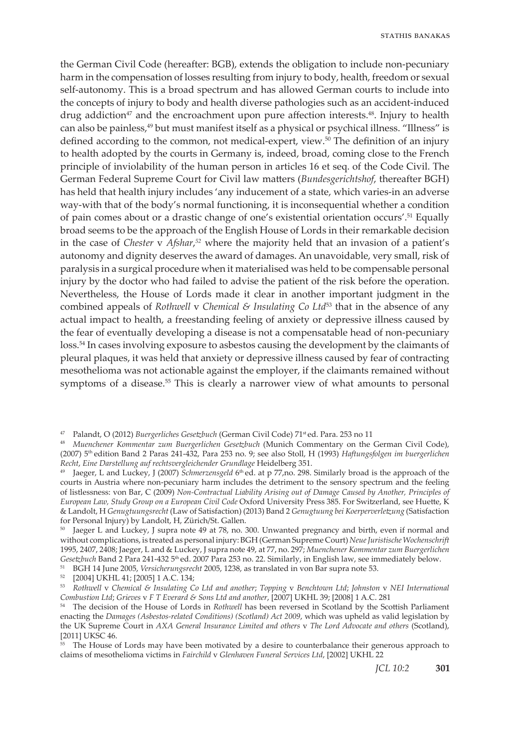the German Civil Code (hereafter: BGB), extends the obligation to include non-pecuniary harm in the compensation of losses resulting from injury to body, health, freedom or sexual self-autonomy. This is a broad spectrum and has allowed German courts to include into the concepts of injury to body and health diverse pathologies such as an accident-induced drug addiction[47] and the encroachment upon pure affection interests.[48]. Injury to health can also be painless,[49] but must manifest itself as a physical or psychical illness. "Illness" is defined according to the common, not medical-expert, view.[50] The definition of an injury to health adopted by the courts in Germany is, indeed, broad, coming close to the French principle of inviolability of the human person in articles 16 et seq. of the Code Civil. The German Federal Supreme Court for Civil law matters (*Bundesgerichtshof*, thereafter BGH) has held that health injury includes 'any inducement of a state, which varies-in an adverse way-with that of the body's normal functioning, it is inconsequential whether a condition of pain comes about or a drastic change of one's existential orientation occurs'.[51] Equally broad seems to be the approach of the English House of Lords in their remarkable decision in the case of *Chester* v *Afshar*,[52] where the majority held that an invasion of a patient's autonomy and dignity deserves the award of damages. An unavoidable, very small, risk of paralysis in a surgical procedure when it materialised was held to be compensable personal injury by the doctor who had failed to advise the patient of the risk before the operation. Nevertheless, the House of Lords made it clear in another important judgment in the combined appeals of *Rothwell* v *Chemical & Insulating Co Ltd*[53] that in the absence of any actual impact to health, a freestanding feeling of anxiety or depressive illness caused by the fear of eventually developing a disease is not a compensatable head of non-pecuniary loss.[54] In cases involving exposure to asbestos causing the development by the claimants of pleural plaques, it was held that anxiety or depressive illness caused by fear of contracting mesothelioma was not actionable against the employer, if the claimants remained without symptoms of a disease.[55] This is clearly a narrower view of what amounts to personal

---

[47] Palandt, O (2012) *Buergerliches Gesetzbuch* (German Civil Code) 71st ed. Para. 253 no 11

[48] *Muenchener Kommentar zum Buergerlichen Gesetzbuch* (Munich Commentary on the German Civil Code), (2007) 5th edition Band 2 Paras 241-432, Para 253 no. 9; see also Stoll, H (1993) *Haftungsfolgen im buergerlichen Recht, Eine Darstellung auf rechtsvergleichender Grundlage* Heidelberg 351.

[49] Jaeger, L and Luckey, J (2007) *Schmerzensgeld* 6th ed. at p 77,no. 298. Similarly broad is the approach of the courts in Austria where non-pecuniary harm includes the detriment to the sensory spectrum and the feeling of listlessness: von Bar, C (2009) *Non-Contractual Liability Arising out of Damage Caused by Another, Principles of European Law, Study Group on a European Civil Code* Oxford University Press 385. For Switzerland, see Huette, K & Landolt, H *Genugtuungsrecht* (Law of Satisfaction) (2013) Band 2 *Genugtuung bei Koerperverletzung* (Satisfaction for Personal Injury) by Landolt, H, Zürich/St. Gallen.

[50] Jaeger L and Luckey, J supra note 49 at 78, no. 300. Unwanted pregnancy and birth, even if normal and without complications, is treated as personal injury: BGH (German Supreme Court) *Neue Juristische Wochenschrift* 1995, 2407, 2408; Jaeger, L and & Luckey, J supra note 49, at 77, no. 297; *Muenchener Kommentar zum Buergerlichen Gesetzbuch* Band 2 Para 241-432 5th ed. 2007 Para 253 no. 22. Similarly, in English law, see immediately below.

[51] BGH 14 June 2005, *Versicherungsrecht* 2005, 1238, as translated in von Bar supra note 53.

[52] [2004] UKHL 41; [2005] 1 A.C. 134;

[53] *Rothwell* v *Chemical & Insulating Co Ltd and another*; *Topping* v *Benchtown Ltd*; *Johnston* v *NEI International Combustion Ltd*; *Grieves* v *F T Everard & Sons Ltd and another*, [2007] UKHL 39; [2008] 1 A.C. 281

[54] The decision of the House of Lords in *Rothwell* has been reversed in Scotland by the Scottish Parliament enacting the *Damages (Asbestos-related Conditions) (Scotland) Act 2009*, which was upheld as valid legislation by the UK Supreme Court in *AXA General Insurance Limited and others* v *The Lord Advocate and others* (Scotland), [2011] UKSC 46.

[55] The House of Lords may have been motivated by a desire to counterbalance their generous approach to claims of mesothelioma victims in *Fairchild* v *Glenhaven Funeral Services Ltd*, [2002] UKHL 22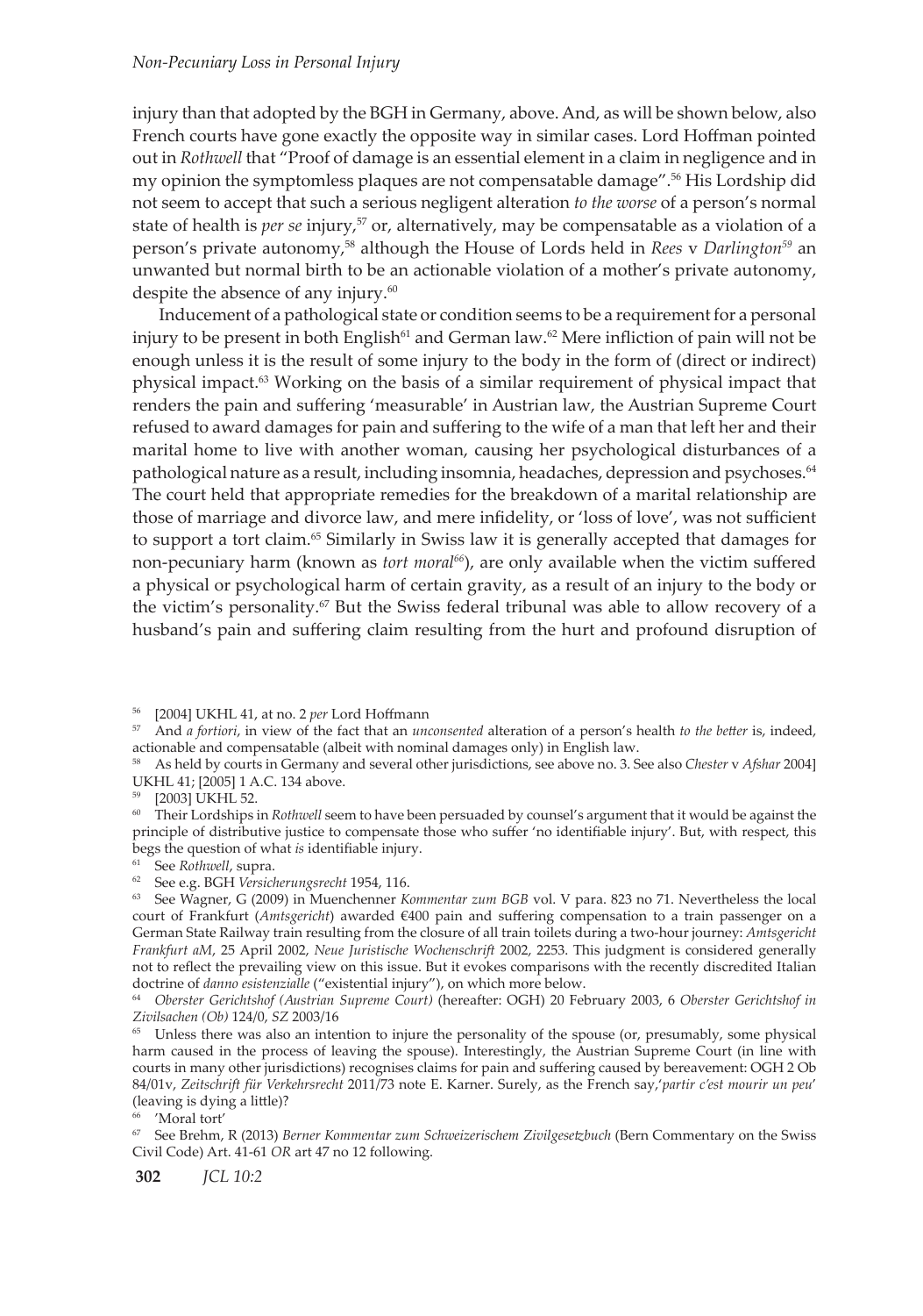injury than that adopted by the BGH in Germany, above. And, as will be shown below, also French courts have gone exactly the opposite way in similar cases. Lord Hoffman pointed out in *Rothwell* that "Proof of damage is an essential element in a claim in negligence and in my opinion the symptomless plaques are not compensatable damage".[56] His Lordship did not seem to accept that such a serious negligent alteration *to the worse* of a person's normal state of health is *per se* injury,[57] or, alternatively, may be compensatable as a violation of a person's private autonomy,[58] although the House of Lords held in *Rees* v *Darlington*[59] an unwanted but normal birth to be an actionable violation of a mother's private autonomy, despite the absence of any injury.[60]

Inducement of a pathological state or condition seems to be a requirement for a personal injury to be present in both English[61] and German law.[62] Mere infliction of pain will not be enough unless it is the result of some injury to the body in the form of (direct or indirect) physical impact.[63] Working on the basis of a similar requirement of physical impact that renders the pain and suffering 'measurable' in Austrian law, the Austrian Supreme Court refused to award damages for pain and suffering to the wife of a man that left her and their marital home to live with another woman, causing her psychological disturbances of a pathological nature as a result, including insomnia, headaches, depression and psychoses.[64] The court held that appropriate remedies for the breakdown of a marital relationship are those of marriage and divorce law, and mere infidelity, or 'loss of love', was not sufficient to support a tort claim.[65] Similarly in Swiss law it is generally accepted that damages for non-pecuniary harm (known as *tort moral*[66]), are only available when the victim suffered a physical or psychological harm of certain gravity, as a result of an injury to the body or the victim's personality.[67] But the Swiss federal tribunal was able to allow recovery of a husband's pain and suffering claim resulting from the hurt and profound disruption of

---

[56] [2004] UKHL 41, at no. 2 *per* Lord Hoffmann

[57] And *a fortiori*, in view of the fact that an *unconsented* alteration of a person's health *to the better* is, indeed, actionable and compensatable (albeit with nominal damages only) in English law.

[58] As held by courts in Germany and several other jurisdictions, see above no. 3. See also *Chester* v *Afshar* 2004] UKHL 41; [2005] 1 A.C. 134 above.

[59] [2003] UKHL 52.

[60] Their Lordships in *Rothwell* seem to have been persuaded by counsel's argument that it would be against the principle of distributive justice to compensate those who suffer 'no identifiable injury'. But, with respect, this begs the question of what *is* identifiable injury.

[61] See *Rothwell*, supra.

[62] See e.g. BGH *Versicherungsrecht* 1954, 116.

[63] See Wagner, G (2009) in Muenchenner *Kommentar zum BGB* vol. V para. 823 no 71. Nevertheless the local court of Frankfurt (*Amtsgericht*) awarded €400 pain and suffering compensation to a train passenger on a German State Railway train resulting from the closure of all train toilets during a two-hour journey: *Amtsgericht Frankfurt aM*, 25 April 2002, *Neue Juristische Wochenschrift* 2002, 2253. This judgment is considered generally not to reflect the prevailing view on this issue. But it evokes comparisons with the recently discredited Italian doctrine of *danno esistenzialle* ("existential injury"), on which more below.

[64] *Oberster Gerichtshof (Austrian Supreme Court)* (hereafter: OGH) 20 February 2003, 6 *Oberster Gerichtshof in Zivilsachen (Ob)* 124/0, *SZ* 2003/16

[65] Unless there was also an intention to injure the personality of the spouse (or, presumably, some physical harm caused in the process of leaving the spouse). Interestingly, the Austrian Supreme Court (in line with courts in many other jurisdictions) recognises claims for pain and suffering caused by bereavement: OGH 2 Ob 84/01v, *Zeitschrift für Verkehrsrecht* 2011/73 note E. Karner. Surely, as the French say,'*partir c'est mourir un peu*' (leaving is dying a little)?

[66] 'Moral tort'

[67] See Brehm, R (2013) *Berner Kommentar zum Schweizerischem Zivilgesetzbuch* (Bern Commentary on the Swiss Civil Code) Art. 41-61 *OR* art 47 no 12 following.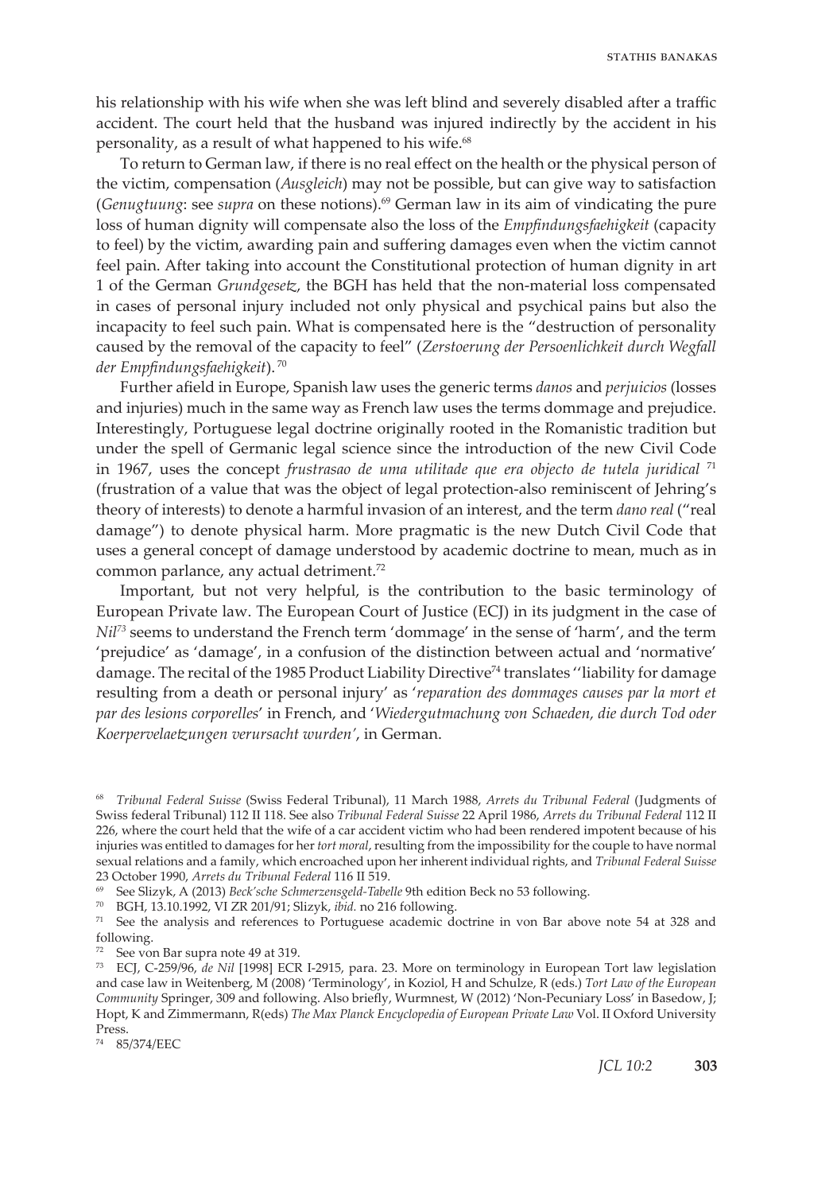his relationship with his wife when she was left blind and severely disabled after a traffic accident. The court held that the husband was injured indirectly by the accident in his personality, as a result of what happened to his wife.[68]

To return to German law, if there is no real effect on the health or the physical person of the victim, compensation (*Ausgleich*) may not be possible, but can give way to satisfaction (*Genugtuung*: see *supra* on these notions).[69] German law in its aim of vindicating the pure loss of human dignity will compensate also the loss of the *Empfindungsfaehigkeit* (capacity to feel) by the victim, awarding pain and suffering damages even when the victim cannot feel pain. After taking into account the Constitutional protection of human dignity in art 1 of the German *Grundgesetz*, the BGH has held that the non-material loss compensated in cases of personal injury included not only physical and psychical pains but also the incapacity to feel such pain. What is compensated here is the "destruction of personality caused by the removal of the capacity to feel" (*Zerstoerung der Persoenlichkeit durch Wegfall der Empfindungsfaehigkeit*).[70]

Further afield in Europe, Spanish law uses the generic terms *danos* and *perjuicios* (losses and injuries) much in the same way as French law uses the terms dommage and prejudice. Interestingly, Portuguese legal doctrine originally rooted in the Romanistic tradition but under the spell of Germanic legal science since the introduction of the new Civil Code in 1967, uses the concept *frustrasao de uma utilitade que era objecto de tutela juridical*[71] (frustration of a value that was the object of legal protection-also reminiscent of Jehring's theory of interests) to denote a harmful invasion of an interest, and the term *dano real* ("real damage") to denote physical harm. More pragmatic is the new Dutch Civil Code that uses a general concept of damage understood by academic doctrine to mean, much as in common parlance, any actual detriment.[72]

Important, but not very helpful, is the contribution to the basic terminology of European Private law. The European Court of Justice (ECJ) in its judgment in the case of *Nil*[73] seems to understand the French term 'dommage' in the sense of 'harm', and the term 'prejudice' as 'damage', in a confusion of the distinction between actual and 'normative' damage. The recital of the 1985 Product Liability Directive[74] translates ''liability for damage resulting from a death or personal injury' as '*reparation des dommages causes par la mort et par des lesions corporelles*' in French, and '*Wiedergutmachung von Schaeden, die durch Tod oder Koerpervelaetzungen verursacht wurden'*, in German.

---

[68] *Tribunal Federal Suisse* (Swiss Federal Tribunal), 11 March 1988, *Arrets du Tribunal Federal* (Judgments of Swiss federal Tribunal) 112 II 118. See also *Tribunal Federal Suisse* 22 April 1986, *Arrets du Tribunal Federal* 112 II 226, where the court held that the wife of a car accident victim who had been rendered impotent because of his injuries was entitled to damages for her *tort moral*, resulting from the impossibility for the couple to have normal sexual relations and a family, which encroached upon her inherent individual rights, and *Tribunal Federal Suisse* 23 October 1990, *Arrets du Tribunal Federal* 116 II 519.

[69] See Slizyk, A (2013) *Beck'sche Schmerzensgeld-Tabelle* 9th edition Beck no 53 following.

[70] BGH, 13.10.1992, VI ZR 201/91; Slizyk, *ibid.* no 216 following.

[71] See the analysis and references to Portuguese academic doctrine in von Bar above note 54 at 328 and following.

[72] See von Bar supra note 49 at 319.

[73] ECJ, C-259/96, *de Nil* [1998] ECR I-2915, para. 23. More on terminology in European Tort law legislation and case law in Weitenberg, M (2008) 'Terminology', in Koziol, H and Schulze, R (eds.) *Tort Law of the European Community* Springer, 309 and following. Also briefly, Wurmnest, W (2012) 'Non-Pecuniary Loss' in Basedow, J; Hopt, K and Zimmermann, R(eds) *The Max Planck Encyclopedia of European Private Law* Vol. II Oxford University Press.

[74] 85/374/EEC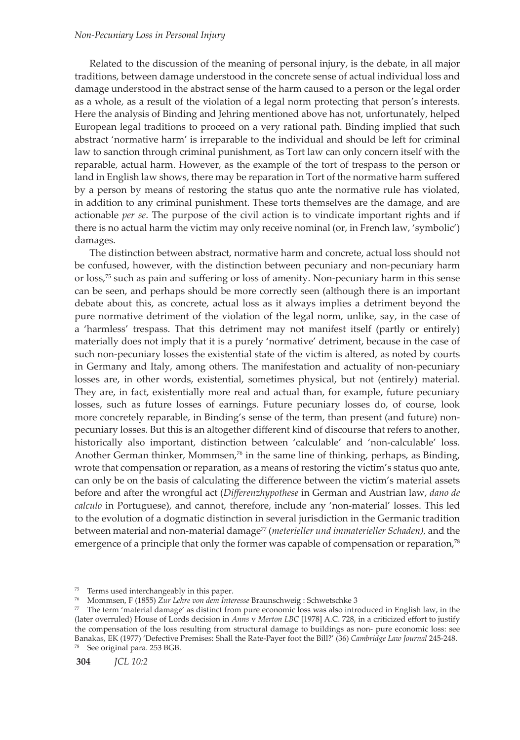Related to the discussion of the meaning of personal injury, is the debate, in all major traditions, between damage understood in the concrete sense of actual individual loss and damage understood in the abstract sense of the harm caused to a person or the legal order as a whole, as a result of the violation of a legal norm protecting that person's interests. Here the analysis of Binding and Jehring mentioned above has not, unfortunately, helped European legal traditions to proceed on a very rational path. Binding implied that such abstract 'normative harm' is irreparable to the individual and should be left for criminal law to sanction through criminal punishment, as Tort law can only concern itself with the reparable, actual harm. However, as the example of the tort of trespass to the person or land in English law shows, there may be reparation in Tort of the normative harm suffered by a person by means of restoring the status quo ante the normative rule has violated, in addition to any criminal punishment. These torts themselves are the damage, and are actionable *per se*. The purpose of the civil action is to vindicate important rights and if there is no actual harm the victim may only receive nominal (or, in French law, 'symbolic') damages.

The distinction between abstract, normative harm and concrete, actual loss should not be confused, however, with the distinction between pecuniary and non-pecuniary harm or loss,[75] such as pain and suffering or loss of amenity. Non-pecuniary harm in this sense can be seen, and perhaps should be more correctly seen (although there is an important debate about this, as concrete, actual loss as it always implies a detriment beyond the pure normative detriment of the violation of the legal norm, unlike, say, in the case of a 'harmless' trespass. That this detriment may not manifest itself (partly or entirely) materially does not imply that it is a purely 'normative' detriment, because in the case of such non-pecuniary losses the existential state of the victim is altered, as noted by courts in Germany and Italy, among others. The manifestation and actuality of non-pecuniary losses are, in other words, existential, sometimes physical, but not (entirely) material. They are, in fact, existentially more real and actual than, for example, future pecuniary losses, such as future losses of earnings. Future pecuniary losses do, of course, look more concretely reparable, in Binding's sense of the term, than present (and future) non-pecuniary losses. But this is an altogether different kind of discourse that refers to another, historically also important, distinction between 'calculable' and 'non-calculable' loss. Another German thinker, Mommsen,[76] in the same line of thinking, perhaps, as Binding, wrote that compensation or reparation, as a means of restoring the victim's status quo ante, can only be on the basis of calculating the difference between the victim's material assets before and after the wrongful act (*Differenzhypothese* in German and Austrian law, *dano de calculo* in Portuguese), and cannot, therefore, include any 'non-material' losses. This led to the evolution of a dogmatic distinction in several jurisdiction in the Germanic tradition between material and non-material damage[77] (*meterieller und immaterieller Schaden),* and the emergence of a principle that only the former was capable of compensation or reparation,[78]

---

[75] Terms used interchangeably in this paper.

[76] Mommsen, F (1855) *Zur Lehre von dem Interesse* Braunschweig : Schwetschke 3

[77] The term 'material damage' as distinct from pure economic loss was also introduced in English law, in the (later overruled) House of Lords decision in *Anns* v *Merton LBC* [1978] A.C. 728, in a criticized effort to justify the compensation of the loss resulting from structural damage to buildings as non- pure economic loss: see Banakas, EK (1977) 'Defective Premises: Shall the Rate-Payer foot the Bill?' (36) *Cambridge Law Journal* 245-248.

[78] See original para. 253 BGB.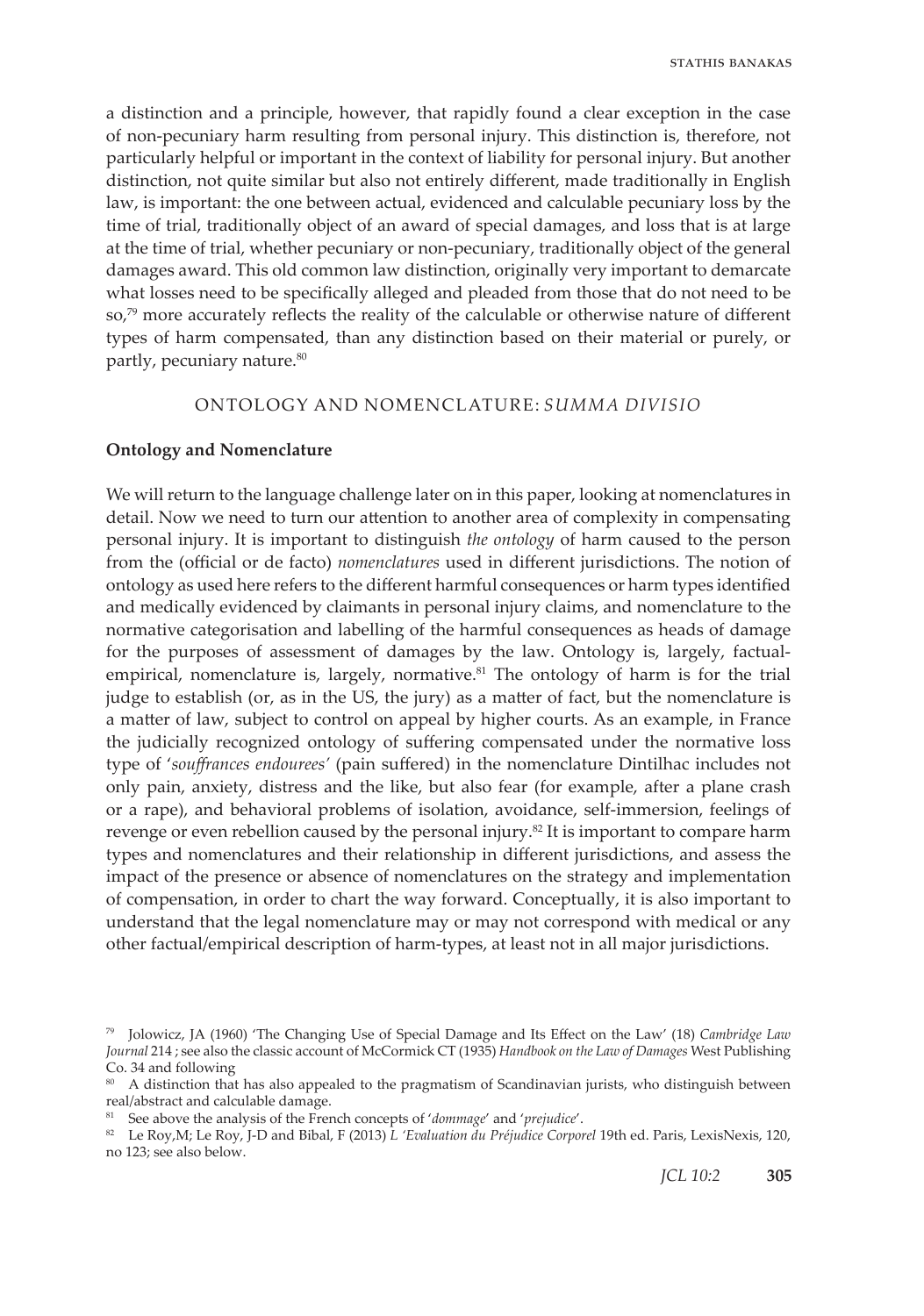a distinction and a principle, however, that rapidly found a clear exception in the case of non-pecuniary harm resulting from personal injury. This distinction is, therefore, not particularly helpful or important in the context of liability for personal injury. But another distinction, not quite similar but also not entirely different, made traditionally in English law, is important: the one between actual, evidenced and calculable pecuniary loss by the time of trial, traditionally object of an award of special damages, and loss that is at large at the time of trial, whether pecuniary or non-pecuniary, traditionally object of the general damages award. This old common law distinction, originally very important to demarcate what losses need to be specifically alleged and pleaded from those that do not need to be so,[79] more accurately reflects the reality of the calculable or otherwise nature of different types of harm compensated, than any distinction based on their material or purely, or partly, pecuniary nature.[80]

## ONTOLOGY AND NOMENCLATURE: *SUMMA DIVISIO*

### Ontology and Nomenclature

We will return to the language challenge later on in this paper, looking at nomenclatures in detail. Now we need to turn our attention to another area of complexity in compensating personal injury. It is important to distinguish *the ontology* of harm caused to the person from the (official or de facto) *nomenclatures* used in different jurisdictions. The notion of ontology as used here refers to the different harmful consequences or harm types identified and medically evidenced by claimants in personal injury claims, and nomenclature to the normative categorisation and labelling of the harmful consequences as heads of damage for the purposes of assessment of damages by the law. Ontology is, largely, factual-empirical, nomenclature is, largely, normative.[81] The ontology of harm is for the trial judge to establish (or, as in the US, the jury) as a matter of fact, but the nomenclature is a matter of law, subject to control on appeal by higher courts. As an example, in France the judicially recognized ontology of suffering compensated under the normative loss type of '*souffrances endourees*' (pain suffered) in the nomenclature Dintilhac includes not only pain, anxiety, distress and the like, but also fear (for example, after a plane crash or a rape), and behavioral problems of isolation, avoidance, self-immersion, feelings of revenge or even rebellion caused by the personal injury.[82] It is important to compare harm types and nomenclatures and their relationship in different jurisdictions, and assess the impact of the presence or absence of nomenclatures on the strategy and implementation of compensation, in order to chart the way forward. Conceptually, it is also important to understand that the legal nomenclature may or may not correspond with medical or any other factual/empirical description of harm-types, at least not in all major jurisdictions.

---

[79] Jolowicz, JA (1960) 'The Changing Use of Special Damage and Its Effect on the Law' (18) *Cambridge Law Journal* 214 ; see also the classic account of McCormick CT (1935) *Handbook on the Law of Damages* West Publishing Co. 34 and following

[80] A distinction that has also appealed to the pragmatism of Scandinavian jurists, who distinguish between real/abstract and calculable damage.

[81] See above the analysis of the French concepts of '*dommage*' and '*prejudice*'.

[82] Le Roy,M; Le Roy, J-D and Bibal, F (2013) *L 'Evaluation du Préjudice Corporel* 19th ed. Paris, LexisNexis, 120, no 123; see also below.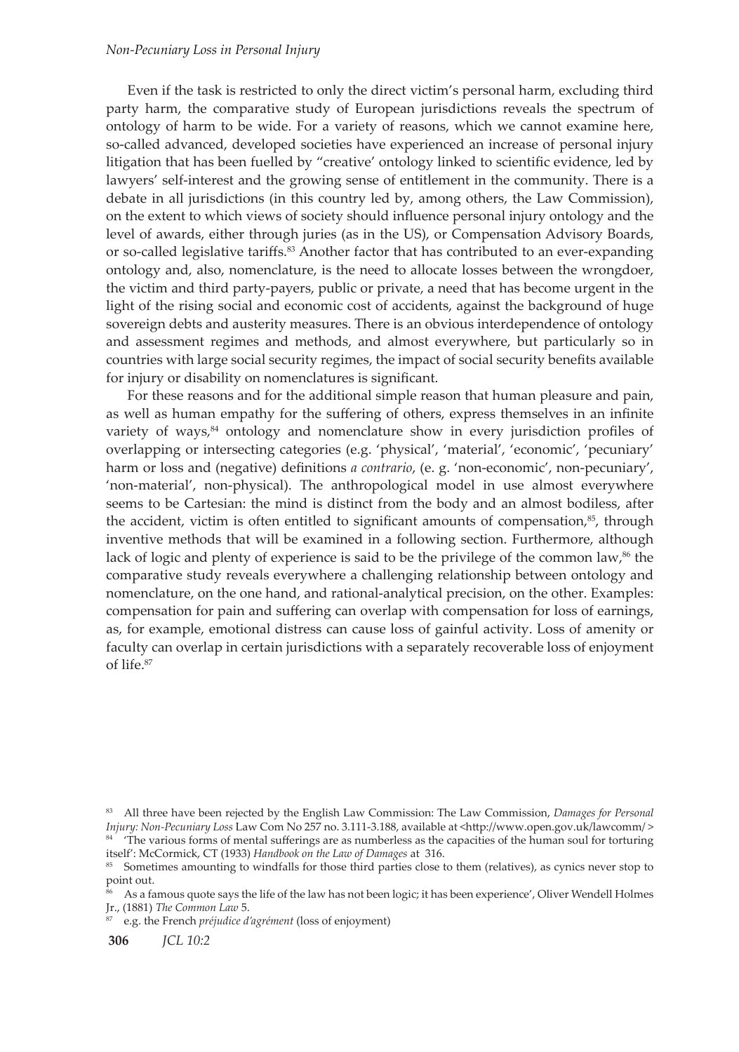Even if the task is restricted to only the direct victim's personal harm, excluding third party harm, the comparative study of European jurisdictions reveals the spectrum of ontology of harm to be wide. For a variety of reasons, which we cannot examine here, so-called advanced, developed societies have experienced an increase of personal injury litigation that has been fuelled by "creative' ontology linked to scientific evidence, led by lawyers' self-interest and the growing sense of entitlement in the community. There is a debate in all jurisdictions (in this country led by, among others, the Law Commission), on the extent to which views of society should influence personal injury ontology and the level of awards, either through juries (as in the US), or Compensation Advisory Boards, or so-called legislative tariffs.[83] Another factor that has contributed to an ever-expanding ontology and, also, nomenclature, is the need to allocate losses between the wrongdoer, the victim and third party-payers, public or private, a need that has become urgent in the light of the rising social and economic cost of accidents, against the background of huge sovereign debts and austerity measures. There is an obvious interdependence of ontology and assessment regimes and methods, and almost everywhere, but particularly so in countries with large social security regimes, the impact of social security benefits available for injury or disability on nomenclatures is significant.

For these reasons and for the additional simple reason that human pleasure and pain, as well as human empathy for the suffering of others, express themselves in an infinite variety of ways,[84] ontology and nomenclature show in every jurisdiction profiles of overlapping or intersecting categories (e.g. 'physical', 'material', 'economic', 'pecuniary' harm or loss and (negative) definitions *a contrario*, (e. g. 'non-economic', non-pecuniary', 'non-material', non-physical). The anthropological model in use almost everywhere seems to be Cartesian: the mind is distinct from the body and an almost bodiless, after the accident, victim is often entitled to significant amounts of compensation,[85], through inventive methods that will be examined in a following section. Furthermore, although lack of logic and plenty of experience is said to be the privilege of the common law,[86] the comparative study reveals everywhere a challenging relationship between ontology and nomenclature, on the one hand, and rational-analytical precision, on the other. Examples: compensation for pain and suffering can overlap with compensation for loss of earnings, as, for example, emotional distress can cause loss of gainful activity. Loss of amenity or faculty can overlap in certain jurisdictions with a separately recoverable loss of enjoyment of life.[87]

---

[83] All three have been rejected by the English Law Commission: The Law Commission, *Damages for Personal Injury: Non-Pecuniary Loss* Law Com No 257 no. 3.111-3.188, available at <http://www.open.gov.uk/lawcomm/>

[84] 'The various forms of mental sufferings are as numberless as the capacities of the human soul for torturing itself': McCormick, CT (1933) *Handbook on the Law of Damages* at 316.

[85] Sometimes amounting to windfalls for those third parties close to them (relatives), as cynics never stop to point out.

[86] As a famous quote says the life of the law has not been logic; it has been experience', Oliver Wendell Holmes Jr., (1881) *The Common Law* 5.

[87] e.g. the French *préjudice d'agrément* (loss of enjoyment)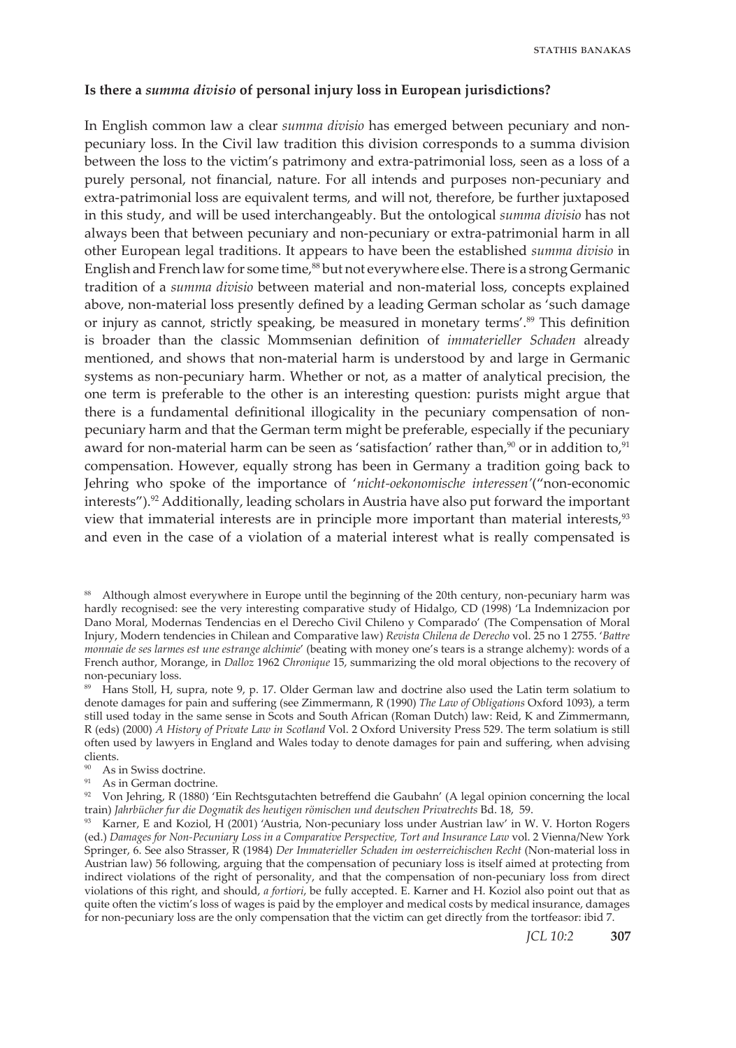**Is there a *summa divisio* of personal injury loss in European jurisdictions?**

In English common law a clear *summa divisio* has emerged between pecuniary and non-pecuniary loss. In the Civil law tradition this division corresponds to a summa division between the loss to the victim's patrimony and extra-patrimonial loss, seen as a loss of a purely personal, not financial, nature. For all intends and purposes non-pecuniary and extra-patrimonial loss are equivalent terms, and will not, therefore, be further juxtaposed in this study, and will be used interchangeably. But the ontological *summa divisio* has not always been that between pecuniary and non-pecuniary or extra-patrimonial harm in all other European legal traditions. It appears to have been the established *summa divisio* in English and French law for some time,[88] but not everywhere else. There is a strong Germanic tradition of a *summa divisio* between material and non-material loss, concepts explained above, non-material loss presently defined by a leading German scholar as 'such damage or injury as cannot, strictly speaking, be measured in monetary terms'.[89] This definition is broader than the classic Mommsenian definition of *immaterieller Schaden* already mentioned, and shows that non-material harm is understood by and large in Germanic systems as non-pecuniary harm. Whether or not, as a matter of analytical precision, the one term is preferable to the other is an interesting question: purists might argue that there is a fundamental definitional illogicality in the pecuniary compensation of non-pecuniary harm and that the German term might be preferable, especially if the pecuniary award for non-material harm can be seen as 'satisfaction' rather than,[90] or in addition to,[91] compensation. However, equally strong has been in Germany a tradition going back to Jehring who spoke of the importance of '*nicht-oekonomische interessen*'("non-economic interests").[92] Additionally, leading scholars in Austria have also put forward the important view that immaterial interests are in principle more important than material interests,[93] and even in the case of a violation of a material interest what is really compensated is

---

[88] Although almost everywhere in Europe until the beginning of the 20th century, non-pecuniary harm was hardly recognised: see the very interesting comparative study of Hidalgo, CD (1998) 'La Indemnizacion por Dano Moral, Modernas Tendencias en el Derecho Civil Chileno y Comparado' (The Compensation of Moral Injury, Modern tendencies in Chilean and Comparative law) *Revista Chilena de Derecho* vol. 25 no 1 2755. '*Battre monnaie de ses larmes est une estrange alchimie*' (beating with money one's tears is a strange alchemy): words of a French author, Morange, in *Dalloz* 1962 *Chronique* 15, summarizing the old moral objections to the recovery of non-pecuniary loss.

[89] Hans Stoll, H, supra, note 9, p. 17. Older German law and doctrine also used the Latin term solatium to denote damages for pain and suffering (see Zimmermann, R (1990) *The Law of Obligations* Oxford 1093), a term still used today in the same sense in Scots and South African (Roman Dutch) law: Reid, K and Zimmermann, R (eds) (2000) *A History of Private Law in Scotland* Vol. 2 Oxford University Press 529. The term solatium is still often used by lawyers in England and Wales today to denote damages for pain and suffering, when advising clients.

[90] As in Swiss doctrine.

[91] As in German doctrine.

[92] Von Jehring, R (1880) 'Ein Rechtsgutachten betreffend die Gaubahn' (A legal opinion concerning the local train) *Jahrbücher fur die Dogmatik des heutigen römischen und deutschen Privatrechts* Bd. 18, 59.

[93] Karner, E and Koziol, H (2001) 'Austria, Non-pecuniary loss under Austrian law' in W. V. Horton Rogers (ed.) *Damages for Non-Pecuniary Loss in a Comparative Perspective, Tort and Insurance Law* vol. 2 Vienna/New York Springer, 6. See also Strasser, R (1984) *Der Immaterieller Schaden im oesterreichischen Recht* (Non-material loss in Austrian law) 56 following, arguing that the compensation of pecuniary loss is itself aimed at protecting from indirect violations of the right of personality, and that the compensation of non-pecuniary loss from direct violations of this right, and should, *a fortiori*, be fully accepted. E. Karner and H. Koziol also point out that as quite often the victim's loss of wages is paid by the employer and medical costs by medical insurance, damages for non-pecuniary loss are the only compensation that the victim can get directly from the tortfeasor: ibid 7.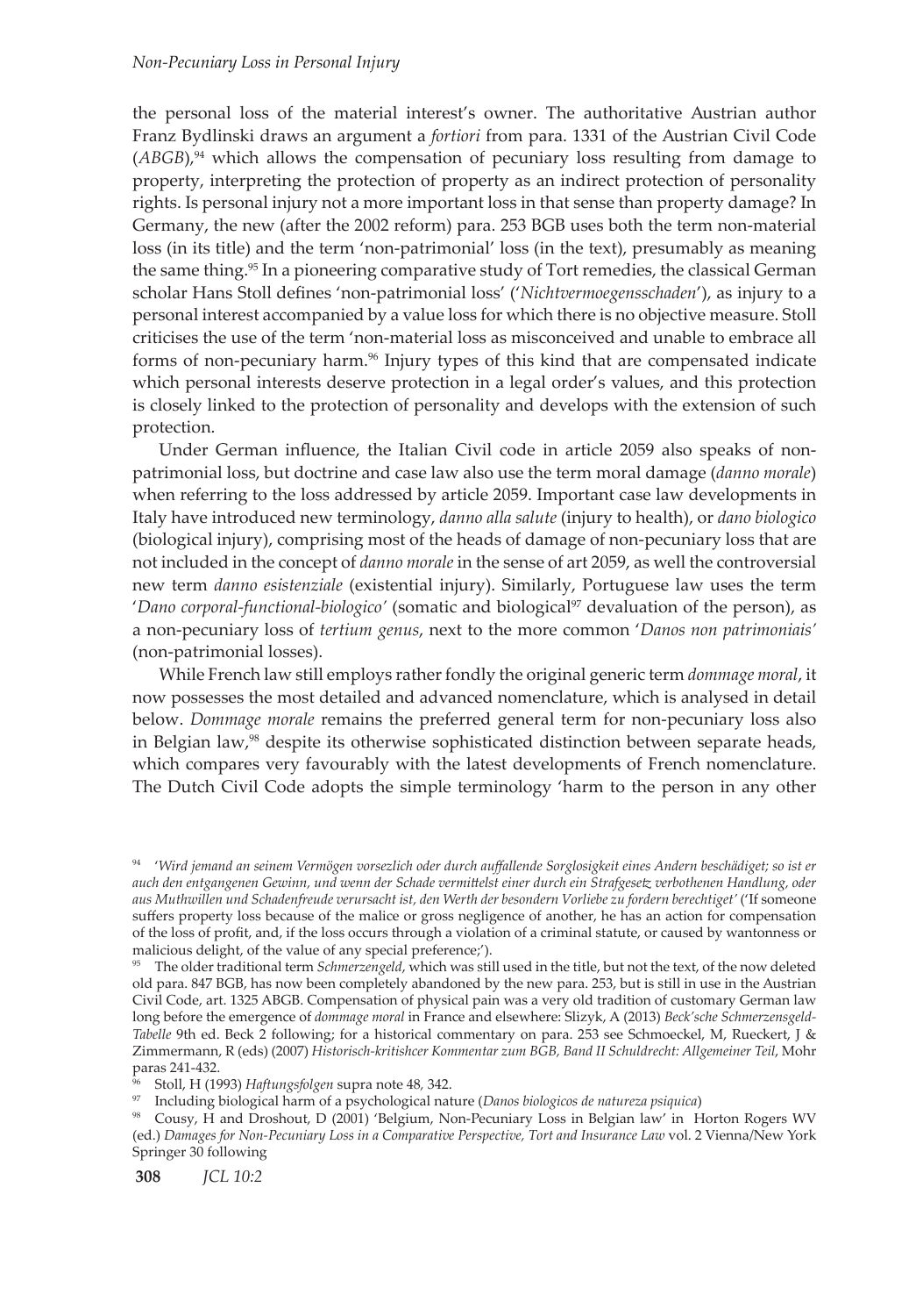the personal loss of the material interest's owner. The authoritative Austrian author Franz Bydlinski draws an argument a *fortiori* from para. 1331 of the Austrian Civil Code (*ABGB*),[94] which allows the compensation of pecuniary loss resulting from damage to property, interpreting the protection of property as an indirect protection of personality rights. Is personal injury not a more important loss in that sense than property damage? In Germany, the new (after the 2002 reform) para. 253 BGB uses both the term non-material loss (in its title) and the term 'non-patrimonial' loss (in the text), presumably as meaning the same thing.[95] In a pioneering comparative study of Tort remedies, the classical German scholar Hans Stoll defines 'non-patrimonial loss' ('*Nichtvermoegensschaden*'), as injury to a personal interest accompanied by a value loss for which there is no objective measure. Stoll criticises the use of the term 'non-material loss as misconceived and unable to embrace all forms of non-pecuniary harm.[96] Injury types of this kind that are compensated indicate which personal interests deserve protection in a legal order's values, and this protection is closely linked to the protection of personality and develops with the extension of such protection.

Under German influence, the Italian Civil code in article 2059 also speaks of non-patrimonial loss, but doctrine and case law also use the term moral damage (*danno morale*) when referring to the loss addressed by article 2059. Important case law developments in Italy have introduced new terminology, *danno alla salute* (injury to health), or *dano biologico* (biological injury), comprising most of the heads of damage of non-pecuniary loss that are not included in the concept of *danno morale* in the sense of art 2059, as well the controversial new term *danno esistenziale* (existential injury). Similarly, Portuguese law uses the term '*Dano corporal-functional-biologico*' (somatic and biological[97] devaluation of the person), as a non-pecuniary loss of *tertium genus*, next to the more common '*Danos non patrimoniais*' (non-patrimonial losses).

While French law still employs rather fondly the original generic term *dommage moral*, it now possesses the most detailed and advanced nomenclature, which is analysed in detail below. *Dommage morale* remains the preferred general term for non-pecuniary loss also in Belgian law,[98] despite its otherwise sophisticated distinction between separate heads, which compares very favourably with the latest developments of French nomenclature. The Dutch Civil Code adopts the simple terminology 'harm to the person in any other

---

[94] '*Wird jemand an seinem Vermögen vorsezlich oder durch auffallende Sorglosigkeit eines Andern beschädiget; so ist er auch den entgangenen Gewinn, und wenn der Schade vermittelst einer durch ein Strafgesetz verbothenen Handlung, oder aus Muthwillen und Schadenfreude verursacht ist, den Werth der besondern Vorliebe zu fordern berechtiget*' ('If someone suffers property loss because of the malice or gross negligence of another, he has an action for compensation of the loss of profit, and, if the loss occurs through a violation of a criminal statute, or caused by wantonness or malicious delight, of the value of any special preference;').

[95] The older traditional term *Schmerzengeld*, which was still used in the title, but not the text, of the now deleted old para. 847 BGB, has now been completely abandoned by the new para. 253, but is still in use in the Austrian Civil Code, art. 1325 ABGB. Compensation of physical pain was a very old tradition of customary German law long before the emergence of *dommage moral* in France and elsewhere: Slizyk, A (2013) *Beck'sche Schmerzensgeld-Tabelle* 9th ed. Beck 2 following; for a historical commentary on para. 253 see Schmoeckel, M, Rueckert, J & Zimmermann, R (eds) (2007) *Historisch-kritishcer Kommentar zum BGB, Band II Schuldrecht: Allgemeiner Teil*, Mohr paras 241-432.

[96] Stoll, H (1993) *Haftungsfolgen* supra note 48, 342.

[97] Including biological harm of a psychological nature (*Danos biologicos de natureza psiquica*)

[98] Cousy, H and Droshout, D (2001) 'Belgium, Non-Pecuniary Loss in Belgian law' in Horton Rogers WV (ed.) *Damages for Non-Pecuniary Loss in a Comparative Perspective, Tort and Insurance Law* vol. 2 Vienna/New York Springer 30 following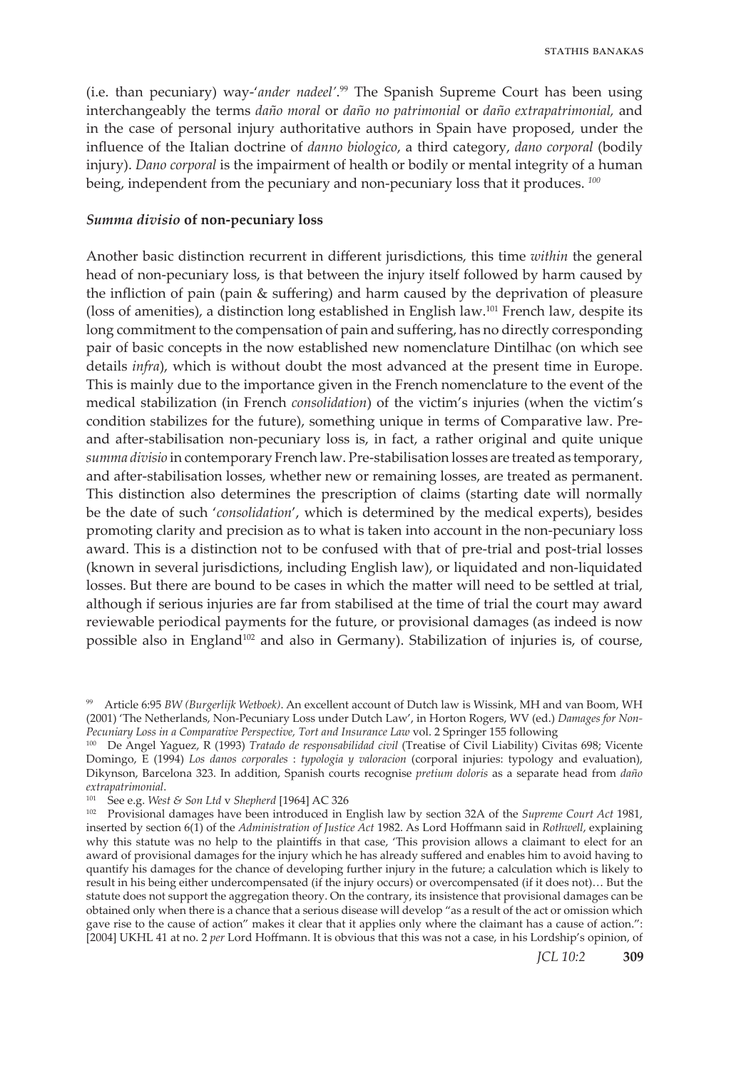(i.e. than pecuniary) way-'*ander nadeel*'.[99] The Spanish Supreme Court has been using interchangeably the terms *daño moral* or *daño no patrimonial* or *daño extrapatrimonial,* and in the case of personal injury authoritative authors in Spain have proposed, under the influence of the Italian doctrine of *danno biologico*, a third category, *dano corporal* (bodily injury). *Dano corporal* is the impairment of health or bodily or mental integrity of a human being, independent from the pecuniary and non-pecuniary loss that it produces. [100]

### *Summa divisio* of non-pecuniary loss

Another basic distinction recurrent in different jurisdictions, this time *within* the general head of non-pecuniary loss, is that between the injury itself followed by harm caused by the infliction of pain (pain & suffering) and harm caused by the deprivation of pleasure (loss of amenities), a distinction long established in English law.[101] French law, despite its long commitment to the compensation of pain and suffering, has no directly corresponding pair of basic concepts in the now established new nomenclature Dintilhac (on which see details *infra*), which is without doubt the most advanced at the present time in Europe. This is mainly due to the importance given in the French nomenclature to the event of the medical stabilization (in French *consolidation*) of the victim's injuries (when the victim's condition stabilizes for the future), something unique in terms of Comparative law. Pre- and after-stabilisation non-pecuniary loss is, in fact, a rather original and quite unique *summa divisio* in contemporary French law. Pre-stabilisation losses are treated as temporary, and after-stabilisation losses, whether new or remaining losses, are treated as permanent. This distinction also determines the prescription of claims (starting date will normally be the date of such '*consolidation*', which is determined by the medical experts), besides promoting clarity and precision as to what is taken into account in the non-pecuniary loss award. This is a distinction not to be confused with that of pre-trial and post-trial losses (known in several jurisdictions, including English law), or liquidated and non-liquidated losses. But there are bound to be cases in which the matter will need to be settled at trial, although if serious injuries are far from stabilised at the time of trial the court may award reviewable periodical payments for the future, or provisional damages (as indeed is now possible also in England[102] and also in Germany). Stabilization of injuries is, of course,

---

[99] Article 6:95 *BW (Burgerlijk Wetboek)*. An excellent account of Dutch law is Wissink, MH and van Boom, WH (2001) 'The Netherlands, Non-Pecuniary Loss under Dutch Law', in Horton Rogers, WV (ed.) *Damages for Non-Pecuniary Loss in a Comparative Perspective, Tort and Insurance Law* vol. 2 Springer 155 following

[100] De Angel Yaguez, R (1993) *Tratado de responsabilidad civil* (Treatise of Civil Liability) Civitas 698; Vicente Domingo, E (1994) *Los danos corporales* : *typologia y valoracion* (corporal injuries: typology and evaluation), Dikynson, Barcelona 323. In addition, Spanish courts recognise *pretium doloris* as a separate head from *daño extrapatrimonial*.

[101] See e.g. *West & Son Ltd* v *Shepherd* [1964] AC 326

[102] Provisional damages have been introduced in English law by section 32A of the *Supreme Court Act* 1981, inserted by section 6(1) of the *Administration of Justice Act* 1982. As Lord Hoffmann said in *Rothwell*, explaining why this statute was no help to the plaintiffs in that case, 'This provision allows a claimant to elect for an award of provisional damages for the injury which he has already suffered and enables him to avoid having to quantify his damages for the chance of developing further injury in the future; a calculation which is likely to result in his being either undercompensated (if the injury occurs) or overcompensated (if it does not)… But the statute does not support the aggregation theory. On the contrary, its insistence that provisional damages can be obtained only when there is a chance that a serious disease will develop "as a result of the act or omission which gave rise to the cause of action" makes it clear that it applies only where the claimant has a cause of action.": [2004] UKHL 41 at no. 2 *per* Lord Hoffmann. It is obvious that this was not a case, in his Lordship's opinion, of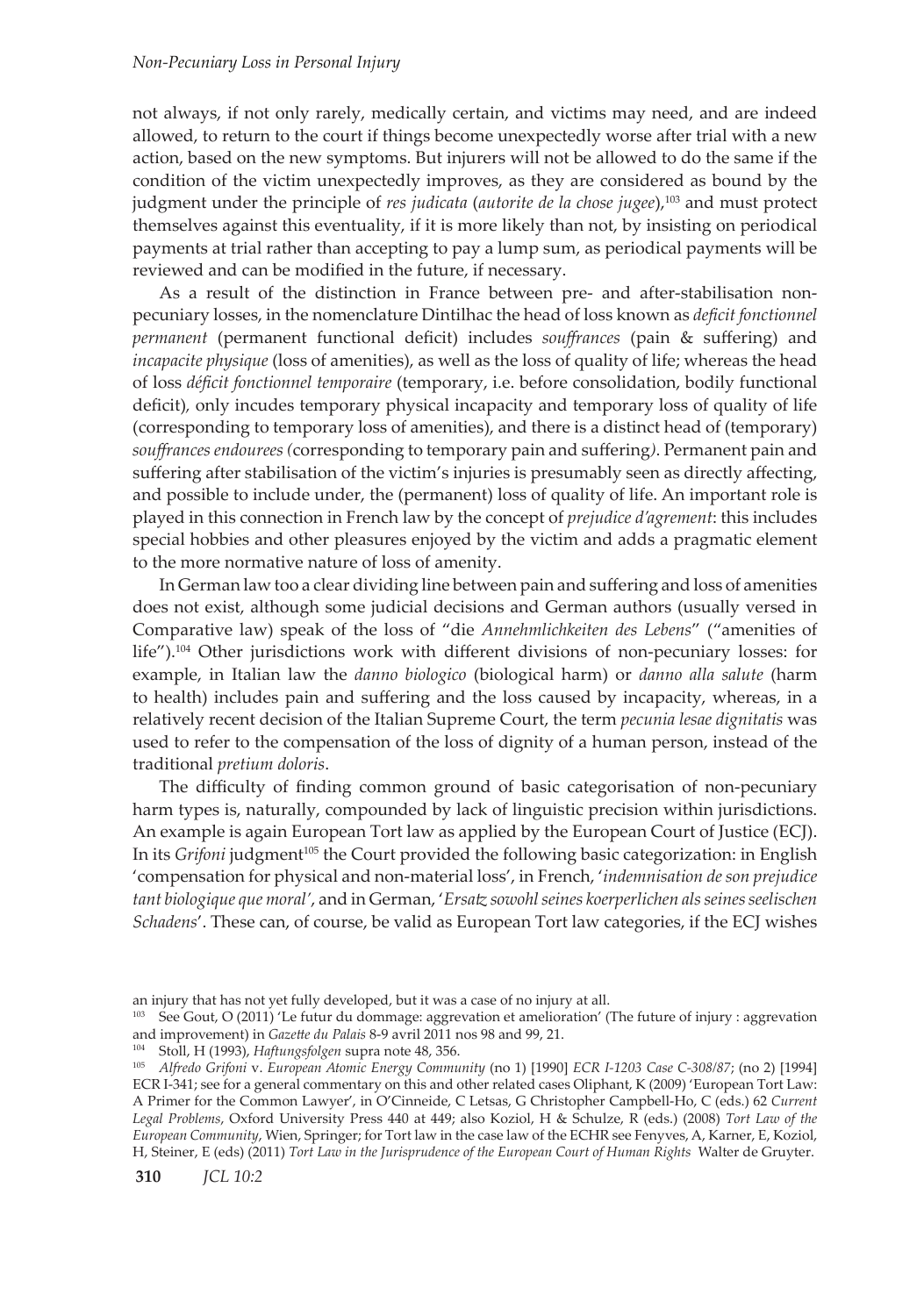not always, if not only rarely, medically certain, and victims may need, and are indeed allowed, to return to the court if things become unexpectedly worse after trial with a new action, based on the new symptoms. But injurers will not be allowed to do the same if the condition of the victim unexpectedly improves, as they are considered as bound by the judgment under the principle of *res judicata* (*autorite de la chose jugee*),[103] and must protect themselves against this eventuality, if it is more likely than not, by insisting on periodical payments at trial rather than accepting to pay a lump sum, as periodical payments will be reviewed and can be modified in the future, if necessary.

As a result of the distinction in France between pre- and after-stabilisation non-pecuniary losses, in the nomenclature Dintilhac the head of loss known as *deficit fonctionnel permanent* (permanent functional deficit) includes *souffrances* (pain & suffering) and *incapacite physique* (loss of amenities), as well as the loss of quality of life; whereas the head of loss *déficit fonctionnel temporaire* (temporary, i.e. before consolidation, bodily functional deficit), only incudes temporary physical incapacity and temporary loss of quality of life (corresponding to temporary loss of amenities), and there is a distinct head of (temporary) *souffrances endourees (*corresponding to temporary pain and suffering*)*. Permanent pain and suffering after stabilisation of the victim's injuries is presumably seen as directly affecting, and possible to include under, the (permanent) loss of quality of life. An important role is played in this connection in French law by the concept of *prejudice d'agrement*: this includes special hobbies and other pleasures enjoyed by the victim and adds a pragmatic element to the more normative nature of loss of amenity.

In German law too a clear dividing line between pain and suffering and loss of amenities does not exist, although some judicial decisions and German authors (usually versed in Comparative law) speak of the loss of "die *Annehmlichkeiten des Lebens*" ("amenities of life").[104] Other jurisdictions work with different divisions of non-pecuniary losses: for example, in Italian law the *danno biologico* (biological harm) or *danno alla salute* (harm to health) includes pain and suffering and the loss caused by incapacity, whereas, in a relatively recent decision of the Italian Supreme Court, the term *pecunia lesae dignitatis* was used to refer to the compensation of the loss of dignity of a human person, instead of the traditional *pretium doloris*.

The difficulty of finding common ground of basic categorisation of non-pecuniary harm types is, naturally, compounded by lack of linguistic precision within jurisdictions. An example is again European Tort law as applied by the European Court of Justice (ECJ). In its *Grifoni* judgment[105] the Court provided the following basic categorization: in English 'compensation for physical and non-material loss', in French, '*indemnisation de son prejudice tant biologique que moral'*, and in German, '*Ersatz sowohl seines koerperlichen als seines seelischen Schadens*'. These can, of course, be valid as European Tort law categories, if the ECJ wishes

an injury that has not yet fully developed, but it was a case of no injury at all.

[103] See Gout, O (2011) 'Le futur du dommage: aggrevation et amelioration' (The future of injury : aggrevation and improvement) in *Gazette du Palais* 8-9 avril 2011 nos 98 and 99, 21.

[104] Stoll, H (1993), *Haftungsfolgen* supra note 48, 356.

[105] *Alfredo Grifoni* v. *European Atomic Energy Community* (no 1) [1990] *ECR I-1203 Case C-308/87*; (no 2) [1994] ECR I-341; see for a general commentary on this and other related cases Oliphant, K (2009) 'European Tort Law: A Primer for the Common Lawyer', in O'Cinneide, C Letsas, G Christopher Campbell-Ho, C (eds.) 62 *Current Legal Problems*, Oxford University Press 440 at 449; also Koziol, H & Schulze, R (eds.) (2008) *Tort Law of the European Community*, Wien, Springer; for Tort law in the case law of the ECHR see Fenyves, A, Karner, E, Koziol, H, Steiner, E (eds) (2011) *Tort Law in the Jurisprudence of the European Court of Human Rights* Walter de Gruyter.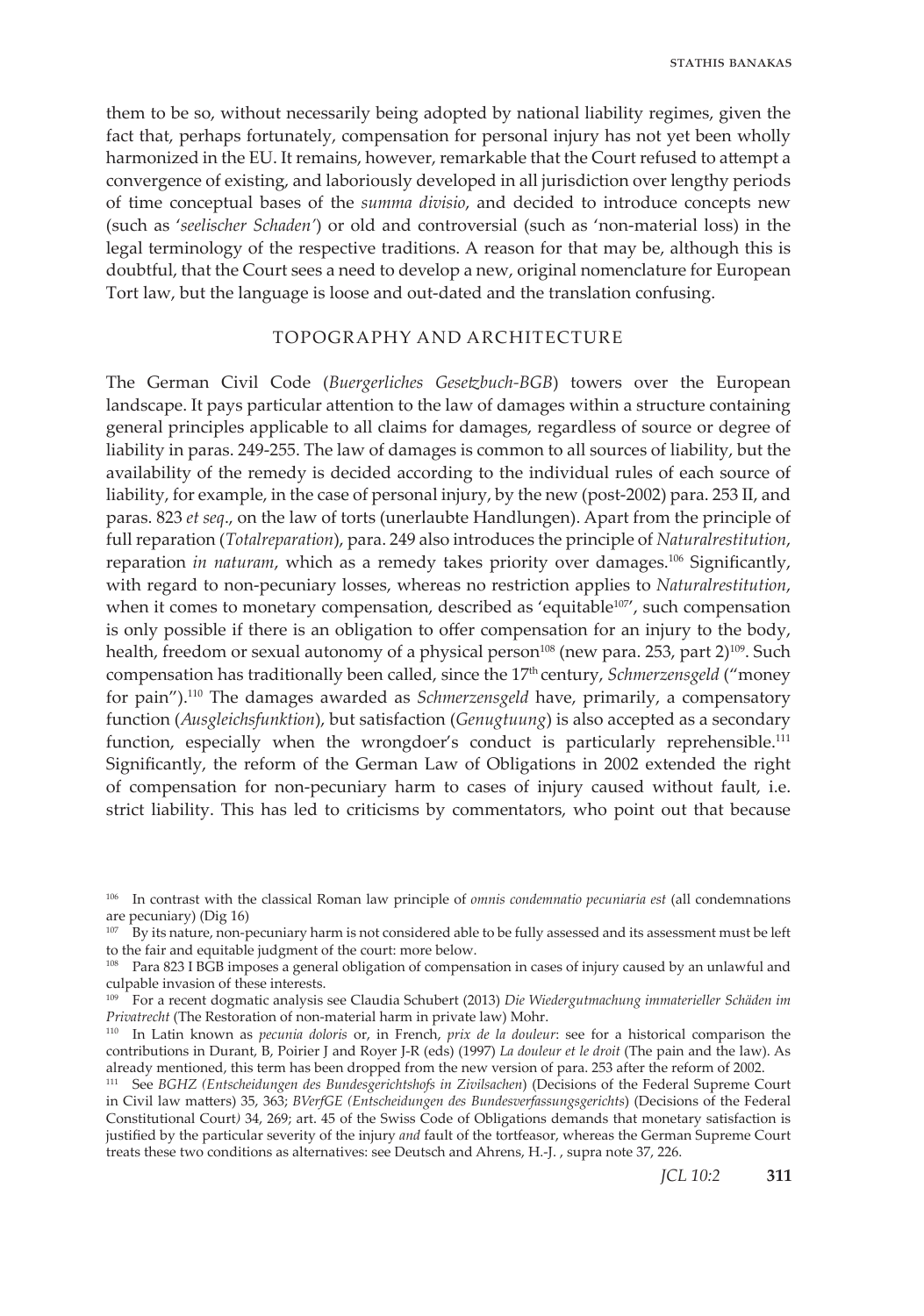them to be so, without necessarily being adopted by national liability regimes, given the fact that, perhaps fortunately, compensation for personal injury has not yet been wholly harmonized in the EU. It remains, however, remarkable that the Court refused to attempt a convergence of existing, and laboriously developed in all jurisdiction over lengthy periods of time conceptual bases of the *summa divisio*, and decided to introduce concepts new (such as '*seelischer Schaden'*) or old and controversial (such as 'non-material loss) in the legal terminology of the respective traditions. A reason for that may be, although this is doubtful, that the Court sees a need to develop a new, original nomenclature for European Tort law, but the language is loose and out-dated and the translation confusing.

## TOPOGRAPHY AND ARCHITECTURE

The German Civil Code (*Buergerliches Gesetzbuch-BGB*) towers over the European landscape. It pays particular attention to the law of damages within a structure containing general principles applicable to all claims for damages, regardless of source or degree of liability in paras. 249-255. The law of damages is common to all sources of liability, but the availability of the remedy is decided according to the individual rules of each source of liability, for example, in the case of personal injury, by the new (post-2002) para. 253 II, and paras. 823 *et seq*., on the law of torts (unerlaubte Handlungen). Apart from the principle of full reparation (*Totalreparation*), para. 249 also introduces the principle of *Naturalrestitution*, reparation *in naturam*, which as a remedy takes priority over damages.[106] Significantly, with regard to non-pecuniary losses, whereas no restriction applies to *Naturalrestitution*, when it comes to monetary compensation, described as 'equitable[107]', such compensation is only possible if there is an obligation to offer compensation for an injury to the body, health, freedom or sexual autonomy of a physical person[108] (new para. 253, part 2)[109]. Such compensation has traditionally been called, since the 17th century, *Schmerzensgeld* ("money for pain").[110] The damages awarded as *Schmerzensgeld* have, primarily, a compensatory function (*Ausgleichsfunktion*), but satisfaction (*Genugtuung*) is also accepted as a secondary function, especially when the wrongdoer's conduct is particularly reprehensible.[111] Significantly, the reform of the German Law of Obligations in 2002 extended the right of compensation for non-pecuniary harm to cases of injury caused without fault, i.e. strict liability. This has led to criticisms by commentators, who point out that because

---

[106] In contrast with the classical Roman law principle of *omnis condemnatio pecuniaria est* (all condemnations are pecuniary) (Dig 16)

[107] By its nature, non-pecuniary harm is not considered able to be fully assessed and its assessment must be left to the fair and equitable judgment of the court: more below.

[108] Para 823 I BGB imposes a general obligation of compensation in cases of injury caused by an unlawful and culpable invasion of these interests.

[109] For a recent dogmatic analysis see Claudia Schubert (2013) *Die Wiedergutmachung immaterieller Schäden im Privatrecht* (The Restoration of non-material harm in private law) Mohr.

[110] In Latin known as *pecunia doloris* or, in French, *prix de la douleur*: see for a historical comparison the contributions in Durant, B, Poirier J and Royer J-R (eds) (1997) *La douleur et le droit* (The pain and the law). As already mentioned, this term has been dropped from the new version of para. 253 after the reform of 2002.

[111] See *BGHZ (Entscheidungen des Bundesgerichtshofs in Zivilsachen*) (Decisions of the Federal Supreme Court in Civil law matters) 35, 363; *BVerfGE (Entscheidungen des Bundesverfassungsgerichts*) (Decisions of the Federal Constitutional Court*)* 34, 269; art. 45 of the Swiss Code of Obligations demands that monetary satisfaction is justified by the particular severity of the injury *and* fault of the tortfeasor, whereas the German Supreme Court treats these two conditions as alternatives: see Deutsch and Ahrens, H.-J. , supra note 37, 226.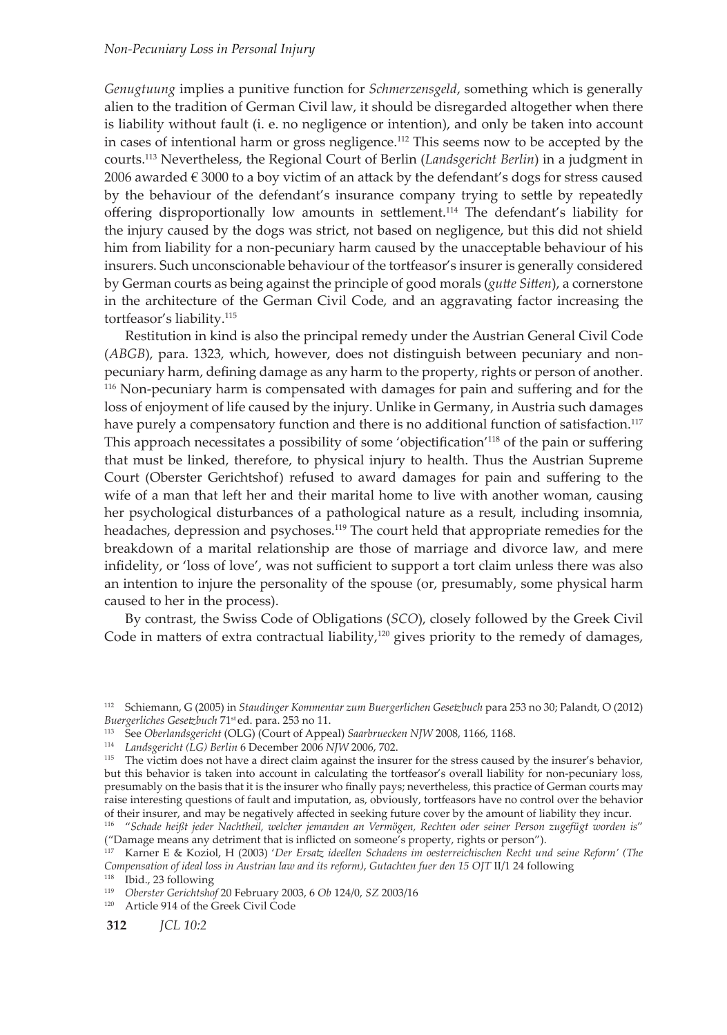*Genugtuung* implies a punitive function for *Schmerzensgeld*, something which is generally alien to the tradition of German Civil law, it should be disregarded altogether when there is liability without fault (i. e. no negligence or intention), and only be taken into account in cases of intentional harm or gross negligence.[112] This seems now to be accepted by the courts.[113] Nevertheless, the Regional Court of Berlin (*Landsgericht Berlin*) in a judgment in 2006 awarded € 3000 to a boy victim of an attack by the defendant's dogs for stress caused by the behaviour of the defendant's insurance company trying to settle by repeatedly offering disproportionally low amounts in settlement.[114] The defendant's liability for the injury caused by the dogs was strict, not based on negligence, but this did not shield him from liability for a non-pecuniary harm caused by the unacceptable behaviour of his insurers. Such unconscionable behaviour of the tortfeasor's insurer is generally considered by German courts as being against the principle of good morals (*gutte Sitten*), a cornerstone in the architecture of the German Civil Code, and an aggravating factor increasing the tortfeasor's liability.[115]

Restitution in kind is also the principal remedy under the Austrian General Civil Code (*ABGB*), para. 1323, which, however, does not distinguish between pecuniary and non-pecuniary harm, defining damage as any harm to the property, rights or person of another.[116] Non-pecuniary harm is compensated with damages for pain and suffering and for the loss of enjoyment of life caused by the injury. Unlike in Germany, in Austria such damages have purely a compensatory function and there is no additional function of satisfaction.[117] This approach necessitates a possibility of some 'objectification'[118] of the pain or suffering that must be linked, therefore, to physical injury to health. Thus the Austrian Supreme Court (Oberster Gerichtshof) refused to award damages for pain and suffering to the wife of a man that left her and their marital home to live with another woman, causing her psychological disturbances of a pathological nature as a result, including insomnia, headaches, depression and psychoses.[119] The court held that appropriate remedies for the breakdown of a marital relationship are those of marriage and divorce law, and mere infidelity, or 'loss of love', was not sufficient to support a tort claim unless there was also an intention to injure the personality of the spouse (or, presumably, some physical harm caused to her in the process).

By contrast, the Swiss Code of Obligations (*SCO*), closely followed by the Greek Civil Code in matters of extra contractual liability,[120] gives priority to the remedy of damages,

---

[112] Schiemann, G (2005) in *Staudinger Kommentar zum Buergerlichen Gesetzbuch* para 253 no 30; Palandt, O (2012) *Buergerliches Gesetzbuch* 71st ed. para. 253 no 11.

[113] See *Oberlandsgericht* (OLG) (Court of Appeal) *Saarbruecken NJW* 2008, 1166, 1168.

[114] *Landsgericht (LG) Berlin* 6 December 2006 *NJW* 2006, 702.

[115] The victim does not have a direct claim against the insurer for the stress caused by the insurer's behavior, but this behavior is taken into account in calculating the tortfeasor's overall liability for non-pecuniary loss, presumably on the basis that it is the insurer who finally pays; nevertheless, this practice of German courts may raise interesting questions of fault and imputation, as, obviously, tortfeasors have no control over the behavior of their insurer, and may be negatively affected in seeking future cover by the amount of liability they incur.

[116] "*Schade heißt jeder Nachtheil, welcher jemanden an Vermögen, Rechten oder seiner Person zugefügt worden is*" ("Damage means any detriment that is inflicted on someone's property, rights or person").

[117] Karner E & Koziol, H (2003) '*Der Ersatz ideellen Schadens im oesterreichischen Recht und seine Reform' (The Compensation of ideal loss in Austrian law and its reform)*, *Gutachten fuer den 15 OJT* II/1 24 following

[118] Ibid., 23 following

[119] *Oberster Gerichtshof* 20 February 2003, 6 *Ob* 124/0, *SZ* 2003/16

[120] Article 914 of the Greek Civil Code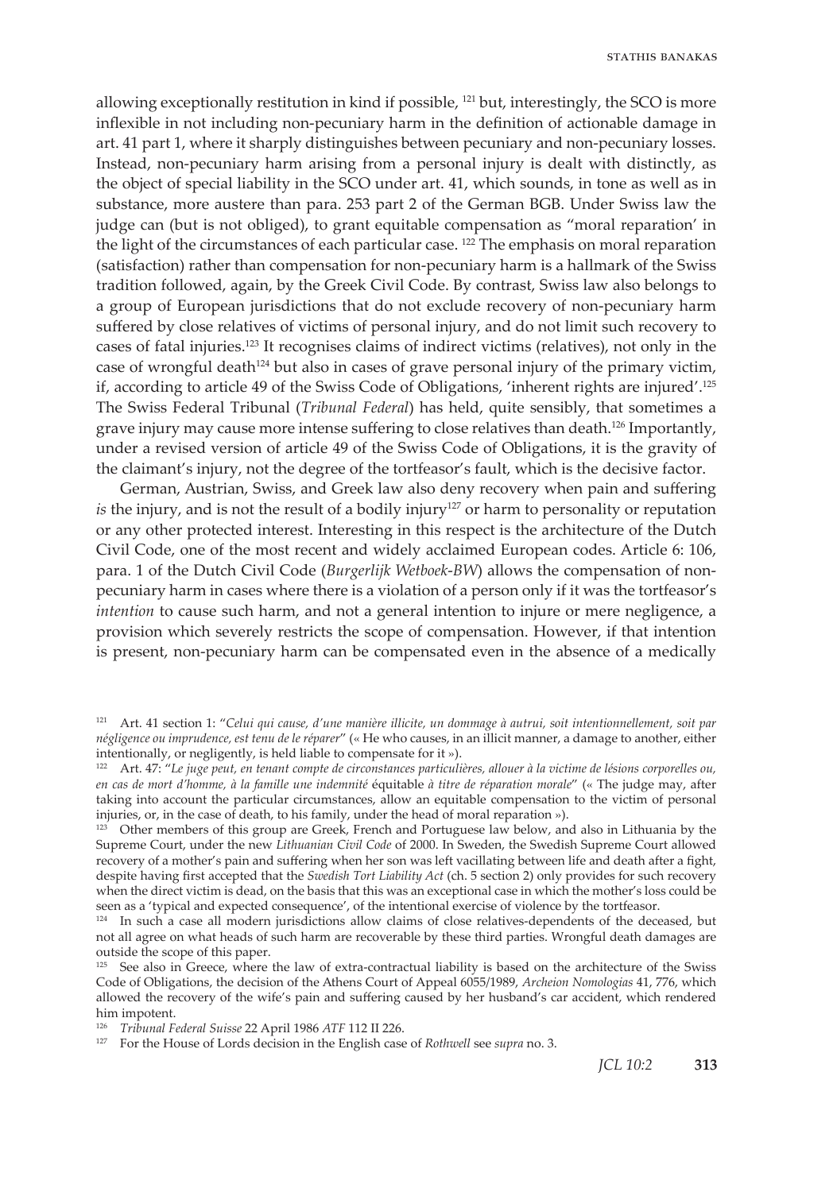allowing exceptionally restitution in kind if possible, [121] but, interestingly, the SCO is more inflexible in not including non-pecuniary harm in the definition of actionable damage in art. 41 part 1, where it sharply distinguishes between pecuniary and non-pecuniary losses. Instead, non-pecuniary harm arising from a personal injury is dealt with distinctly, as the object of special liability in the SCO under art. 41, which sounds, in tone as well as in substance, more austere than para. 253 part 2 of the German BGB. Under Swiss law the judge can (but is not obliged), to grant equitable compensation as "moral reparation' in the light of the circumstances of each particular case. [122] The emphasis on moral reparation (satisfaction) rather than compensation for non-pecuniary harm is a hallmark of the Swiss tradition followed, again, by the Greek Civil Code. By contrast, Swiss law also belongs to a group of European jurisdictions that do not exclude recovery of non-pecuniary harm suffered by close relatives of victims of personal injury, and do not limit such recovery to cases of fatal injuries.[123] It recognises claims of indirect victims (relatives), not only in the case of wrongful death[124] but also in cases of grave personal injury of the primary victim, if, according to article 49 of the Swiss Code of Obligations, 'inherent rights are injured'.[125] The Swiss Federal Tribunal (*Tribunal Federal*) has held, quite sensibly, that sometimes a grave injury may cause more intense suffering to close relatives than death.[126] Importantly, under a revised version of article 49 of the Swiss Code of Obligations, it is the gravity of the claimant's injury, not the degree of the tortfeasor's fault, which is the decisive factor.

German, Austrian, Swiss, and Greek law also deny recovery when pain and suffering *is* the injury, and is not the result of a bodily injury[127] or harm to personality or reputation or any other protected interest. Interesting in this respect is the architecture of the Dutch Civil Code, one of the most recent and widely acclaimed European codes. Article 6: 106, para. 1 of the Dutch Civil Code (*Burgerlijk Wetboek-BW*) allows the compensation of non-pecuniary harm in cases where there is a violation of a person only if it was the tortfeasor's *intention* to cause such harm, and not a general intention to injure or mere negligence, a provision which severely restricts the scope of compensation. However, if that intention is present, non-pecuniary harm can be compensated even in the absence of a medically

---

[121] Art. 41 section 1: "*Celui qui cause, d'une manière illicite, un dommage à autrui, soit intentionnellement, soit par négligence ou imprudence, est tenu de le réparer*" (« He who causes, in an illicit manner, a damage to another, either intentionally, or negligently, is held liable to compensate for it »).

[122] Art. 47: "*Le juge peut, en tenant compte de circonstances particulières, allouer à la victime de lésions corporelles ou, en cas de mort d'homme, à la famille une indemnité* équitable *à titre de réparation morale*" (« The judge may, after taking into account the particular circumstances, allow an equitable compensation to the victim of personal injuries, or, in the case of death, to his family, under the head of moral reparation »).

[123] Other members of this group are Greek, French and Portuguese law below, and also in Lithuania by the Supreme Court, under the new *Lithuanian Civil Code* of 2000. In Sweden, the Swedish Supreme Court allowed recovery of a mother's pain and suffering when her son was left vacillating between life and death after a fight, despite having first accepted that the *Swedish Tort Liability Act* (ch. 5 section 2) only provides for such recovery when the direct victim is dead, on the basis that this was an exceptional case in which the mother's loss could be seen as a 'typical and expected consequence', of the intentional exercise of violence by the tortfeasor.

[124] In such a case all modern jurisdictions allow claims of close relatives-dependents of the deceased, but not all agree on what heads of such harm are recoverable by these third parties. Wrongful death damages are outside the scope of this paper.

[125] See also in Greece, where the law of extra-contractual liability is based on the architecture of the Swiss Code of Obligations, the decision of the Athens Court of Appeal 6055/1989, *Archeion Nomologias* 41, 776, which allowed the recovery of the wife's pain and suffering caused by her husband's car accident, which rendered him impotent.

[126] *Tribunal Federal Suisse* 22 April 1986 *ATF* 112 II 226.

[127] For the House of Lords decision in the English case of *Rothwell* see *supra* no. 3.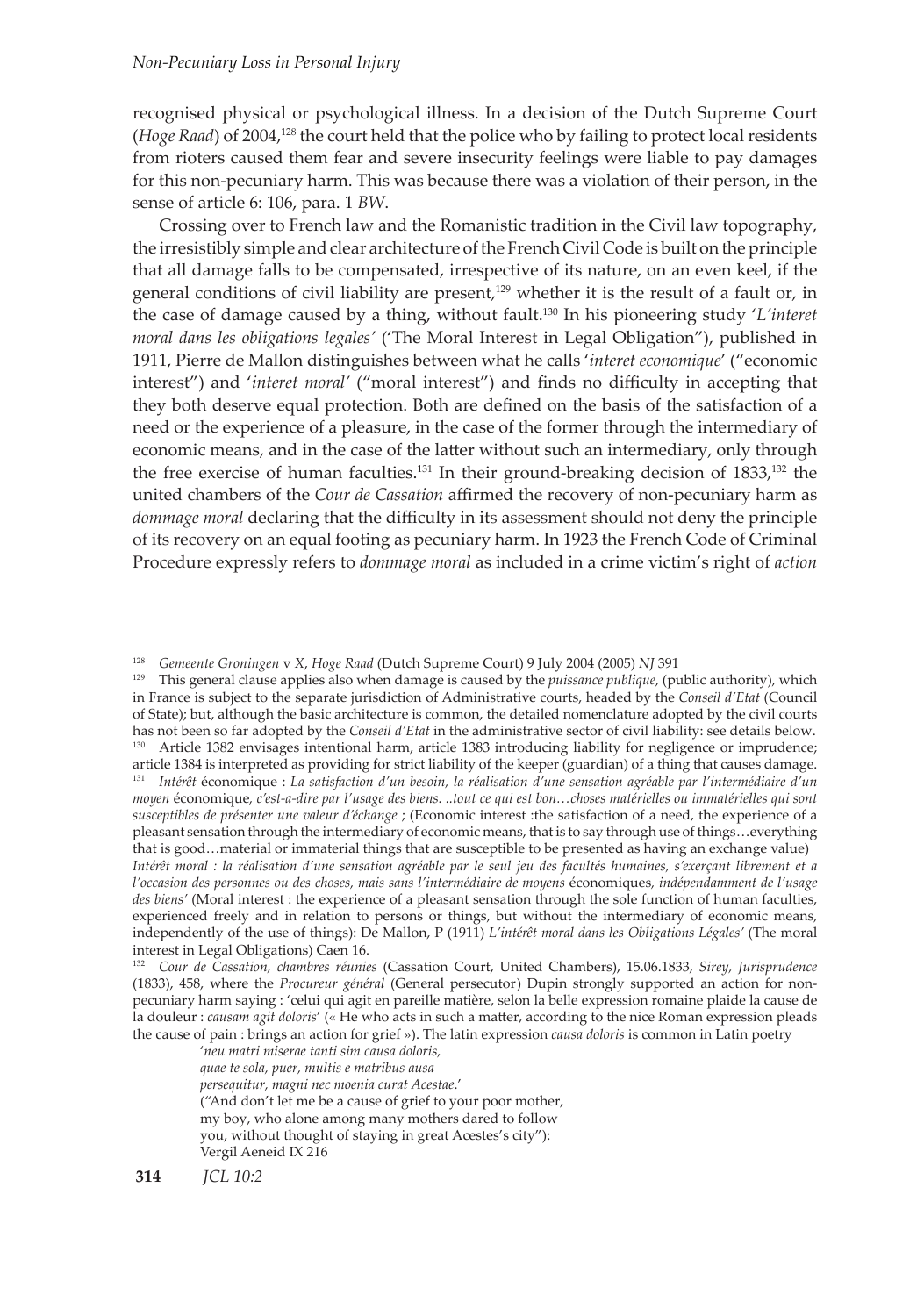recognised physical or psychological illness. In a decision of the Dutch Supreme Court (*Hoge Raad*) of 2004,[128] the court held that the police who by failing to protect local residents from rioters caused them fear and severe insecurity feelings were liable to pay damages for this non-pecuniary harm. This was because there was a violation of their person, in the sense of article 6: 106, para. 1 *BW*.

Crossing over to French law and the Romanistic tradition in the Civil law topography, the irresistibly simple and clear architecture of the French Civil Code is built on the principle that all damage falls to be compensated, irrespective of its nature, on an even keel, if the general conditions of civil liability are present,[129] whether it is the result of a fault or, in the case of damage caused by a thing, without fault.[130] In his pioneering study '*L'interet moral dans les obligations legales'* ('The Moral Interest in Legal Obligation"), published in 1911, Pierre de Mallon distinguishes between what he calls '*interet economique*' ("economic interest") and '*interet moral'* ("moral interest") and finds no difficulty in accepting that they both deserve equal protection. Both are defined on the basis of the satisfaction of a need or the experience of a pleasure, in the case of the former through the intermediary of economic means, and in the case of the latter without such an intermediary, only through the free exercise of human faculties.[131] In their ground-breaking decision of 1833,[132] the united chambers of the *Cour de Cassation* affirmed the recovery of non-pecuniary harm as *dommage moral* declaring that the difficulty in its assessment should not deny the principle of its recovery on an equal footing as pecuniary harm. In 1923 the French Code of Criminal Procedure expressly refers to *dommage moral* as included in a crime victim's right of *action*

---

[128] *Gemeente Groningen* v *X*, *Hoge Raad* (Dutch Supreme Court) 9 July 2004 (2005) *NJ* 391

[129] This general clause applies also when damage is caused by the *puissance publique*, (public authority), which in France is subject to the separate jurisdiction of Administrative courts, headed by the *Conseil d'Etat* (Council of State); but, although the basic architecture is common, the detailed nomenclature adopted by the civil courts has not been so far adopted by the *Conseil d'Etat* in the administrative sector of civil liability: see details below.

[130] Article 1382 envisages intentional harm, article 1383 introducing liability for negligence or imprudence; article 1384 is interpreted as providing for strict liability of the keeper (guardian) of a thing that causes damage.

[131] *Intérêt* économique : *La satisfaction d'un besoin, la réalisation d'une sensation agréable par l'intermédiaire d'un moyen* économique*, c'est-a-dire par l'usage des biens. ..tout ce qui est bon…choses matérielles ou immatérielles qui sont susceptibles de présenter une valeur d'échange* ; (Economic interest :the satisfaction of a need, the experience of a pleasant sensation through the intermediary of economic means, that is to say through use of things…everything that is good…material or immaterial things that are susceptible to be presented as having an exchange value) *Intérêt moral : la réalisation d'une sensation agréable par le seul jeu des facultés humaines, s'exerçant librement et a l'occasion des personnes ou des choses, mais sans l'intermédiaire de moyens* économiques*, indépendamment de l'usage des biens'* (Moral interest : the experience of a pleasant sensation through the sole function of human faculties, experienced freely and in relation to persons or things, but without the intermediary of economic means, independently of the use of things): De Mallon, P (1911) *L'intérêt moral dans les Obligations Légales'* (The moral interest in Legal Obligations) Caen 16.

[132] *Cour de Cassation, chambres réunies* (Cassation Court, United Chambers), 15.06.1833, *Sirey, Jurisprudence* (1833), 458, where the *Procureur général* (General persecutor) Dupin strongly supported an action for non-pecuniary harm saying : 'celui qui agit en pareille matière, selon la belle expression romaine plaide la cause de la douleur : *causam agit doloris*' (« He who acts in such a matter, according to the nice Roman expression pleads the cause of pain : brings an action for grief »). The latin expression *causa doloris* is common in Latin poetry

> '*neu matri miserae tanti sim causa doloris,*
> *quae te sola, puer, multis e matribus ausa*
> *persequitur, magni nec moenia curat Acestae*.'
> ("And don't let me be a cause of grief to your poor mother,
> my boy, who alone among many mothers dared to follow
> you, without thought of staying in great Acestes's city"):
> Vergil Aeneid IX 216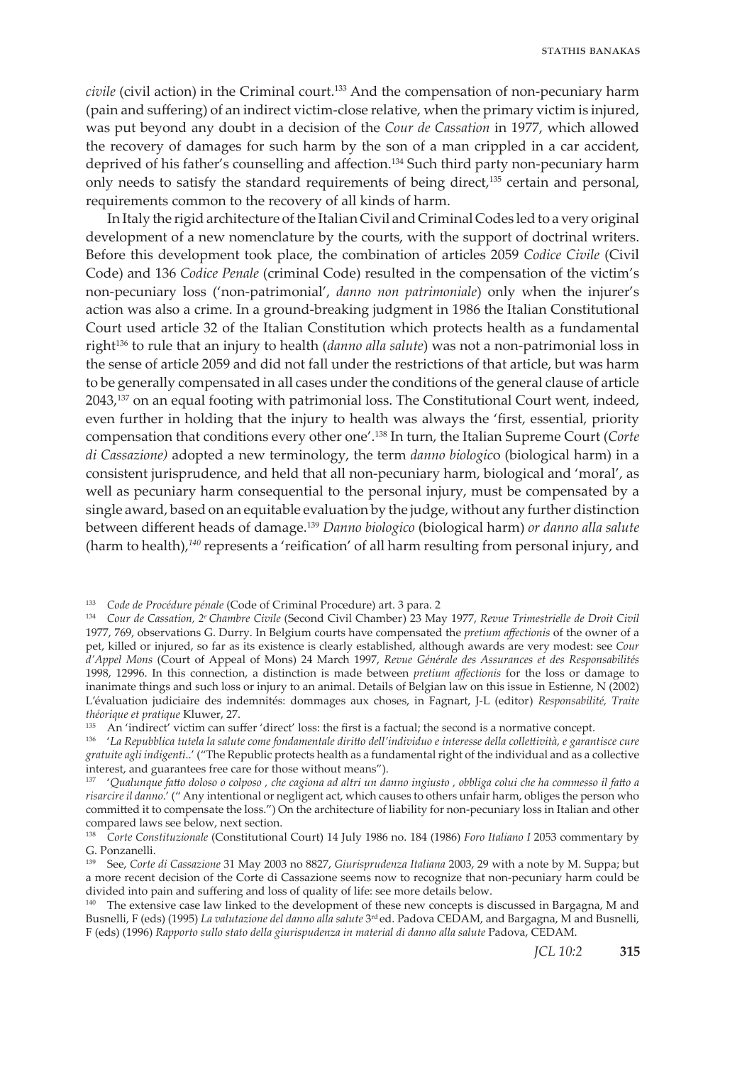*civile* (civil action) in the Criminal court.[133] And the compensation of non-pecuniary harm (pain and suffering) of an indirect victim-close relative, when the primary victim is injured, was put beyond any doubt in a decision of the *Cour de Cassation* in 1977, which allowed the recovery of damages for such harm by the son of a man crippled in a car accident, deprived of his father's counselling and affection.[134] Such third party non-pecuniary harm only needs to satisfy the standard requirements of being direct,[135] certain and personal, requirements common to the recovery of all kinds of harm.

In Italy the rigid architecture of the Italian Civil and Criminal Codes led to a very original development of a new nomenclature by the courts, with the support of doctrinal writers. Before this development took place, the combination of articles 2059 *Codice Civile* (Civil Code) and 136 *Codice Penale* (criminal Code) resulted in the compensation of the victim's non-pecuniary loss ('non-patrimonial', *danno non patrimoniale*) only when the injurer's action was also a crime. In a ground-breaking judgment in 1986 the Italian Constitutional Court used article 32 of the Italian Constitution which protects health as a fundamental right[136] to rule that an injury to health (*danno alla salute*) was not a non-patrimonial loss in the sense of article 2059 and did not fall under the restrictions of that article, but was harm to be generally compensated in all cases under the conditions of the general clause of article 2043,[137] on an equal footing with patrimonial loss. The Constitutional Court went, indeed, even further in holding that the injury to health was always the 'first, essential, priority compensation that conditions every other one'.[138] In turn, the Italian Supreme Court (*Corte di Cassazione)* adopted a new terminology, the term *danno biologico* (biological harm) in a consistent jurisprudence, and held that all non-pecuniary harm, biological and 'moral', as well as pecuniary harm consequential to the personal injury, must be compensated by a single award, based on an equitable evaluation by the judge, without any further distinction between different heads of damage.[139] *Danno biologico* (biological harm) *or danno alla salute* (harm to health),[140] represents a 'reification' of all harm resulting from personal injury, and

---

[133] *Code de Procédure pénale* (Code of Criminal Procedure) art. 3 para. 2

[134] *Cour de Cassation, 2e Chambre Civile* (Second Civil Chamber) 23 May 1977, *Revue Trimestrielle de Droit Civil* 1977, 769, observations G. Durry. In Belgium courts have compensated the *pretium affectionis* of the owner of a pet, killed or injured, so far as its existence is clearly established, although awards are very modest: see *Cour d'Appel Mons* (Court of Appeal of Mons) 24 March 1997, *Revue Générale des Assurances et des Responsabilités* 1998, 12996. In this connection, a distinction is made between *pretium affectionis* for the loss or damage to inanimate things and such loss or injury to an animal. Details of Belgian law on this issue in Estienne, N (2002) L'évaluation judiciaire des indemnités: dommages aux choses, in Fagnart, J-L (editor) *Responsabilité, Traite théorique et pratique* Kluwer, 27.

[135] An 'indirect' victim can suffer 'direct' loss: the first is a factual; the second is a normative concept.

[136] '*La Repubblica tutela la salute come fondamentale diritto dell'individuo e interesse della collettività, e garantisce cure gratuite agli indigenti*..' ("The Republic protects health as a fundamental right of the individual and as a collective interest, and guarantees free care for those without means").

[137] '*Qualunque fatto doloso o colposo , che cagiona ad altri un danno ingiusto , obbliga colui che ha commesso il fatto a risarcire il danno*.' (" Any intentional or negligent act, which causes to others unfair harm, obliges the person who committed it to compensate the loss.") On the architecture of liability for non-pecuniary loss in Italian and other compared laws see below, next section.

[138] *Corte Constituzionale* (Constitutional Court) 14 July 1986 no. 184 (1986) *Foro Italiano I* 2053 commentary by G. Ponzanelli.

[139] See, *Corte di Cassazione* 31 May 2003 no 8827, *Giurisprudenza Italiana* 2003, 29 with a note by M. Suppa; but a more recent decision of the Corte di Cassazione seems now to recognize that non-pecuniary harm could be divided into pain and suffering and loss of quality of life: see more details below.

[140] The extensive case law linked to the development of these new concepts is discussed in Bargagna, M and Busnelli, F (eds) (1995) *La valutazione del danno alla salute* 3rd ed. Padova CEDAM, and Bargagna, M and Busnelli, F (eds) (1996) *Rapporto sullo stato della giurisprudenza in material di danno alla salute* Padova, CEDAM.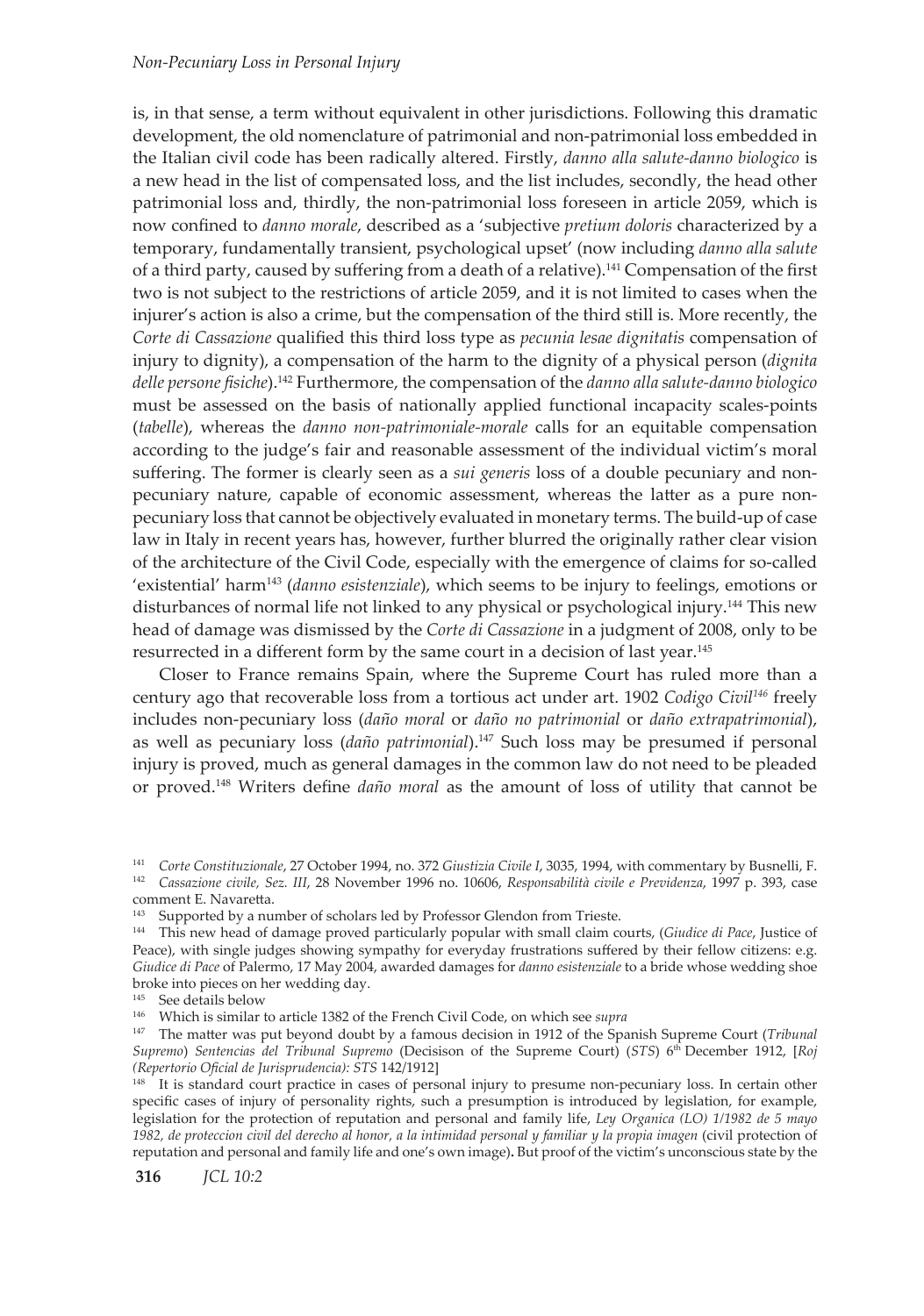is, in that sense, a term without equivalent in other jurisdictions. Following this dramatic development, the old nomenclature of patrimonial and non-patrimonial loss embedded in the Italian civil code has been radically altered. Firstly, *danno alla salute-danno biologico* is a new head in the list of compensated loss, and the list includes, secondly, the head other patrimonial loss and, thirdly, the non-patrimonial loss foreseen in article 2059, which is now confined to *danno morale*, described as a 'subjective *pretium doloris* characterized by a temporary, fundamentally transient, psychological upset' (now including *danno alla salute* of a third party, caused by suffering from a death of a relative).[141] Compensation of the first two is not subject to the restrictions of article 2059, and it is not limited to cases when the injurer's action is also a crime, but the compensation of the third still is. More recently, the *Corte di Cassazione* qualified this third loss type as *pecunia lesae dignitatis* compensation of injury to dignity), a compensation of the harm to the dignity of a physical person (*dignita delle persone fisiche*).[142] Furthermore, the compensation of the *danno alla salute-danno biologico* must be assessed on the basis of nationally applied functional incapacity scales-points (*tabelle*), whereas the *danno non-patrimoniale-morale* calls for an equitable compensation according to the judge's fair and reasonable assessment of the individual victim's moral suffering. The former is clearly seen as a *sui generis* loss of a double pecuniary and non-pecuniary nature, capable of economic assessment, whereas the latter as a pure non-pecuniary loss that cannot be objectively evaluated in monetary terms. The build-up of case law in Italy in recent years has, however, further blurred the originally rather clear vision of the architecture of the Civil Code, especially with the emergence of claims for so-called 'existential' harm[143] (*danno esistenziale*), which seems to be injury to feelings, emotions or disturbances of normal life not linked to any physical or psychological injury.[144] This new head of damage was dismissed by the *Corte di Cassazione* in a judgment of 2008, only to be resurrected in a different form by the same court in a decision of last year.[145]

Closer to France remains Spain, where the Supreme Court has ruled more than a century ago that recoverable loss from a tortious act under art. 1902 *Codigo Civil*[146] freely includes non-pecuniary loss (*daño moral* or *daño no patrimonial* or *daño extrapatrimonial*), as well as pecuniary loss (*daño patrimonial*).[147] Such loss may be presumed if personal injury is proved, much as general damages in the common law do not need to be pleaded or proved.[148] Writers define *daño moral* as the amount of loss of utility that cannot be

---

[141] *Corte Constituzionale*, 27 October 1994, no. 372 *Giustizia Civile I*, 3035, 1994, with commentary by Busnelli, F.

[142] *Cassazione civile, Sez. III*, 28 November 1996 no. 10606, *Responsabilità civile e Previdenza*, 1997 p. 393, case comment E. Navaretta.

[143] Supported by a number of scholars led by Professor Glendon from Trieste.

[144] This new head of damage proved particularly popular with small claim courts, (*Giudice di Pace*, Justice of Peace), with single judges showing sympathy for everyday frustrations suffered by their fellow citizens: e.g. *Giudice di Pace* of Palermo, 17 May 2004, awarded damages for *danno esistenziale* to a bride whose wedding shoe broke into pieces on her wedding day.

[145] See details below

[146] Which is similar to article 1382 of the French Civil Code, on which see *supra*

[147] The matter was put beyond doubt by a famous decision in 1912 of the Spanish Supreme Court (*Tribunal Supremo*) *Sentencias del Tribunal Supremo* (Decisison of the Supreme Court) (*STS*) 6th December 1912, [*Roj (Repertorio Oficial de Jurisprudencia): STS* 142/1912]

[148] It is standard court practice in cases of personal injury to presume non-pecuniary loss. In certain other specific cases of injury of personality rights, such a presumption is introduced by legislation, for example, legislation for the protection of reputation and personal and family life, *Ley Organica (LO) 1/1982 de 5 mayo 1982, de proteccion civil del derecho al honor, a la intimidad personal y familiar y la propia imagen* (civil protection of reputation and personal and family life and one's own image). But proof of the victim's unconscious state by the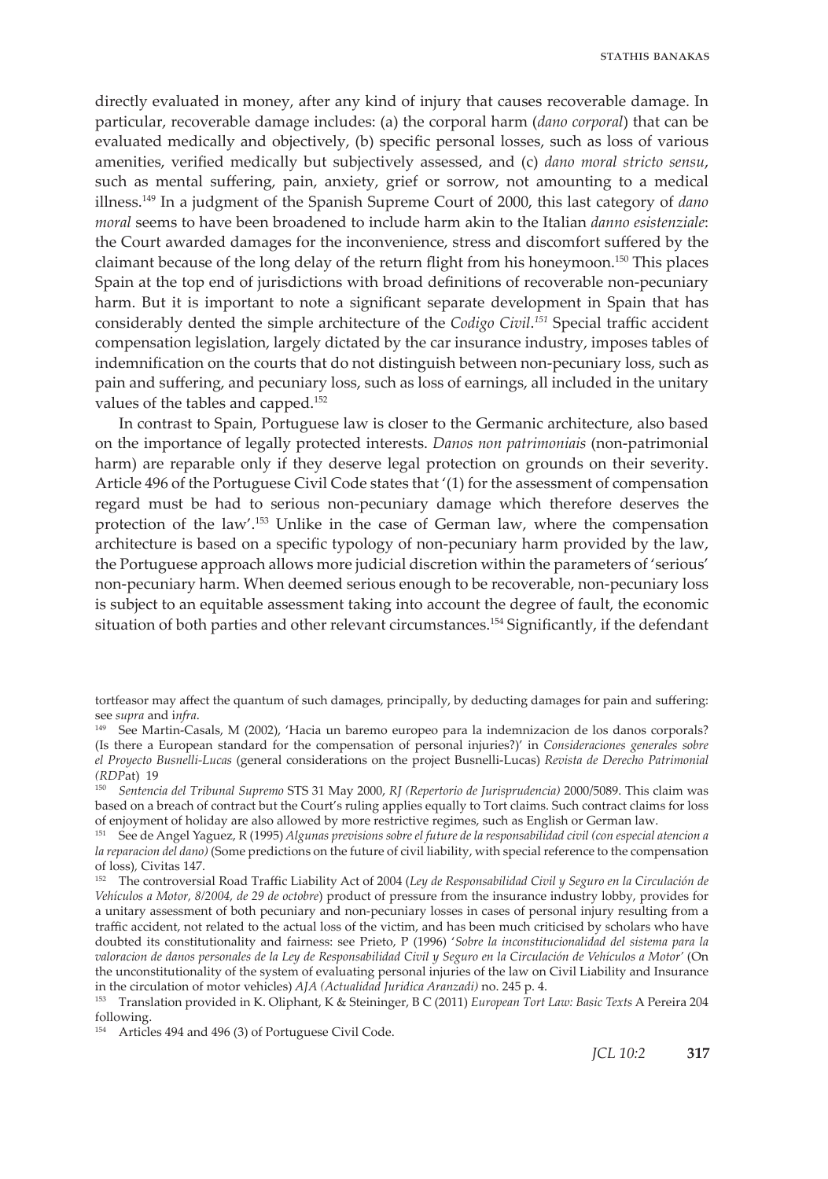directly evaluated in money, after any kind of injury that causes recoverable damage. In particular, recoverable damage includes: (a) the corporal harm (*dano corporal*) that can be evaluated medically and objectively, (b) specific personal losses, such as loss of various amenities, verified medically but subjectively assessed, and (c) *dano moral stricto sensu*, such as mental suffering, pain, anxiety, grief or sorrow, not amounting to a medical illness.[149] In a judgment of the Spanish Supreme Court of 2000, this last category of *dano moral* seems to have been broadened to include harm akin to the Italian *danno esistenziale*: the Court awarded damages for the inconvenience, stress and discomfort suffered by the claimant because of the long delay of the return flight from his honeymoon.[150] This places Spain at the top end of jurisdictions with broad definitions of recoverable non-pecuniary harm. But it is important to note a significant separate development in Spain that has considerably dented the simple architecture of the *Codigo Civil*.[151] Special traffic accident compensation legislation, largely dictated by the car insurance industry, imposes tables of indemnification on the courts that do not distinguish between non-pecuniary loss, such as pain and suffering, and pecuniary loss, such as loss of earnings, all included in the unitary values of the tables and capped.[152]

In contrast to Spain, Portuguese law is closer to the Germanic architecture, also based on the importance of legally protected interests. *Danos non patrimoniais* (non-patrimonial harm) are reparable only if they deserve legal protection on grounds on their severity. Article 496 of the Portuguese Civil Code states that '(1) for the assessment of compensation regard must be had to serious non-pecuniary damage which therefore deserves the protection of the law'.[153] Unlike in the case of German law, where the compensation architecture is based on a specific typology of non-pecuniary harm provided by the law, the Portuguese approach allows more judicial discretion within the parameters of 'serious' non-pecuniary harm. When deemed serious enough to be recoverable, non-pecuniary loss is subject to an equitable assessment taking into account the degree of fault, the economic situation of both parties and other relevant circumstances.[154] Significantly, if the defendant

---

tortfeasor may affect the quantum of such damages, principally, by deducting damages for pain and suffering: see *supra* and i*nfra*.

[149] See Martin-Casals, M (2002), 'Hacia un baremo europeo para la indemnizacion de los danos corporals? (Is there a European standard for the compensation of personal injuries?)' in *Consideraciones generales sobre el Proyecto Busnelli-Lucas* (general considerations on the project Busnelli-Lucas) *Revista de Derecho Patrimonial (RDP*at) 19

[150] *Sentencia del Tribunal Supremo* STS 31 May 2000, *RJ (Repertorio de Jurisprudencia)* 2000/5089. This claim was based on a breach of contract but the Court's ruling applies equally to Tort claims. Such contract claims for loss of enjoyment of holiday are also allowed by more restrictive regimes, such as English or German law.

[151] See de Angel Yaguez, R (1995) *Algunas previsions sobre el future de la responsabilidad civil (con especial atencion a la reparacion del dano)* (Some predictions on the future of civil liability, with special reference to the compensation of loss), Civitas 147.

[152] The controversial Road Traffic Liability Act of 2004 (*Ley de Responsabilidad Civil y Seguro en la Circulación de Vehículos a Motor, 8/2004, de 29 de octobre*) product of pressure from the insurance industry lobby, provides for a unitary assessment of both pecuniary and non-pecuniary losses in cases of personal injury resulting from a traffic accident, not related to the actual loss of the victim, and has been much criticised by scholars who have doubted its constitutionality and fairness: see Prieto, P (1996) '*Sobre la inconstitucionalidad del sistema para la valoracion de danos personales de la Ley de Responsabilidad Civil y Seguro en la Circulación de Vehículos a Motor*' (On the unconstitutionality of the system of evaluating personal injuries of the law on Civil Liability and Insurance in the circulation of motor vehicles) *AJA (Actualidad Juridica Aranzadi)* no. 245 p. 4.

[153] Translation provided in K. Oliphant, K & Steininger, B C (2011) *European Tort Law: Basic Texts* A Pereira 204 following.

[154] Articles 494 and 496 (3) of Portuguese Civil Code.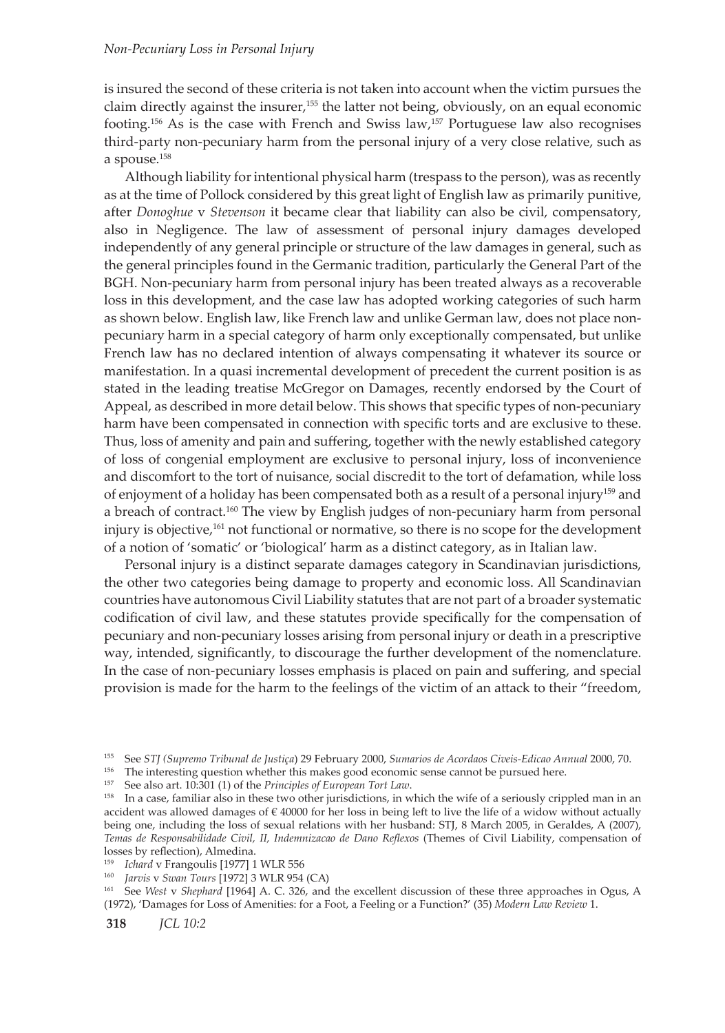is insured the second of these criteria is not taken into account when the victim pursues the claim directly against the insurer,[155] the latter not being, obviously, on an equal economic footing.[156] As is the case with French and Swiss law,[157] Portuguese law also recognises third-party non-pecuniary harm from the personal injury of a very close relative, such as a spouse.[158]

Although liability for intentional physical harm (trespass to the person), was as recently as at the time of Pollock considered by this great light of English law as primarily punitive, after *Donoghue* v *Stevenson* it became clear that liability can also be civil, compensatory, also in Negligence. The law of assessment of personal injury damages developed independently of any general principle or structure of the law damages in general, such as the general principles found in the Germanic tradition, particularly the General Part of the BGH. Non-pecuniary harm from personal injury has been treated always as a recoverable loss in this development, and the case law has adopted working categories of such harm as shown below. English law, like French law and unlike German law, does not place non-pecuniary harm in a special category of harm only exceptionally compensated, but unlike French law has no declared intention of always compensating it whatever its source or manifestation. In a quasi incremental development of precedent the current position is as stated in the leading treatise McGregor on Damages, recently endorsed by the Court of Appeal, as described in more detail below. This shows that specific types of non-pecuniary harm have been compensated in connection with specific torts and are exclusive to these. Thus, loss of amenity and pain and suffering, together with the newly established category of loss of congenial employment are exclusive to personal injury, loss of inconvenience and discomfort to the tort of nuisance, social discredit to the tort of defamation, while loss of enjoyment of a holiday has been compensated both as a result of a personal injury[159] and a breach of contract.[160] The view by English judges of non-pecuniary harm from personal injury is objective,[161] not functional or normative, so there is no scope for the development of a notion of 'somatic' or 'biological' harm as a distinct category, as in Italian law.

Personal injury is a distinct separate damages category in Scandinavian jurisdictions, the other two categories being damage to property and economic loss. All Scandinavian countries have autonomous Civil Liability statutes that are not part of a broader systematic codification of civil law, and these statutes provide specifically for the compensation of pecuniary and non-pecuniary losses arising from personal injury or death in a prescriptive way, intended, significantly, to discourage the further development of the nomenclature. In the case of non-pecuniary losses emphasis is placed on pain and suffering, and special provision is made for the harm to the feelings of the victim of an attack to their "freedom,

---

[155] See *STJ (Supremo Tribunal de Justiça*) 29 February 2000, *Sumarios de Acordaos Civeis-Edicao Annual* 2000, 70.

[156] The interesting question whether this makes good economic sense cannot be pursued here.

[157] See also art. 10:301 (1) of the *Principles of European Tort Law*.

[158] In a case, familiar also in these two other jurisdictions, in which the wife of a seriously crippled man in an accident was allowed damages of € 40000 for her loss in being left to live the life of a widow without actually being one, including the loss of sexual relations with her husband: STJ, 8 March 2005, in Geraldes, A (2007), *Temas de Responsabilidade Civil, II, Indemnizacao de Dano Reflexos* (Themes of Civil Liability, compensation of losses by reflection), Almedina.

[159] *Ichard* v Frangoulis [1977] 1 WLR 556

[160] *Jarvis* v *Swan Tours* [1972] 3 WLR 954 (CA)

[161] See *West* v *Shephard* [1964] A. C. 326, and the excellent discussion of these three approaches in Ogus, A (1972), 'Damages for Loss of Amenities: for a Foot, a Feeling or a Function?' (35) *Modern Law Review* 1.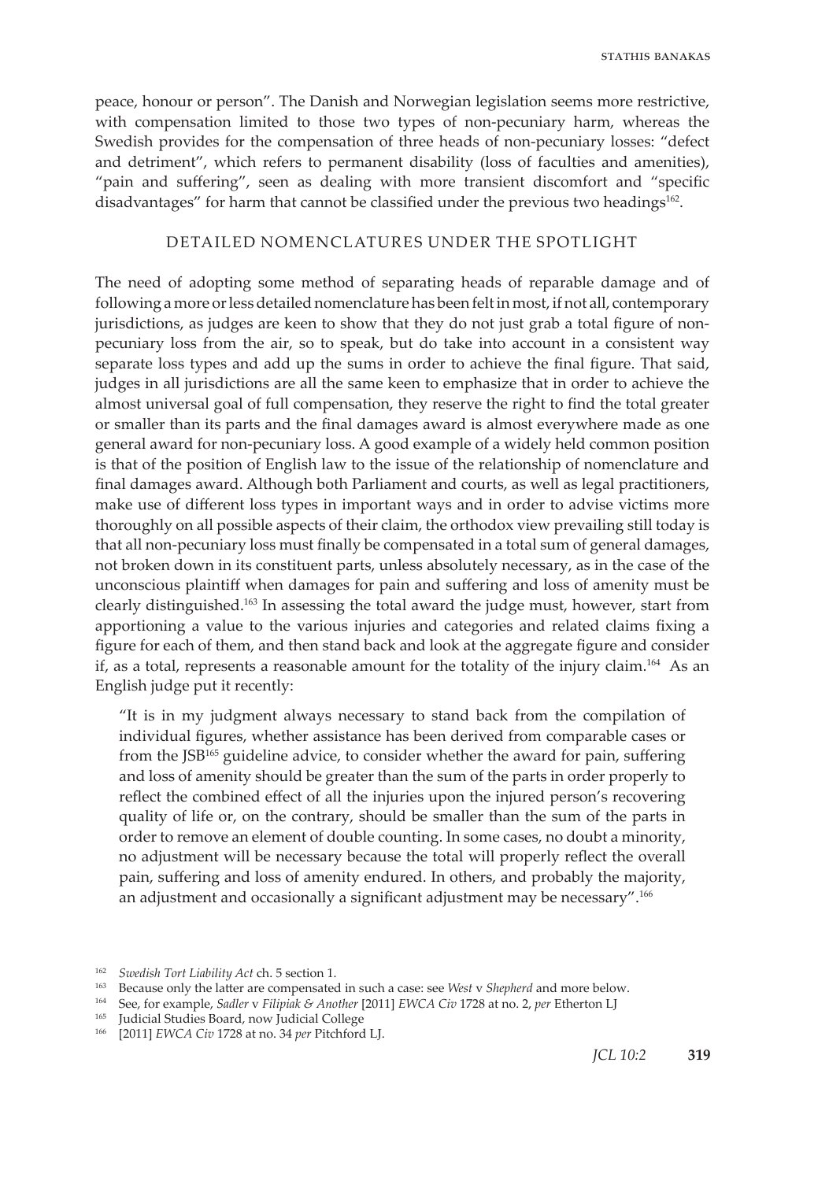peace, honour or person". The Danish and Norwegian legislation seems more restrictive, with compensation limited to those two types of non-pecuniary harm, whereas the Swedish provides for the compensation of three heads of non-pecuniary losses: "defect and detriment", which refers to permanent disability (loss of faculties and amenities), "pain and suffering", seen as dealing with more transient discomfort and "specific disadvantages" for harm that cannot be classified under the previous two headings[162].

## DETAILED NOMENCLATURES UNDER THE SPOTLIGHT

The need of adopting some method of separating heads of reparable damage and of following a more or less detailed nomenclature has been felt in most, if not all, contemporary jurisdictions, as judges are keen to show that they do not just grab a total figure of non-pecuniary loss from the air, so to speak, but do take into account in a consistent way separate loss types and add up the sums in order to achieve the final figure. That said, judges in all jurisdictions are all the same keen to emphasize that in order to achieve the almost universal goal of full compensation, they reserve the right to find the total greater or smaller than its parts and the final damages award is almost everywhere made as one general award for non-pecuniary loss. A good example of a widely held common position is that of the position of English law to the issue of the relationship of nomenclature and final damages award. Although both Parliament and courts, as well as legal practitioners, make use of different loss types in important ways and in order to advise victims more thoroughly on all possible aspects of their claim, the orthodox view prevailing still today is that all non-pecuniary loss must finally be compensated in a total sum of general damages, not broken down in its constituent parts, unless absolutely necessary, as in the case of the unconscious plaintiff when damages for pain and suffering and loss of amenity must be clearly distinguished.[163] In assessing the total award the judge must, however, start from apportioning a value to the various injuries and categories and related claims fixing a figure for each of them, and then stand back and look at the aggregate figure and consider if, as a total, represents a reasonable amount for the totality of the injury claim.[164] As an English judge put it recently:

> "It is in my judgment always necessary to stand back from the compilation of individual figures, whether assistance has been derived from comparable cases or from the JSB[165] guideline advice, to consider whether the award for pain, suffering and loss of amenity should be greater than the sum of the parts in order properly to reflect the combined effect of all the injuries upon the injured person's recovering quality of life or, on the contrary, should be smaller than the sum of the parts in order to remove an element of double counting. In some cases, no doubt a minority, no adjustment will be necessary because the total will properly reflect the overall pain, suffering and loss of amenity endured. In others, and probably the majority, an adjustment and occasionally a significant adjustment may be necessary".[166]

---

[162] *Swedish Tort Liability Act* ch. 5 section 1.

[163] Because only the latter are compensated in such a case: see *West* v *Shepherd* and more below.

[164] See, for example, *Sadler* v *Filipiak & Another* [2011] *EWCA Civ* 1728 at no. 2, *per* Etherton LJ

[165] Judicial Studies Board, now Judicial College

[166] [2011] *EWCA Civ* 1728 at no. 34 *per* Pitchford LJ.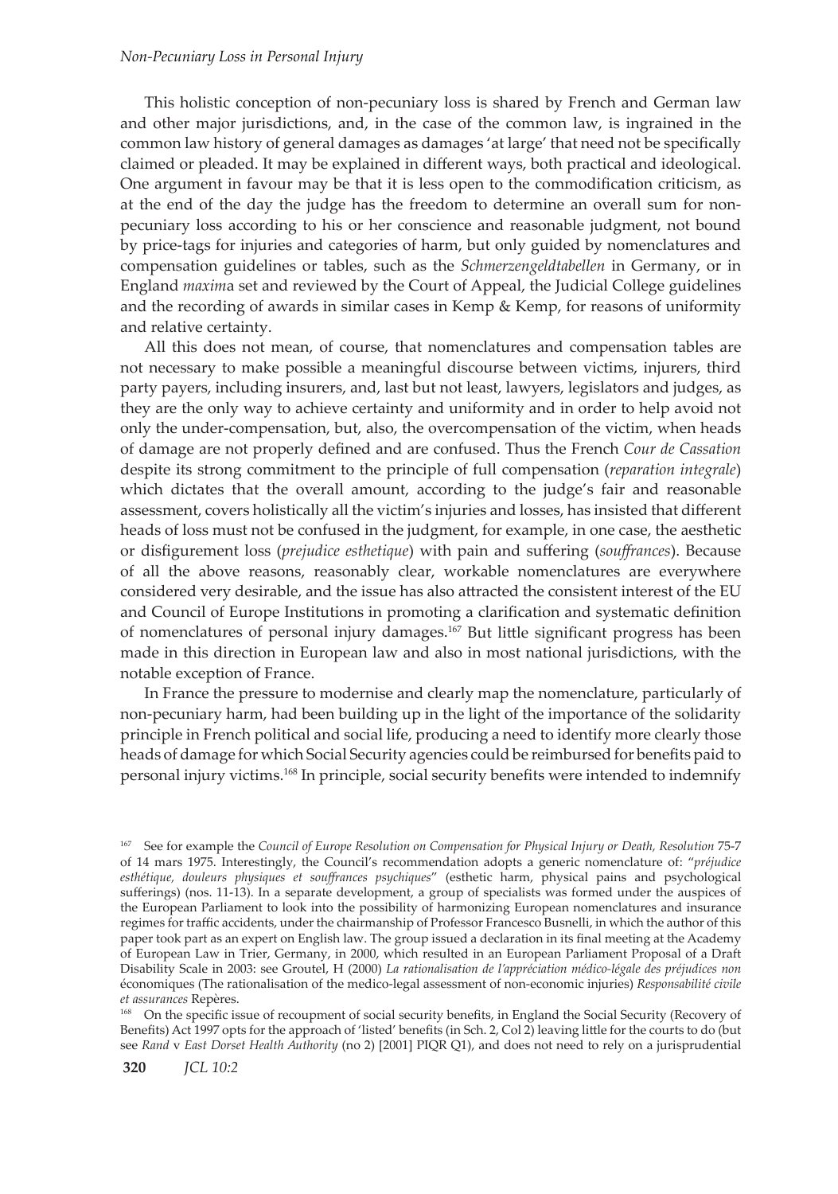This holistic conception of non-pecuniary loss is shared by French and German law and other major jurisdictions, and, in the case of the common law, is ingrained in the common law history of general damages as damages 'at large' that need not be specifically claimed or pleaded. It may be explained in different ways, both practical and ideological. One argument in favour may be that it is less open to the commodification criticism, as at the end of the day the judge has the freedom to determine an overall sum for non-pecuniary loss according to his or her conscience and reasonable judgment, not bound by price-tags for injuries and categories of harm, but only guided by nomenclatures and compensation guidelines or tables, such as the *Schmerzengeldtabellen* in Germany, or in England *maxim*a set and reviewed by the Court of Appeal, the Judicial College guidelines and the recording of awards in similar cases in Kemp & Kemp, for reasons of uniformity and relative certainty.

All this does not mean, of course, that nomenclatures and compensation tables are not necessary to make possible a meaningful discourse between victims, injurers, third party payers, including insurers, and, last but not least, lawyers, legislators and judges, as they are the only way to achieve certainty and uniformity and in order to help avoid not only the under-compensation, but, also, the overcompensation of the victim, when heads of damage are not properly defined and are confused. Thus the French *Cour de Cassation* despite its strong commitment to the principle of full compensation (*reparation integrale*) which dictates that the overall amount, according to the judge's fair and reasonable assessment, covers holistically all the victim's injuries and losses, has insisted that different heads of loss must not be confused in the judgment, for example, in one case, the aesthetic or disfigurement loss (*prejudice esthetique*) with pain and suffering (*souffrances*). Because of all the above reasons, reasonably clear, workable nomenclatures are everywhere considered very desirable, and the issue has also attracted the consistent interest of the EU and Council of Europe Institutions in promoting a clarification and systematic definition of nomenclatures of personal injury damages.[167] But little significant progress has been made in this direction in European law and also in most national jurisdictions, with the notable exception of France.

In France the pressure to modernise and clearly map the nomenclature, particularly of non-pecuniary harm, had been building up in the light of the importance of the solidarity principle in French political and social life, producing a need to identify more clearly those heads of damage for which Social Security agencies could be reimbursed for benefits paid to personal injury victims.[168] In principle, social security benefits were intended to indemnify

[167] See for example the *Council of Europe Resolution on Compensation for Physical Injury or Death, Resolution* 75-7 of 14 mars 1975. Interestingly, the Council's recommendation adopts a generic nomenclature of: "*préjudice esthétique, douleurs physiques et souffrances psychiques*" (esthetic harm, physical pains and psychological sufferings) (nos. 11-13). In a separate development, a group of specialists was formed under the auspices of the European Parliament to look into the possibility of harmonizing European nomenclatures and insurance regimes for traffic accidents, under the chairmanship of Professor Francesco Busnelli, in which the author of this paper took part as an expert on English law. The group issued a declaration in its final meeting at the Academy of European Law in Trier, Germany, in 2000, which resulted in an European Parliament Proposal of a Draft Disability Scale in 2003: see Groutel, H (2000) *La rationalisation de l'appréciation médico-légale des préjudices non* économiques (The rationalisation of the medico-legal assessment of non-economic injuries) *Responsabilité civile et assurances* Repères.

[168] On the specific issue of recoupment of social security benefits, in England the Social Security (Recovery of Benefits) Act 1997 opts for the approach of 'listed' benefits (in Sch. 2, Col 2) leaving little for the courts to do (but see *Rand* v *East Dorset Health Authority* (no 2) [2001] PIQR Q1), and does not need to rely on a jurisprudential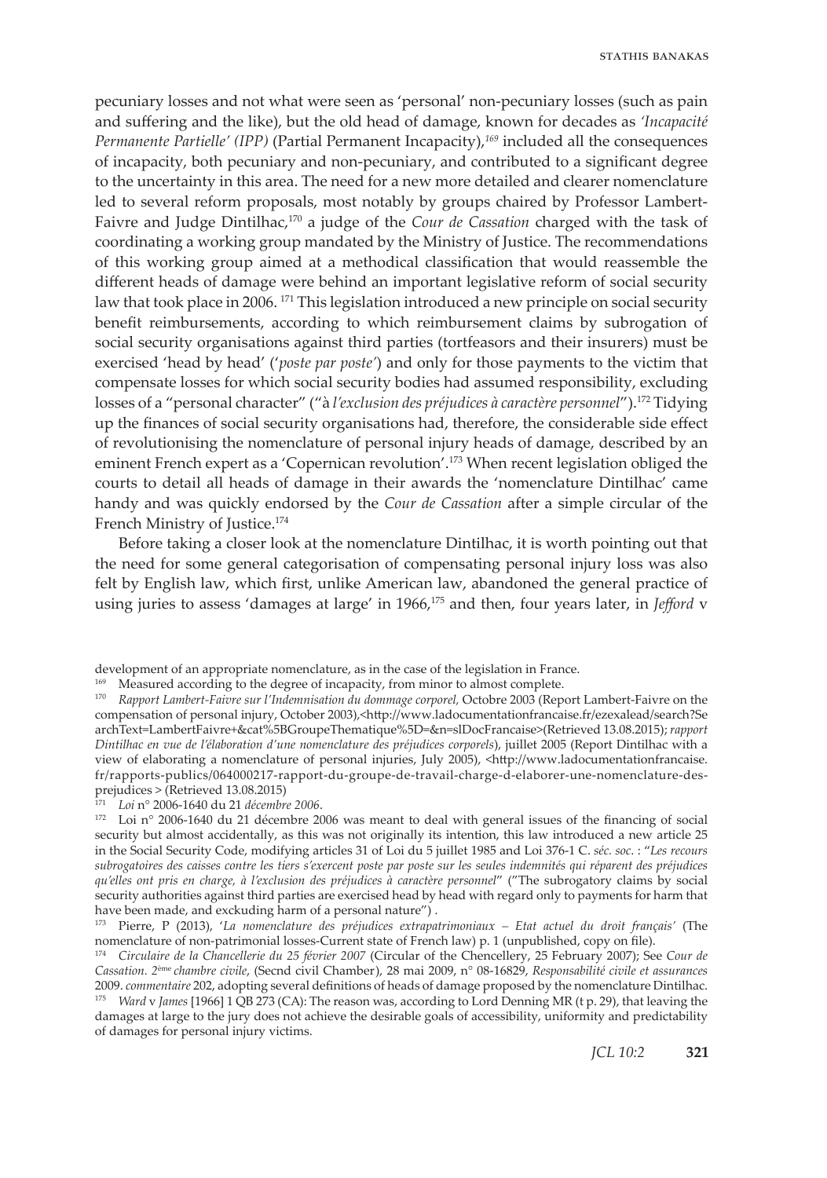pecuniary losses and not what were seen as 'personal' non-pecuniary losses (such as pain and suffering and the like), but the old head of damage, known for decades as *'Incapacité Permanente Partielle' (IPP)* (Partial Permanent Incapacity),[169] included all the consequences of incapacity, both pecuniary and non-pecuniary, and contributed to a significant degree to the uncertainty in this area. The need for a new more detailed and clearer nomenclature led to several reform proposals, most notably by groups chaired by Professor Lambert-Faivre and Judge Dintilhac,[170] a judge of the *Cour de Cassation* charged with the task of coordinating a working group mandated by the Ministry of Justice. The recommendations of this working group aimed at a methodical classification that would reassemble the different heads of damage were behind an important legislative reform of social security law that took place in 2006. [171] This legislation introduced a new principle on social security benefit reimbursements, according to which reimbursement claims by subrogation of social security organisations against third parties (tortfeasors and their insurers) must be exercised 'head by head' (*'poste par poste'*) and only for those payments to the victim that compensate losses for which social security bodies had assumed responsibility, excluding losses of a "personal character" ("à *l'exclusion des préjudices à caractère personnel*").[172] Tidying up the finances of social security organisations had, therefore, the considerable side effect of revolutionising the nomenclature of personal injury heads of damage, described by an eminent French expert as a 'Copernican revolution'.[173] When recent legislation obliged the courts to detail all heads of damage in their awards the 'nomenclature Dintilhac' came handy and was quickly endorsed by the *Cour de Cassation* after a simple circular of the French Ministry of Justice.[174]

Before taking a closer look at the nomenclature Dintilhac, it is worth pointing out that the need for some general categorisation of compensating personal injury loss was also felt by English law, which first, unlike American law, abandoned the general practice of using juries to assess 'damages at large' in 1966,[175] and then, four years later, in *Jefford* v

---

development of an appropriate nomenclature, as in the case of the legislation in France.

[169] Measured according to the degree of incapacity, from minor to almost complete.

[170] *Rapport Lambert-Faivre sur l'Indemnisation du dommage corporel,* Octobre 2003 (Report Lambert-Faivre on the compensation of personal injury, October 2003),<http://www.ladocumentationfrancaise.fr/ezexalead/search?SearchText=LambertFaivre+&cat%5BGroupeThematique%5D=&n=slDocFrancaise>(Retrieved 13.08.2015); *rapport Dintilhac en vue de l'élaboration d'une nomenclature des préjudices corporels*), juillet 2005 (Report Dintilhac with a view of elaborating a nomenclature of personal injuries, July 2005), <http://www.ladocumentationfrancaise.fr/rapports-publics/064000217-rapport-du-groupe-de-travail-charge-d-elaborer-une-nomenclature-des-prejudices > (Retrieved 13.08.2015)

[171] *Loi* n° 2006-1640 du 21 *décembre 2006*.

[172] Loi n° 2006-1640 du 21 décembre 2006 was meant to deal with general issues of the financing of social security but almost accidentally, as this was not originally its intention, this law introduced a new article 25 in the Social Security Code, modifying articles 31 of Loi du 5 juillet 1985 and Loi 376-1 C. *séc. soc.* : "*Les recours subrogatoires des caisses contre les tiers s'exercent poste par poste sur les seules indemnités qui réparent des préjudices qu'elles ont pris en charge, à l'exclusion des préjudices à caractère personnel*" ("The subrogatory claims by social security authorities against third parties are exercised head by head with regard only to payments for harm that have been made, and exckuding harm of a personal nature") .

[173] Pierre, P (2013), '*La nomenclature des préjudices extrapatrimoniaux – Etat actuel du droit français*' (The nomenclature of non-patrimonial losses-Current state of French law) p. 1 (unpublished, copy on file).

[174] *Circulaire de la Chancellerie du 25 février 2007* (Circular of the Chencellery, 25 February 2007); See *Cour de Cassation. 2ème chambre civile*, (Secnd civil Chamber), 28 mai 2009, n° 08-16829, *Responsabilité civile et assurances* 2009. *commentaire* 202, adopting several definitions of heads of damage proposed by the nomenclature Dintilhac.

[175] *Ward* v *James* [1966] 1 QB 273 (CA): The reason was, according to Lord Denning MR (t p. 29), that leaving the damages at large to the jury does not achieve the desirable goals of accessibility, uniformity and predictability of damages for personal injury victims.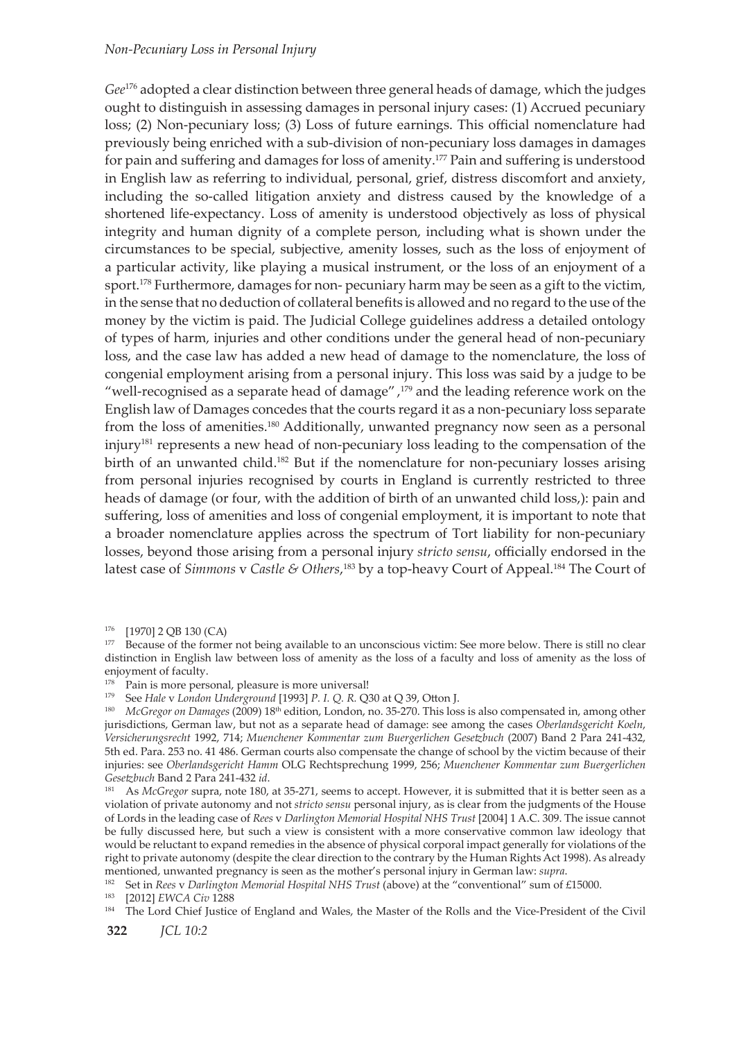*Gee*[176] adopted a clear distinction between three general heads of damage, which the judges ought to distinguish in assessing damages in personal injury cases: (1) Accrued pecuniary loss; (2) Non-pecuniary loss; (3) Loss of future earnings. This official nomenclature had previously being enriched with a sub-division of non-pecuniary loss damages in damages for pain and suffering and damages for loss of amenity.[177] Pain and suffering is understood in English law as referring to individual, personal, grief, distress discomfort and anxiety, including the so-called litigation anxiety and distress caused by the knowledge of a shortened life-expectancy. Loss of amenity is understood objectively as loss of physical integrity and human dignity of a complete person, including what is shown under the circumstances to be special, subjective, amenity losses, such as the loss of enjoyment of a particular activity, like playing a musical instrument, or the loss of an enjoyment of a sport.[178] Furthermore, damages for non- pecuniary harm may be seen as a gift to the victim, in the sense that no deduction of collateral benefits is allowed and no regard to the use of the money by the victim is paid. The Judicial College guidelines address a detailed ontology of types of harm, injuries and other conditions under the general head of non-pecuniary loss, and the case law has added a new head of damage to the nomenclature, the loss of congenial employment arising from a personal injury. This loss was said by a judge to be "well-recognised as a separate head of damage",[179] and the leading reference work on the English law of Damages concedes that the courts regard it as a non-pecuniary loss separate from the loss of amenities.[180] Additionally, unwanted pregnancy now seen as a personal injury[181] represents a new head of non-pecuniary loss leading to the compensation of the birth of an unwanted child.[182] But if the nomenclature for non-pecuniary losses arising from personal injuries recognised by courts in England is currently restricted to three heads of damage (or four, with the addition of birth of an unwanted child loss,): pain and suffering, loss of amenities and loss of congenial employment, it is important to note that a broader nomenclature applies across the spectrum of Tort liability for non-pecuniary losses, beyond those arising from a personal injury *stricto sensu*, officially endorsed in the latest case of *Simmons* v *Castle & Others*,[183] by a top-heavy Court of Appeal.[184] The Court of

[176] [1970] 2 QB 130 (CA)

[177] Because of the former not being available to an unconscious victim: See more below. There is still no clear distinction in English law between loss of amenity as the loss of a faculty and loss of amenity as the loss of enjoyment of faculty.

[178] Pain is more personal, pleasure is more universal!

[179] See *Hale* v *London Underground* [1993] *P. I. Q. R.* Q30 at Q 39, Otton J.

[180] *McGregor on Damages* (2009) 18th edition, London, no. 35-270. This loss is also compensated in, among other jurisdictions, German law, but not as a separate head of damage: see among the cases *Oberlandsgericht Koeln*, *Versicherungsrecht* 1992, 714; *Muenchener Kommentar zum Buergerlichen Gesetzbuch* (2007) Band 2 Para 241-432, 5th ed. Para. 253 no. 41 486. German courts also compensate the change of school by the victim because of their injuries: see *Oberlandsgericht Hamm* OLG Rechtsprechung 1999, 256; *Muenchener Kommentar zum Buergerlichen Gesetzbuch* Band 2 Para 241-432 *id*.

[181] As *McGregor* supra, note 180, at 35-271, seems to accept. However, it is submitted that it is better seen as a violation of private autonomy and not *stricto sensu* personal injury, as is clear from the judgments of the House of Lords in the leading case of *Rees* v *Darlington Memorial Hospital NHS Trust* [2004] 1 A.C. 309. The issue cannot be fully discussed here, but such a view is consistent with a more conservative common law ideology that would be reluctant to expand remedies in the absence of physical corporal impact generally for violations of the right to private autonomy (despite the clear direction to the contrary by the Human Rights Act 1998). As already mentioned, unwanted pregnancy is seen as the mother's personal injury in German law: *supra*.

[182] Set in *Rees* v *Darlington Memorial Hospital NHS Trust* (above) at the "conventional" sum of £15000.

[183] [2012] *EWCA Civ* 1288

[184] The Lord Chief Justice of England and Wales, the Master of the Rolls and the Vice-President of the Civil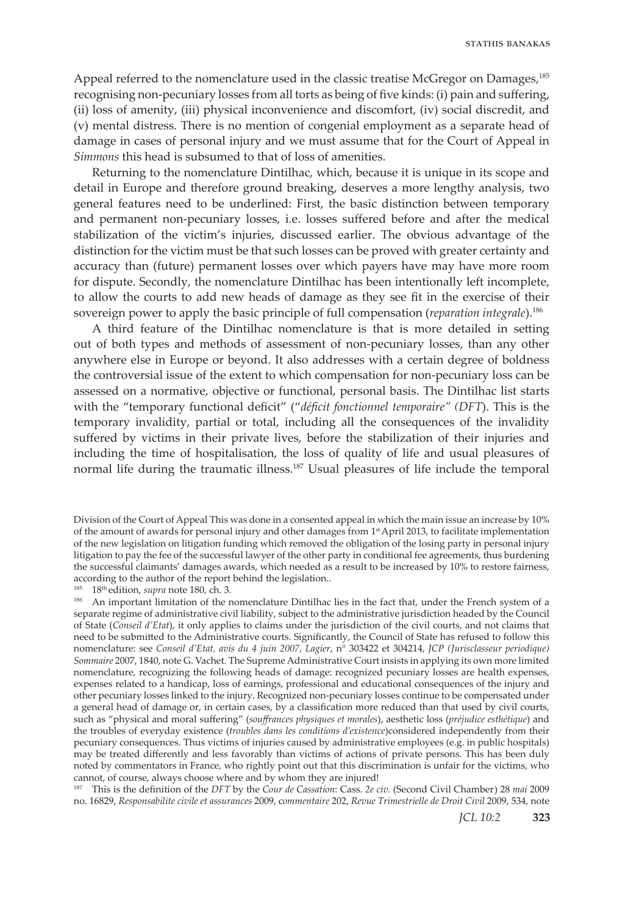Appeal referred to the nomenclature used in the classic treatise McGregor on Damages,[185] recognising non-pecuniary losses from all torts as being of five kinds: (i) pain and suffering, (ii) loss of amenity, (iii) physical inconvenience and discomfort, (iv) social discredit, and (v) mental distress. There is no mention of congenial employment as a separate head of damage in cases of personal injury and we must assume that for the Court of Appeal in *Simmons* this head is subsumed to that of loss of amenities.

Returning to the nomenclature Dintilhac, which, because it is unique in its scope and detail in Europe and therefore ground breaking, deserves a more lengthy analysis, two general features need to be underlined: First, the basic distinction between temporary and permanent non-pecuniary losses, i.e. losses suffered before and after the medical stabilization of the victim's injuries, discussed earlier. The obvious advantage of the distinction for the victim must be that such losses can be proved with greater certainty and accuracy than (future) permanent losses over which payers have may have more room for dispute. Secondly, the nomenclature Dintilhac has been intentionally left incomplete, to allow the courts to add new heads of damage as they see fit in the exercise of their sovereign power to apply the basic principle of full compensation (*reparation integrale*).[186]

A third feature of the Dintilhac nomenclature is that is more detailed in setting out of both types and methods of assessment of non-pecuniary losses, than any other anywhere else in Europe or beyond. It also addresses with a certain degree of boldness the controversial issue of the extent to which compensation for non-pecuniary loss can be assessed on a normative, objective or functional, personal basis. The Dintilhac list starts with the "temporary functional deficit" ("*déficit fonctionnel temporaire" (DFT*). This is the temporary invalidity, partial or total, including all the consequences of the invalidity suffered by victims in their private lives, before the stabilization of their injuries and including the time of hospitalisation, the loss of quality of life and usual pleasures of normal life during the traumatic illness.[187] Usual pleasures of life include the temporal

Division of the Court of Appeal This was done in a consented appeal in which the main issue an increase by 10% of the amount of awards for personal injury and other damages from 1st April 2013, to facilitate implementation of the new legislation on litigation funding which removed the obligation of the losing party in personal injury litigation to pay the fee of the successful lawyer of the other party in conditional fee agreements, thus burdening the successful claimants' damages awards, which needed as a result to be increased by 10% to restore fairness, according to the author of the report behind the legislation..

[185] 18th edition, *supra* note 180, ch. 3.

[186] An important limitation of the nomenclature Dintilhac lies in the fact that, under the French system of a separate regime of administrative civil liability, subject to the administrative jurisdiction headed by the Council of State (*Conseil d'Etat*), it only applies to claims under the jurisdiction of the civil courts, and not claims that need to be submitted to the Administrative courts. Significantly, the Council of State has refused to follow this nomenclature: see *Conseil d'Etat, avis du 4 juin 2007*, *Lagier*, n° 303422 et 304214, *JCP (Jurisclasseur periodique) Sommaire* 2007, 1840, note G. Vachet. The Supreme Administrative Court insists in applying its own more limited nomenclature, recognizing the following heads of damage: recognized pecuniary losses are health expenses, expenses related to a handicap, loss of earnings, professional and educational consequences of the injury and other pecuniary losses linked to the injury. Recognized non-pecuniary losses continue to be compensated under a general head of damage or, in certain cases, by a classification more reduced than that used by civil courts, such as "physical and moral suffering" (*souffrances physiques et morales*), aesthetic loss (*préjudice esthétique*) and the troubles of everyday existence (*troubles dans les conditions d'existence*)considered independently from their pecuniary consequences. Thus victims of injuries caused by administrative employees (e.g. in public hospitals) may be treated differently and less favorably than victims of actions of private persons. This has been duly noted by commentators in France, who rightly point out that this discrimination is unfair for the victims, who cannot, of course, always choose where and by whom they are injured!

[187] This is the definition of the *DFT* by the *Cour de Cassation*: Cass. *2e civ.* (Second Civil Chamber) 28 *mai* 2009 no. 16829, *Responsabilite civile et assurances* 2009, *commentaire* 202, *Revue Trimestrielle de Droit Civil* 2009, 534, note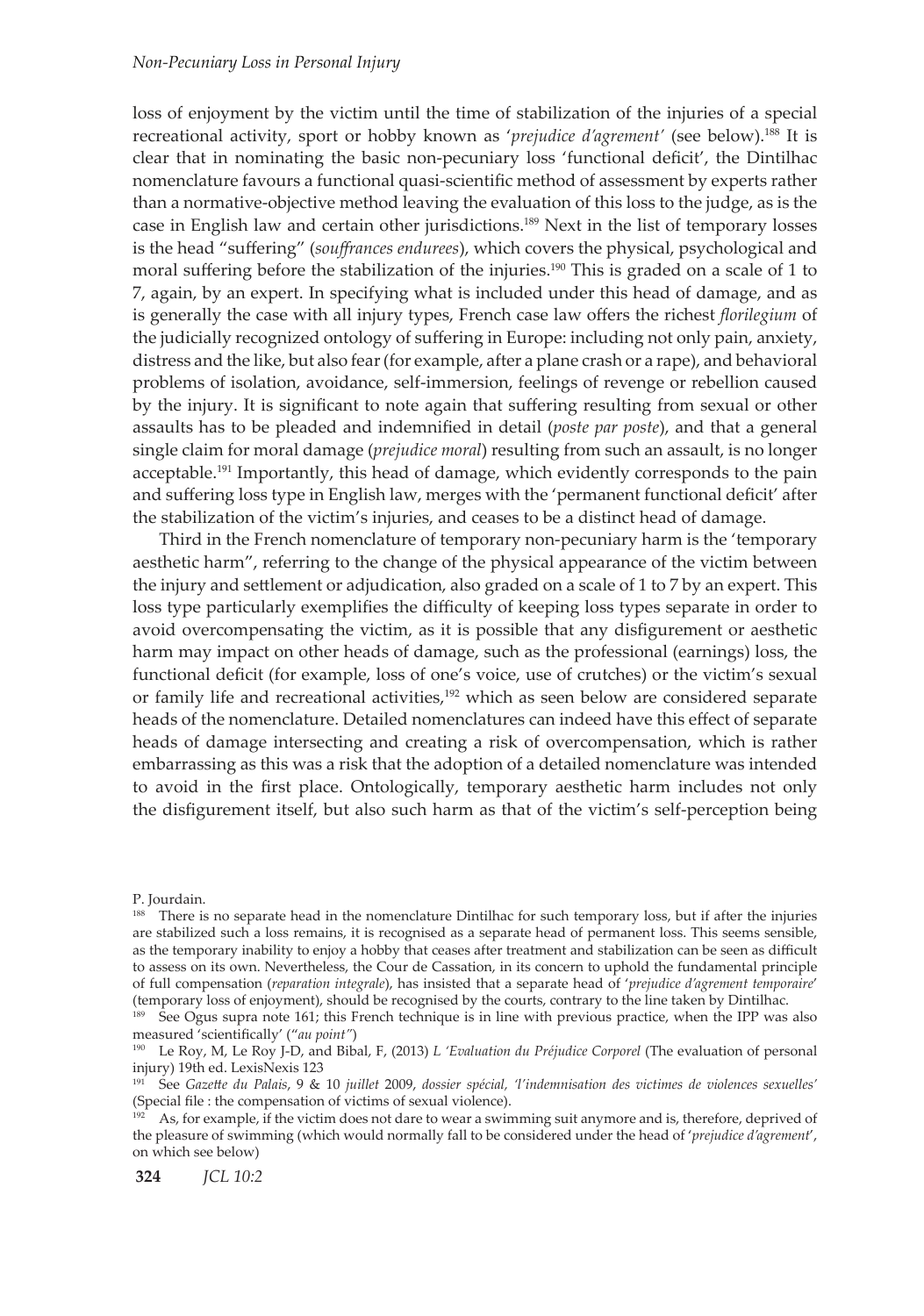loss of enjoyment by the victim until the time of stabilization of the injuries of a special recreational activity, sport or hobby known as '*prejudice d'agrement'* (see below).[188] It is clear that in nominating the basic non-pecuniary loss 'functional deficit', the Dintilhac nomenclature favours a functional quasi-scientific method of assessment by experts rather than a normative-objective method leaving the evaluation of this loss to the judge, as is the case in English law and certain other jurisdictions.[189] Next in the list of temporary losses is the head "suffering" (*souffrances endurees*), which covers the physical, psychological and moral suffering before the stabilization of the injuries.[190] This is graded on a scale of 1 to 7, again, by an expert. In specifying what is included under this head of damage, and as is generally the case with all injury types, French case law offers the richest *florilegium* of the judicially recognized ontology of suffering in Europe: including not only pain, anxiety, distress and the like, but also fear (for example, after a plane crash or a rape), and behavioral problems of isolation, avoidance, self-immersion, feelings of revenge or rebellion caused by the injury. It is significant to note again that suffering resulting from sexual or other assaults has to be pleaded and indemnified in detail (*poste par poste*), and that a general single claim for moral damage (*prejudice moral*) resulting from such an assault, is no longer acceptable.[191] Importantly, this head of damage, which evidently corresponds to the pain and suffering loss type in English law, merges with the 'permanent functional deficit' after the stabilization of the victim's injuries, and ceases to be a distinct head of damage.

Third in the French nomenclature of temporary non-pecuniary harm is the 'temporary aesthetic harm", referring to the change of the physical appearance of the victim between the injury and settlement or adjudication, also graded on a scale of 1 to 7 by an expert. This loss type particularly exemplifies the difficulty of keeping loss types separate in order to avoid overcompensating the victim, as it is possible that any disfigurement or aesthetic harm may impact on other heads of damage, such as the professional (earnings) loss, the functional deficit (for example, loss of one's voice, use of crutches) or the victim's sexual or family life and recreational activities,[192] which as seen below are considered separate heads of the nomenclature. Detailed nomenclatures can indeed have this effect of separate heads of damage intersecting and creating a risk of overcompensation, which is rather embarrassing as this was a risk that the adoption of a detailed nomenclature was intended to avoid in the first place. Ontologically, temporary aesthetic harm includes not only the disfigurement itself, but also such harm as that of the victim's self-perception being

P. Jourdain.

[188] There is no separate head in the nomenclature Dintilhac for such temporary loss, but if after the injuries are stabilized such a loss remains, it is recognised as a separate head of permanent loss. This seems sensible, as the temporary inability to enjoy a hobby that ceases after treatment and stabilization can be seen as difficult to assess on its own. Nevertheless, the Cour de Cassation, in its concern to uphold the fundamental principle of full compensation (*reparation integrale*), has insisted that a separate head of '*prejudice d'agrement temporaire*' (temporary loss of enjoyment), should be recognised by the courts, contrary to the line taken by Dintilhac.

[189] See Ogus supra note 161; this French technique is in line with previous practice, when the IPP was also measured 'scientifically' ("*au point"*)

[190] Le Roy, M, Le Roy J-D, and Bibal, F, (2013) *L 'Evaluation du Préjudice Corporel* (The evaluation of personal injury) 19th ed. LexisNexis 123

[191] See *Gazette du Palais*, 9 & 10 *juillet* 2009, *dossier spécial, 'l'indemnisation des victimes de violences sexuelles'* (Special file : the compensation of victims of sexual violence).

[192] As, for example, if the victim does not dare to wear a swimming suit anymore and is, therefore, deprived of the pleasure of swimming (which would normally fall to be considered under the head of '*prejudice d'agrement*', on which see below)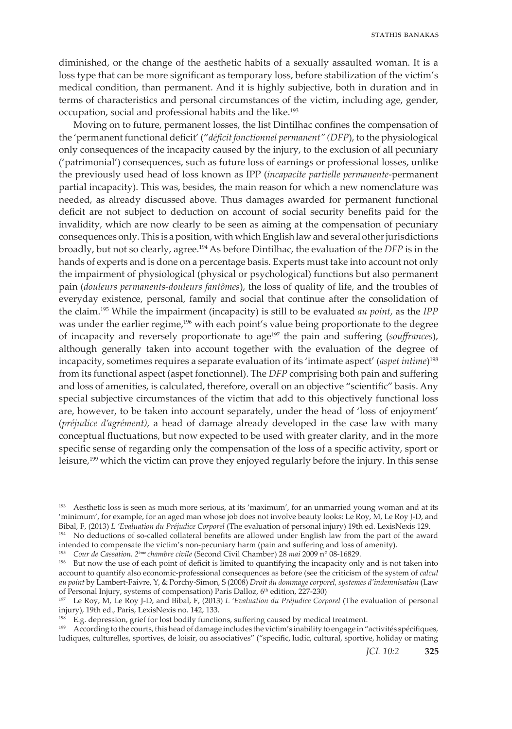diminished, or the change of the aesthetic habits of a sexually assaulted woman. It is a loss type that can be more significant as temporary loss, before stabilization of the victim's medical condition, than permanent. And it is highly subjective, both in duration and in terms of characteristics and personal circumstances of the victim, including age, gender, occupation, social and professional habits and the like.[193]

Moving on to future, permanent losses, the list Dintilhac confines the compensation of the 'permanent functional deficit' ("*déficit fonctionnel permanent" (DFP*), to the physiological only consequences of the incapacity caused by the injury, to the exclusion of all pecuniary ('patrimonial') consequences, such as future loss of earnings or professional losses, unlike the previously used head of loss known as IPP (*incapacite partielle permanente*-permanent partial incapacity). This was, besides, the main reason for which a new nomenclature was needed, as already discussed above. Thus damages awarded for permanent functional deficit are not subject to deduction on account of social security benefits paid for the invalidity, which are now clearly to be seen as aiming at the compensation of pecuniary consequences only. This is a position, with which English law and several other jurisdictions broadly, but not so clearly, agree.[194] As before Dintilhac, the evaluation of the *DFP* is in the hands of experts and is done on a percentage basis. Experts must take into account not only the impairment of physiological (physical or psychological) functions but also permanent pain (*douleurs permanents-douleurs fantômes*), the loss of quality of life, and the troubles of everyday existence, personal, family and social that continue after the consolidation of the claim.[195] While the impairment (incapacity) is still to be evaluated *au point*, as the *IPP* was under the earlier regime,[196] with each point's value being proportionate to the degree of incapacity and reversely proportionate to age[197] the pain and suffering (*souffrances*), although generally taken into account together with the evaluation of the degree of incapacity, sometimes requires a separate evaluation of its 'intimate aspect' (*aspect intime*)[198] from its functional aspect (aspet fonctionnel). The *DFP* comprising both pain and suffering and loss of amenities, is calculated, therefore, overall on an objective "scientific" basis. Any special subjective circumstances of the victim that add to this objectively functional loss are, however, to be taken into account separately, under the head of 'loss of enjoyment' (*préjudice d'agrément),* a head of damage already developed in the case law with many conceptual fluctuations, but now expected to be used with greater clarity, and in the more specific sense of regarding only the compensation of the loss of a specific activity, sport or leisure,[199] which the victim can prove they enjoyed regularly before the injury. In this sense

---

[193] Aesthetic loss is seen as much more serious, at its 'maximum', for an unmarried young woman and at its 'minimum', for example, for an aged man whose job does not involve beauty looks: Le Roy, M, Le Roy J-D, and Bibal, F, (2013) *L 'Evaluation du Préjudice Corporel* (The evaluation of personal injury) 19th ed. LexisNexis 129.

[194] No deductions of so-called collateral benefits are allowed under English law from the part of the award intended to compensate the victim's non-pecuniary harm (pain and suffering and loss of amenity).

[195] *Cour de Cassation. 2ème chambre civile* (Second Civil Chamber) 28 *mai* 2009 n° 08-16829.

[196] But now the use of each point of deficit is limited to quantifying the incapacity only and is not taken into account to quantify also economic-professional consequences as before (see the criticism of the system of *calcul au point* by Lambert-Faivre, Y, & Porchy-Simon, S (2008) *Droit du dommage corporel, systemes d'indemnisation* (Law of Personal Injury, systems of compensation) Paris Dalloz, 6th edition, 227-230)

[197] Le Roy, M, Le Roy J-D, and Bibal, F, (2013) *L 'Evaluation du Préjudice Corporel* (The evaluation of personal injury), 19th ed., Paris, LexisNexis no. 142, 133.

[198] E.g. depression, grief for lost bodily functions, suffering caused by medical treatment.

[199] According to the courts, this head of damage includes the victim's inability to engage in "activités spécifiques, ludiques, culturelles, sportives, de loisir, ou associatives" ("specific, ludic, cultural, sportive, holiday or mating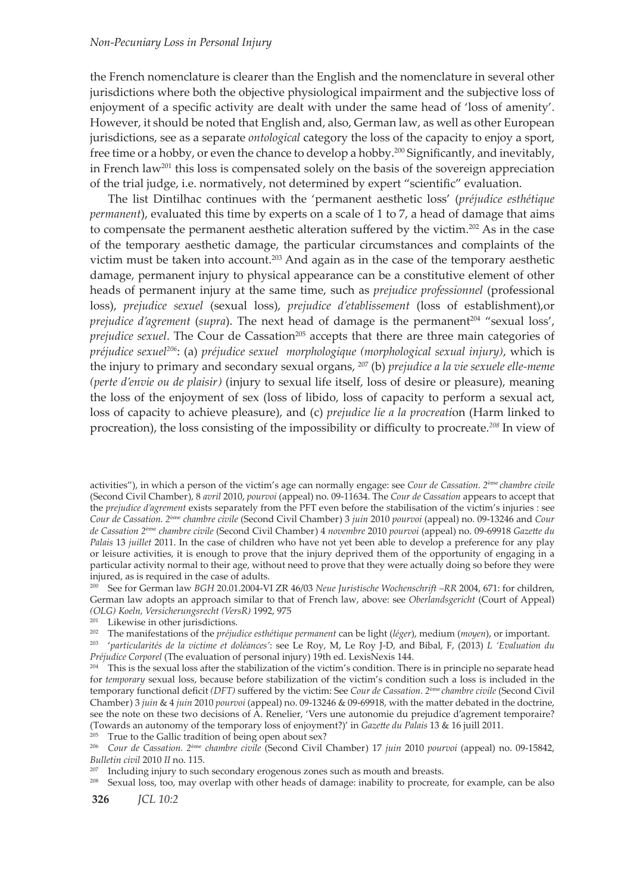the French nomenclature is clearer than the English and the nomenclature in several other jurisdictions where both the objective physiological impairment and the subjective loss of enjoyment of a specific activity are dealt with under the same head of 'loss of amenity'. However, it should be noted that English and, also, German law, as well as other European jurisdictions, see as a separate *ontological* category the loss of the capacity to enjoy a sport, free time or a hobby, or even the chance to develop a hobby.[200] Significantly, and inevitably, in French law[201] this loss is compensated solely on the basis of the sovereign appreciation of the trial judge, i.e. normatively, not determined by expert "scientific" evaluation.

The list Dintilhac continues with the 'permanent aesthetic loss' (*préjudice esthétique permanent*), evaluated this time by experts on a scale of 1 to 7, a head of damage that aims to compensate the permanent aesthetic alteration suffered by the victim.[202] As in the case of the temporary aesthetic damage, the particular circumstances and complaints of the victim must be taken into account.[203] And again as in the case of the temporary aesthetic damage, permanent injury to physical appearance can be a constitutive element of other heads of permanent injury at the same time, such as *prejudice professionnel* (professional loss), *prejudice sexuel* (sexual loss), *prejudice d'etablissement* (loss of establishment),or *prejudice d'agrement* (*supra*). The next head of damage is the permanent[204] "sexual loss', *prejudice sexuel*. The Cour de Cassation[205] accepts that there are three main categories of *préjudice sexuel*[206]: (a) *préjudice sexuel morphologique (morphological sexual injury)*, which is the injury to primary and secondary sexual organs, [207] (b) *prejudice a la vie sexuele elle-meme (perte d'envie ou de plaisir)* (injury to sexual life itself, loss of desire or pleasure), meaning the loss of the enjoyment of sex (loss of libido, loss of capacity to perform a sexual act, loss of capacity to achieve pleasure), and (c) *prejudice lie a la procreati*on (Harm linked to procreation), the loss consisting of the impossibility or difficulty to procreate.[208] In view of

---

activities"), in which a person of the victim's age can normally engage: see *Cour de Cassation. 2ème chambre civile* (Second Civil Chamber), 8 *avril* 2010, *pourvoi* (appeal) no. 09-11634. The *Cour de Cassation* appears to accept that the *prejudice d'agrement* exists separately from the PFT even before the stabilisation of the victim's injuries : see *Cour de Cassation. 2ème chambre civile* (Second Civil Chamber) 3 *juin* 2010 *pourvoi* (appeal) no. 09-13246 and *Cour de Cassation 2ème chambre civile* (Second Civil Chamber) 4 *novembre* 2010 *pourvoi* (appeal) no. 09-69918 *Gazette du Palais* 13 *juillet* 2011. In the case of children who have not yet been able to develop a preference for any play or leisure activities, it is enough to prove that the injury deprived them of the opportunity of engaging in a particular activity normal to their age, without need to prove that they were actually doing so before they were injured, as is required in the case of adults.

[200] See for German law *BGH* 20.01.2004-VI ZR 46/03 *Neue Juristische Wochenschrift –RR* 2004, 671: for children, German law adopts an approach similar to that of French law, above: see *Oberlandsgericht* (Court of Appeal) *(OLG) Koeln, Versicherungsrecht (VersR)* 1992, 975

[201] Likewise in other jurisdictions.

[202] The manifestations of the *préjudice esthétique permanent* can be light (*léger*), medium (*moyen*), or important.

[203] '*particularités de la victime et doléances'*: see Le Roy, M, Le Roy J-D, and Bibal, F, (2013) *L 'Evaluation du Préjudice Corporel* (The evaluation of personal injury) 19th ed. LexisNexis 144.

[204] This is the sexual loss after the stabilization of the victim's condition. There is in principle no separate head for *temporary* sexual loss, because before stabilization of the victim's condition such a loss is included in the temporary functional deficit *(DFT)* suffered by the victim: See *Cour de Cassation. 2ème chambre civile* (Second Civil Chamber) 3 *juin* & 4 *juin* 2010 *pourvoi* (appeal) no. 09-13246 & 09-69918, with the matter debated in the doctrine, see the note on these two decisions of A. Renelier, 'Vers une autonomie du prejudice d'agrement temporaire? (Towards an autonomy of the temporary loss of enjoyment?)' in *Gazette du Palais* 13 & 16 juill 2011.

[205] True to the Gallic tradition of being open about sex?

[206] *Cour de Cassation. 2ème chambre civile* (Second Civil Chamber) 17 *juin* 2010 *pourvoi* (appeal) no. 09-15842, *Bulletin civil* 2010 *II* no. 115.

[207] Including injury to such secondary erogenous zones such as mouth and breasts.

[208] Sexual loss, too, may overlap with other heads of damage: inability to procreate, for example, can be also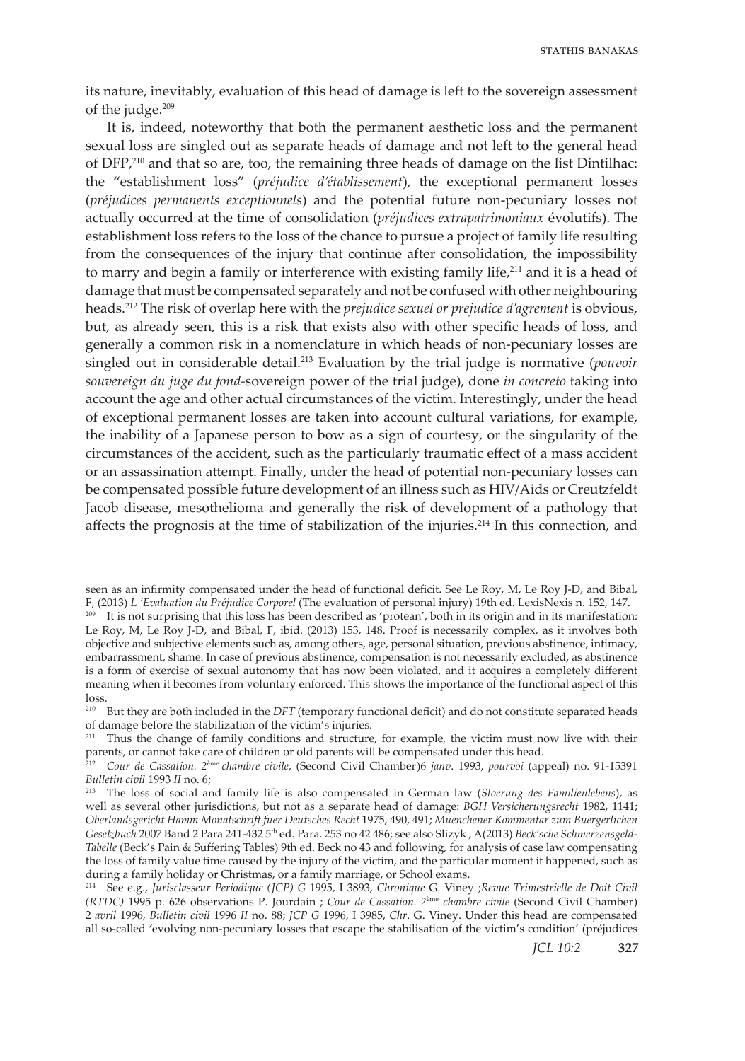its nature, inevitably, evaluation of this head of damage is left to the sovereign assessment of the judge.[209]

It is, indeed, noteworthy that both the permanent aesthetic loss and the permanent sexual loss are singled out as separate heads of damage and not left to the general head of DFP,[210] and that so are, too, the remaining three heads of damage on the list Dintilhac: the "establishment loss" (*préjudice d'établissement*), the exceptional permanent losses (*préjudices permanents exceptionnels*) and the potential future non-pecuniary losses not actually occurred at the time of consolidation (*préjudices extrapatrimoniaux* évolutifs). The establishment loss refers to the loss of the chance to pursue a project of family life resulting from the consequences of the injury that continue after consolidation, the impossibility to marry and begin a family or interference with existing family life,[211] and it is a head of damage that must be compensated separately and not be confused with other neighbouring heads.[212] The risk of overlap here with the *prejudice sexuel or prejudice d'agrement* is obvious, but, as already seen, this is a risk that exists also with other specific heads of loss, and generally a common risk in a nomenclature in which heads of non-pecuniary losses are singled out in considerable detail.[213] Evaluation by the trial judge is normative (*pouvoir souvereign du juge du fond*-sovereign power of the trial judge), done *in concreto* taking into account the age and other actual circumstances of the victim. Interestingly, under the head of exceptional permanent losses are taken into account cultural variations, for example, the inability of a Japanese person to bow as a sign of courtesy, or the singularity of the circumstances of the accident, such as the particularly traumatic effect of a mass accident or an assassination attempt. Finally, under the head of potential non-pecuniary losses can be compensated possible future development of an illness such as HIV/Aids or Creutzfeldt Jacob disease, mesothelioma and generally the risk of development of a pathology that affects the prognosis at the time of stabilization of the injuries.[214] In this connection, and

---

seen as an infirmity compensated under the head of functional deficit. See Le Roy, M, Le Roy J-D, and Bibal, F, (2013) *L 'Evaluation du Préjudice Corporel* (The evaluation of personal injury) 19th ed. LexisNexis n. 152, 147.

[209] It is not surprising that this loss has been described as 'protean', both in its origin and in its manifestation: Le Roy, M, Le Roy J-D, and Bibal, F, ibid. (2013) 153, 148. Proof is necessarily complex, as it involves both objective and subjective elements such as, among others, age, personal situation, previous abstinence, intimacy, embarrassment, shame. In case of previous abstinence, compensation is not necessarily excluded, as abstinence is a form of exercise of sexual autonomy that has now been violated, and it acquires a completely different meaning when it becomes from voluntary enforced. This shows the importance of the functional aspect of this loss.

[210] But they are both included in the *DFT* (temporary functional deficit) and do not constitute separated heads of damage before the stabilization of the victim's injuries.

[211] Thus the change of family conditions and structure, for example, the victim must now live with their parents, or cannot take care of children or old parents will be compensated under this head.

[212] *Cour de Cassation. 2ème chambre civile*, (Second Civil Chamber)6 *janv*. 1993, *pourvoi* (appeal) no. 91-15391 *Bulletin civil* 1993 *II* no. 6;

[213] The loss of social and family life is also compensated in German law (*Stoerung des Familienlebens*), as well as several other jurisdictions, but not as a separate head of damage: *BGH Versicherungsrecht* 1982, 1141; *Oberlandsgericht Hamm Monatschrift fuer Deutsches Recht* 1975, 490, 491; *Muenchener Kommentar zum Buergerlichen Gesetzbuch* 2007 Band 2 Para 241-432 5th ed. Para. 253 no 42 486; see also Slizyk , A(2013) *Beck'sche Schmerzensgeld-Tabelle* (Beck's Pain & Suffering Tables) 9th ed. Beck no 43 and following, for analysis of case law compensating the loss of family value time caused by the injury of the victim, and the particular moment it happened, such as during a family holiday or Christmas, or a family marriage, or School exams.

[214] See e.g., *Jurisclasseur Periodique (JCP) G* 1995, I 3893, *Chronique* G. Viney ;*Revue Trimestrielle de Doit Civil (RTDC)* 1995 p. 626 observations P. Jourdain ; *Cour de Cassation. 2ème chambre civile* (Second Civil Chamber) 2 *avril* 1996, *Bulletin civil* 1996 *II* no. 88; *JCP G* 1996, I 3985, *Chr*. G. Viney. Under this head are compensated all so-called 'evolving non-pecuniary losses that escape the stabilisation of the victim's condition' (préjudices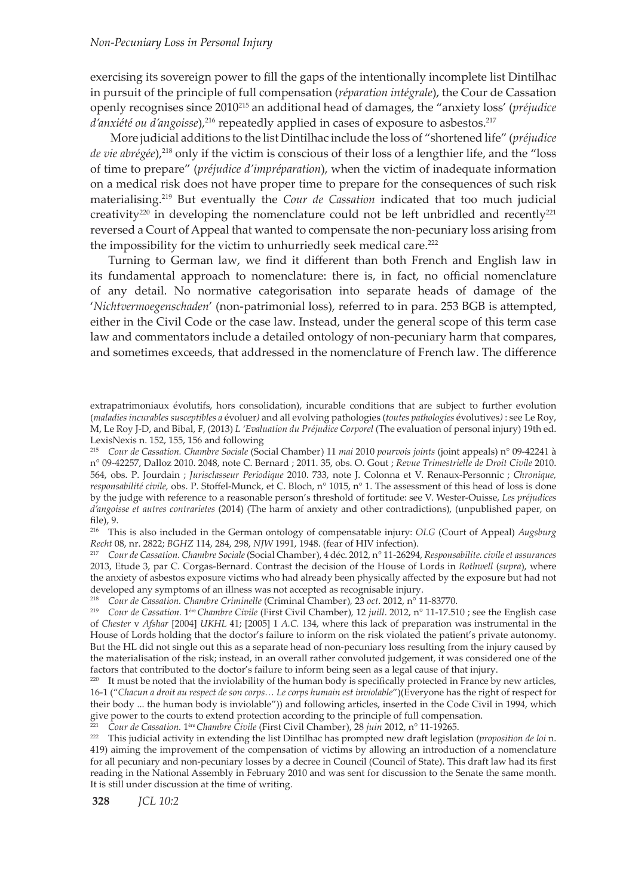exercising its sovereign power to fill the gaps of the intentionally incomplete list Dintilhac in pursuit of the principle of full compensation (*réparation intégrale*), the Cour de Cassation openly recognises since 2010[215] an additional head of damages, the "anxiety loss" (*préjudice d'anxiété ou d'angoisse*),[216] repeatedly applied in cases of exposure to asbestos.[217]

More judicial additions to the list Dintilhac include the loss of "shortened life" (*préjudice de vie abrégée*),[218] only if the victim is conscious of their loss of a lengthier life, and the "loss of time to prepare" (*préjudice d'impréparation*), when the victim of inadequate information on a medical risk does not have proper time to prepare for the consequences of such risk materialising.[219] But eventually the *Cour de Cassation* indicated that too much judicial creativity[220] in developing the nomenclature could not be left unbridled and recently[221] reversed a Court of Appeal that wanted to compensate the non-pecuniary loss arising from the impossibility for the victim to unhurriedly seek medical care.[222]

Turning to German law, we find it different than both French and English law in its fundamental approach to nomenclature: there is, in fact, no official nomenclature of any detail. No normative categorisation into separate heads of damage of the '*Nichtvermoegenschaden*' (non-patrimonial loss), referred to in para. 253 BGB is attempted, either in the Civil Code or the case law. Instead, under the general scope of this term case law and commentators include a detailed ontology of non-pecuniary harm that compares, and sometimes exceeds, that addressed in the nomenclature of French law. The difference

---

extrapatrimoniaux évolutifs, hors consolidation), incurable conditions that are subject to further evolution (*maladies incurables susceptibles a* évoluer*)* and all evolving pathologies (*toutes pathologies* évolutives*)* : see Le Roy, M, Le Roy J-D, and Bibal, F, (2013) *L 'Evaluation du Préjudice Corporel* (The evaluation of personal injury) 19th ed. LexisNexis n. 152, 155, 156 and following

[215] *Cour de Cassation. Chambre Sociale* (Social Chamber) 11 *mai* 2010 *pourvois joints* (joint appeals) n° 09-42241 à n° 09-42257, Dalloz 2010. 2048, note C. Bernard ; 2011. 35, obs. O. Gout ; *Revue Trimestrielle de Droit Civile* 2010. 564, obs. P. Jourdain ; *Jurisclasseur Periodique* 2010. 733, note J. Colonna et V. Renaux-Personnic ; *Chronique, responsabilité civile,* obs. P. Stoffel-Munck, et C. Bloch, n° 1015, n° 1. The assessment of this head of loss is done by the judge with reference to a reasonable person's threshold of fortitude: see V. Wester-Ouisse, *Les préjudices d'angoisse et autres contrarietes* (2014) (The harm of anxiety and other contradictions), (unpublished paper, on file), 9.

[216] This is also included in the German ontology of compensatable injury: *OLG* (Court of Appeal) *Augsburg Recht* 08, nr. 2822; *BGHZ* 114, 284, 298, *NJW* 1991, 1948. (fear of HIV infection).

[217] *Cour de Cassation. Chambre Sociale* (Social Chamber), 4 déc. 2012, n° 11-26294, *Responsabilite. civile et assurances* 2013, Etude 3, par C. Corgas-Bernard. Contrast the decision of the House of Lords in *Rothwell* (*supra*), where the anxiety of asbestos exposure victims who had already been physically affected by the exposure but had not developed any symptoms of an illness was not accepted as recognisable injury.

[218] *Cour de Cassation. Chambre Criminelle* (Criminal Chamber), 23 *oct*. 2012, n° 11-83770.

[219] *Cour de Cassation.* 1ère *Chambre Civile* (First Civil Chamber), 12 *juill*. 2012, n° 11-17.510 ; see the English case of *Chester* v *Afshar* [2004] *UKHL* 41; [2005] 1 *A.C.* 134, where this lack of preparation was instrumental in the House of Lords holding that the doctor's failure to inform on the risk violated the patient's private autonomy. But the HL did not single out this as a separate head of non-pecuniary loss resulting from the injury caused by the materialisation of the risk; instead, in an overall rather convoluted judgement, it was considered one of the factors that contributed to the doctor's failure to inform being seen as a legal cause of that injury.

[220] It must be noted that the inviolability of the human body is specifically protected in France by new articles, 16-1 ("*Chacun a droit au respect de son corps… Le corps humain est inviolable*")(Everyone has the right of respect for their body ... the human body is inviolable")) and following articles, inserted in the Code Civil in 1994, which give power to the courts to extend protection according to the principle of full compensation.

[221] *Cour de Cassation.* 1ère *Chambre Civile* (First Civil Chamber), 28 *juin* 2012, n° 11-19265.

[222] This judicial activity in extending the list Dintilhac has prompted new draft legislation (*proposition de loi* n. 419) aiming the improvement of the compensation of victims by allowing an introduction of a nomenclature for all pecuniary and non-pecuniary losses by a decree in Council (Council of State). This draft law had its first reading in the National Assembly in February 2010 and was sent for discussion to the Senate the same month. It is still under discussion at the time of writing.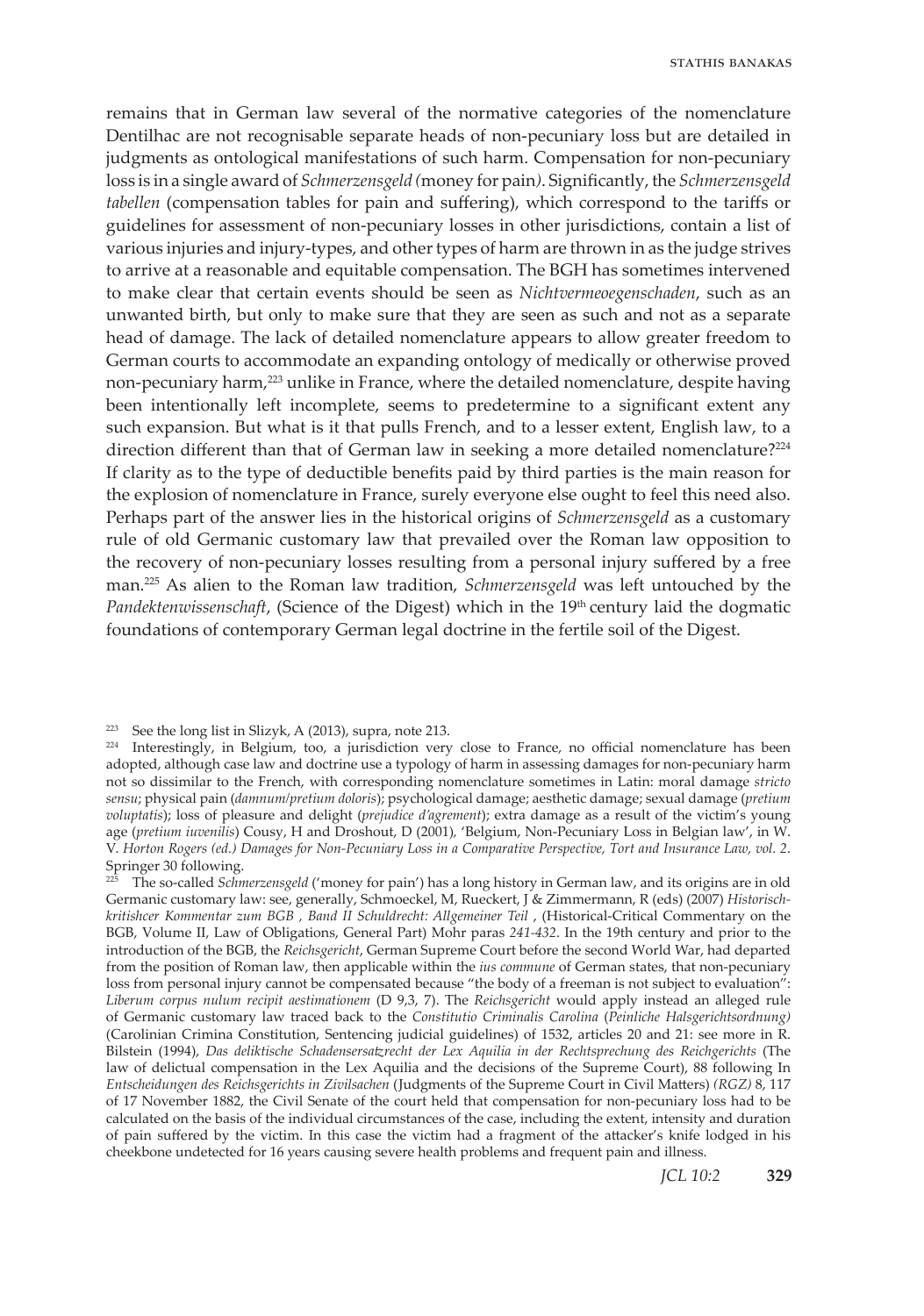remains that in German law several of the normative categories of the nomenclature Dentilhac are not recognisable separate heads of non-pecuniary loss but are detailed in judgments as ontological manifestations of such harm. Compensation for non-pecuniary loss is in a single award of *Schmerzensgeld (*money for pain*)*. Significantly, the *Schmerzensgeld tabellen* (compensation tables for pain and suffering), which correspond to the tariffs or guidelines for assessment of non-pecuniary losses in other jurisdictions, contain a list of various injuries and injury-types, and other types of harm are thrown in as the judge strives to arrive at a reasonable and equitable compensation. The BGH has sometimes intervened to make clear that certain events should be seen as *Nichtvermeoegenschaden*, such as an unwanted birth, but only to make sure that they are seen as such and not as a separate head of damage. The lack of detailed nomenclature appears to allow greater freedom to German courts to accommodate an expanding ontology of medically or otherwise proved non-pecuniary harm,[223] unlike in France, where the detailed nomenclature, despite having been intentionally left incomplete, seems to predetermine to a significant extent any such expansion. But what is it that pulls French, and to a lesser extent, English law, to a direction different than that of German law in seeking a more detailed nomenclature?[224] If clarity as to the type of deductible benefits paid by third parties is the main reason for the explosion of nomenclature in France, surely everyone else ought to feel this need also. Perhaps part of the answer lies in the historical origins of *Schmerzensgeld* as a customary rule of old Germanic customary law that prevailed over the Roman law opposition to the recovery of non-pecuniary losses resulting from a personal injury suffered by a free man.[225] As alien to the Roman law tradition, *Schmerzensgeld* was left untouched by the *Pandektenwissenschaft*, (Science of the Digest) which in the 19th century laid the dogmatic foundations of contemporary German legal doctrine in the fertile soil of the Digest.

---

[223] See the long list in Slizyk, A (2013), supra, note 213.

[224] Interestingly, in Belgium, too, a jurisdiction very close to France, no official nomenclature has been adopted, although case law and doctrine use a typology of harm in assessing damages for non-pecuniary harm not so dissimilar to the French, with corresponding nomenclature sometimes in Latin: moral damage *stricto sensu*; physical pain (*damnum/pretium doloris*); psychological damage; aesthetic damage; sexual damage (*pretium voluptatis*); loss of pleasure and delight (*prejudice d'agrement*); extra damage as a result of the victim's young age (*pretium iuvenilis*) Cousy, H and Droshout, D (2001), 'Belgium, Non-Pecuniary Loss in Belgian law', in W. V. *Horton Rogers (ed.) Damages for Non-Pecuniary Loss in a Comparative Perspective, Tort and Insurance Law, vol. 2*. Springer 30 following.

[225] The so-called *Schmerzensgeld* ('money for pain') has a long history in German law, and its origins are in old Germanic customary law: see, generally, Schmoeckel, M, Rueckert, J & Zimmermann, R (eds) (2007) *Historisch-kritishcer Kommentar zum BGB , Band II Schuldrecht: Allgemeiner Teil* , (Historical-Critical Commentary on the BGB, Volume II, Law of Obligations, General Part) Mohr paras *241-432*. In the 19th century and prior to the introduction of the BGB, the *Reichsgericht*, German Supreme Court before the second World War, had departed from the position of Roman law, then applicable within the *ius commune* of German states, that non-pecuniary loss from personal injury cannot be compensated because "the body of a freeman is not subject to evaluation": *Liberum corpus nulum recipit aestimationem* (D 9,3, 7). The *Reichsgericht* would apply instead an alleged rule of Germanic customary law traced back to the *Constitutio Criminalis Carolina* (*Peinliche Halsgerichtsordnung)* (Carolinian Crimina Constitution, Sentencing judicial guidelines) of 1532, articles 20 and 21: see more in R. Bilstein (1994), *Das deliktische Schadensersatzrecht der Lex Aquilia in der Rechtsprechung des Reichgerichts* (The law of delictual compensation in the Lex Aquilia and the decisions of the Supreme Court), 88 following In *Entscheidungen des Reichsgerichts in Zivilsachen* (Judgments of the Supreme Court in Civil Matters) *(RGZ)* 8, 117 of 17 November 1882, the Civil Senate of the court held that compensation for non-pecuniary loss had to be calculated on the basis of the individual circumstances of the case, including the extent, intensity and duration of pain suffered by the victim. In this case the victim had a fragment of the attacker's knife lodged in his cheekbone undetected for 16 years causing severe health problems and frequent pain and illness.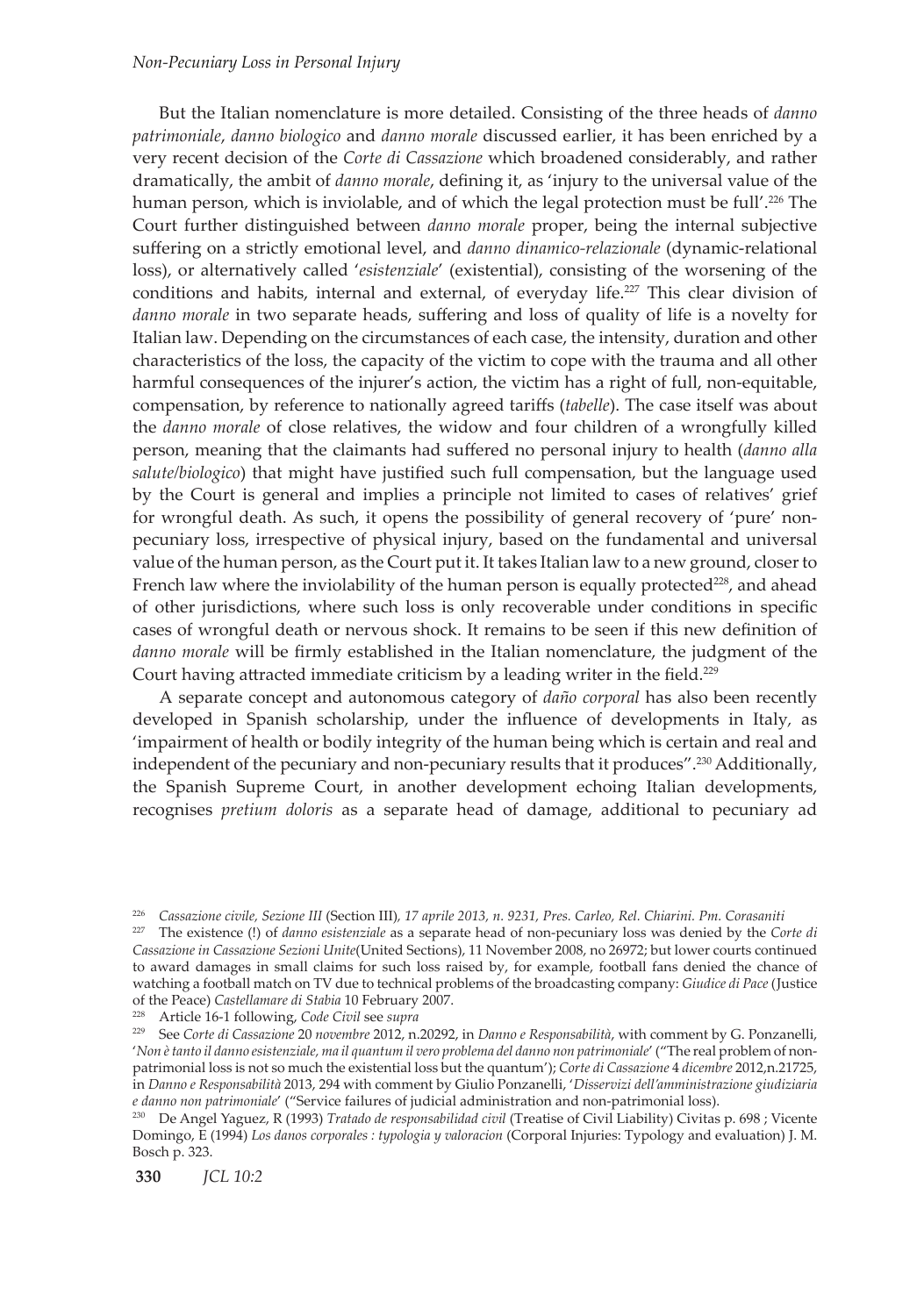But the Italian nomenclature is more detailed. Consisting of the three heads of *danno patrimoniale*, *danno biologico* and *danno morale* discussed earlier, it has been enriched by a very recent decision of the *Corte di Cassazione* which broadened considerably, and rather dramatically, the ambit of *danno morale*, defining it, as 'injury to the universal value of the human person, which is inviolable, and of which the legal protection must be full'.[226] The Court further distinguished between *danno morale* proper, being the internal subjective suffering on a strictly emotional level, and *danno dinamico-relazionale* (dynamic-relational loss), or alternatively called '*esistenziale*' (existential), consisting of the worsening of the conditions and habits, internal and external, of everyday life.[227] This clear division of *danno morale* in two separate heads, suffering and loss of quality of life is a novelty for Italian law. Depending on the circumstances of each case, the intensity, duration and other characteristics of the loss, the capacity of the victim to cope with the trauma and all other harmful consequences of the injurer's action, the victim has a right of full, non-equitable, compensation, by reference to nationally agreed tariffs (*tabelle*). The case itself was about the *danno morale* of close relatives, the widow and four children of a wrongfully killed person, meaning that the claimants had suffered no personal injury to health (*danno alla salute/biologico*) that might have justified such full compensation, but the language used by the Court is general and implies a principle not limited to cases of relatives' grief for wrongful death. As such, it opens the possibility of general recovery of 'pure' non-pecuniary loss, irrespective of physical injury, based on the fundamental and universal value of the human person, as the Court put it. It takes Italian law to a new ground, closer to French law where the inviolability of the human person is equally protected[228], and ahead of other jurisdictions, where such loss is only recoverable under conditions in specific cases of wrongful death or nervous shock. It remains to be seen if this new definition of *danno morale* will be firmly established in the Italian nomenclature, the judgment of the Court having attracted immediate criticism by a leading writer in the field.[229]

A separate concept and autonomous category of *daño corporal* has also been recently developed in Spanish scholarship, under the influence of developments in Italy, as 'impairment of health or bodily integrity of the human being which is certain and real and independent of the pecuniary and non-pecuniary results that it produces".[230] Additionally, the Spanish Supreme Court, in another development echoing Italian developments, recognises *pretium doloris* as a separate head of damage, additional to pecuniary ad

---

[226] *Cassazione civile, Sezione III* (Section III)*, 17 aprile 2013, n. 9231, Pres. Carleo, Rel. Chiarini. Pm. Corasaniti*

[227] The existence (!) of *danno esistenziale* as a separate head of non-pecuniary loss was denied by the *Corte di Cassazione in Cassazione Sezioni Unite*(United Sections), 11 November 2008, no 26972; but lower courts continued to award damages in small claims for such loss raised by, for example, football fans denied the chance of watching a football match on TV due to technical problems of the broadcasting company: *Giudice di Pace* (Justice of the Peace) *Castellamare di Stabia* 10 February 2007.

[228] Article 16-1 following, *Code Civil* see *supra*

[229] See *Corte di Cassazione* 20 *novembre* 2012, n.20292, in *Danno e Responsabilità*, with comment by G. Ponzanelli, '*Non è tanto il danno esistenziale, ma il quantum il vero problema del danno non patrimoniale*' ("The real problem of non-patrimonial loss is not so much the existential loss but the quantum'); *Corte di Cassazione* 4 *dicembre* 2012,n.21725, in *Danno e Responsabilità* 2013, 294 with comment by Giulio Ponzanelli, '*Disservizi dell'amministrazione giudiziaria e danno non patrimoniale*' ("Service failures of judicial administration and non-patrimonial loss).

[230] De Angel Yaguez, R (1993) *Tratado de responsabilidad civil* (Treatise of Civil Liability) Civitas p. 698 ; Vicente Domingo, E (1994) *Los danos corporales : typologia y valoracion* (Corporal Injuries: Typology and evaluation) J. M. Bosch p. 323.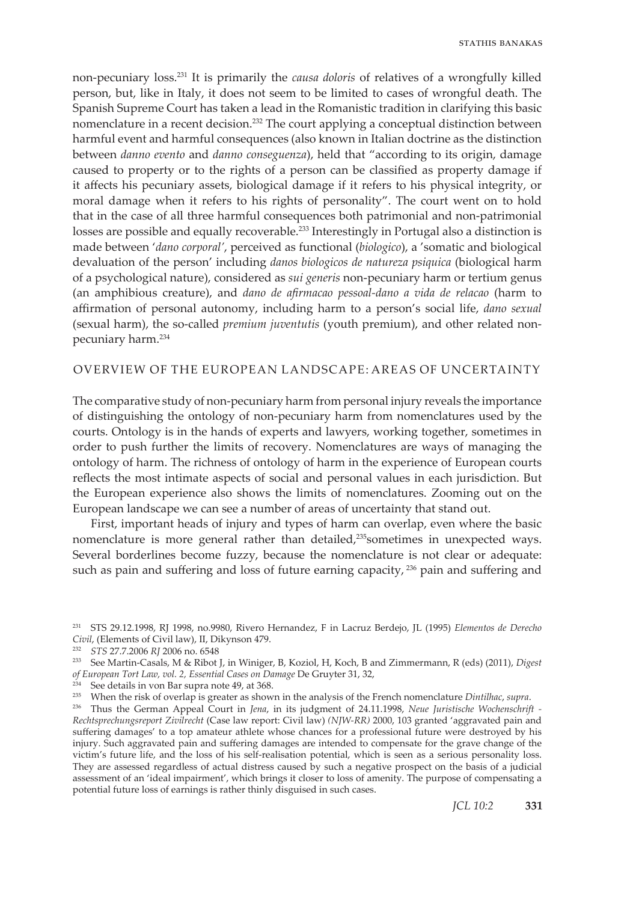non-pecuniary loss.[231] It is primarily the *causa doloris* of relatives of a wrongfully killed person, but, like in Italy, it does not seem to be limited to cases of wrongful death. The Spanish Supreme Court has taken a lead in the Romanistic tradition in clarifying this basic nomenclature in a recent decision.[232] The court applying a conceptual distinction between harmful event and harmful consequences (also known in Italian doctrine as the distinction between *danno evento* and *danno conseguenza*), held that "according to its origin, damage caused to property or to the rights of a person can be classified as property damage if it affects his pecuniary assets, biological damage if it refers to his physical integrity, or moral damage when it refers to his rights of personality". The court went on to hold that in the case of all three harmful consequences both patrimonial and non-patrimonial losses are possible and equally recoverable.[233] Interestingly in Portugal also a distinction is made between '*dano corporal'*, perceived as functional (*biologico*), a 'somatic and biological devaluation of the person' including *danos biologicos de natureza psiquica* (biological harm of a psychological nature), considered as *sui generis* non-pecuniary harm or tertium genus (an amphibious creature), and *dano de afirmacao pessoal-dano a vida de relacao* (harm to affirmation of personal autonomy, including harm to a person's social life, *dano sexual* (sexual harm), the so-called *premium juventutis* (youth premium), and other related non-pecuniary harm.[234]

## OVERVIEW OF THE EUROPEAN LANDSCAPE: AREAS OF UNCERTAINTY

The comparative study of non-pecuniary harm from personal injury reveals the importance of distinguishing the ontology of non-pecuniary harm from nomenclatures used by the courts. Ontology is in the hands of experts and lawyers, working together, sometimes in order to push further the limits of recovery. Nomenclatures are ways of managing the ontology of harm. The richness of ontology of harm in the experience of European courts reflects the most intimate aspects of social and personal values in each jurisdiction. But the European experience also shows the limits of nomenclatures. Zooming out on the European landscape we can see a number of areas of uncertainty that stand out.

First, important heads of injury and types of harm can overlap, even where the basic nomenclature is more general rather than detailed,[235]sometimes in unexpected ways. Several borderlines become fuzzy, because the nomenclature is not clear or adequate: such as pain and suffering and loss of future earning capacity, [236] pain and suffering and

---

[231] STS 29.12.1998, RJ 1998, no.9980, Rivero Hernandez, F in Lacruz Berdejo, JL (1995) *Elementos de Derecho Civil*, (Elements of Civil law), II, Dikynson 479.

[232] *STS* 27.7.2006 *RJ* 2006 no. 6548

[233] See Martin-Casals, M & Ribot J, in Winiger, B, Koziol, H, Koch, B and Zimmermann, R (eds) (2011), *Digest of European Tort Law, vol. 2, Essential Cases on Damage* De Gruyter 31, 32,

[234] See details in von Bar supra note 49, at 368.

[235] When the risk of overlap is greater as shown in the analysis of the French nomenclature *Dintilhac*, *supra*.

[236] Thus the German Appeal Court in *Jena*, in its judgment of 24.11.1998, *Neue Juristische Wochenschrift - Rechtsprechungsreport Zivilrecht* (Case law report: Civil law) *(NJW-RR)* 2000, 103 granted 'aggravated pain and suffering damages' to a top amateur athlete whose chances for a professional future were destroyed by his injury. Such aggravated pain and suffering damages are intended to compensate for the grave change of the victim's future life, and the loss of his self-realisation potential, which is seen as a serious personality loss. They are assessed regardless of actual distress caused by such a negative prospect on the basis of a judicial assessment of an 'ideal impairment', which brings it closer to loss of amenity. The purpose of compensating a potential future loss of earnings is rather thinly disguised in such cases.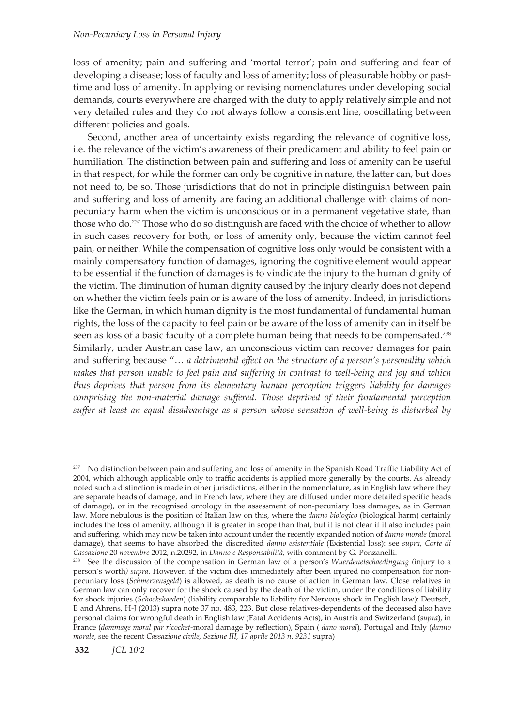loss of amenity; pain and suffering and 'mortal terror'; pain and suffering and fear of developing a disease; loss of faculty and loss of amenity; loss of pleasurable hobby or past-time and loss of amenity. In applying or revising nomenclatures under developing social demands, courts everywhere are charged with the duty to apply relatively simple and not very detailed rules and they do not always follow a consistent line, ooscillating between different policies and goals.

Second, another area of uncertainty exists regarding the relevance of cognitive loss, i.e. the relevance of the victim's awareness of their predicament and ability to feel pain or humiliation. The distinction between pain and suffering and loss of amenity can be useful in that respect, for while the former can only be cognitive in nature, the latter can, but does not need to, be so. Those jurisdictions that do not in principle distinguish between pain and suffering and loss of amenity are facing an additional challenge with claims of non-pecuniary harm when the victim is unconscious or in a permanent vegetative state, than those who do.[237] Those who do so distinguish are faced with the choice of whether to allow in such cases recovery for both, or loss of amenity only, because the victim cannot feel pain, or neither. While the compensation of cognitive loss only would be consistent with a mainly compensatory function of damages, ignoring the cognitive element would appear to be essential if the function of damages is to vindicate the injury to the human dignity of the victim. The diminution of human dignity caused by the injury clearly does not depend on whether the victim feels pain or is aware of the loss of amenity. Indeed, in jurisdictions like the German, in which human dignity is the most fundamental of fundamental human rights, the loss of the capacity to feel pain or be aware of the loss of amenity can in itself be seen as loss of a basic faculty of a complete human being that needs to be compensated.[238] Similarly, under Austrian case law, an unconscious victim can recover damages for pain and suffering because "… *a detrimental effect on the structure of a person's personality which makes that person unable to feel pain and suffering in contrast to well-being and joy and which thus deprives that person from its elementary human perception triggers liability for damages comprising the non-material damage suffered. Those deprived of their fundamental perception suffer at least an equal disadvantage as a person whose sensation of well-being is disturbed by*

[237] No distinction between pain and suffering and loss of amenity in the Spanish Road Traffic Liability Act of 2004, which although applicable only to traffic accidents is applied more generally by the courts. As already noted such a distinction is made in other jurisdictions, either in the nomenclature, as in English law where they are separate heads of damage, and in French law, where they are diffused under more detailed specific heads of damage), or in the recognised ontology in the assessment of non-pecuniary loss damages, as in German law. More nebulous is the position of Italian law on this, where the *danno biologico* (biological harm) certainly includes the loss of amenity, although it is greater in scope than that, but it is not clear if it also includes pain and suffering, which may now be taken into account under the recently expanded notion of *danno morale* (moral damage), that seems to have absorbed the discredited *danno esistentiale* (Existential loss): see *supra*, *Corte di Cassazione* 20 *novembre* 2012, n.20292, in *Danno e Responsabilità*, with comment by G. Ponzanelli.

[238] See the discussion of the compensation in German law of a person's *Wuerdenetschaedingung (*injury to a person's worth*) supra*. However, if the victim dies immediately after been injured no compensation for non-pecuniary loss (*Schmerzensgeld*) is allowed, as death is no cause of action in German law. Close relatives in German law can only recover for the shock caused by the death of the victim, under the conditions of liability for shock injuries (*Schockshaeden*) (liability comparable to liability for Nervous shock in English law): Deutsch, E and Ahrens, H-J (2013) supra note 37 no. 483, 223. But close relatives-dependents of the deceased also have personal claims for wrongful death in English law (Fatal Accidents Acts), in Austria and Switzerland (*supra*), in France (*dommage moral par ricochet*-moral damage by reflection), Spain ( *dano moral*), Portugal and Italy (*danno morale*, see the recent *Cassazione civile, Sezione III, 17 aprile 2013 n. 9231* supra)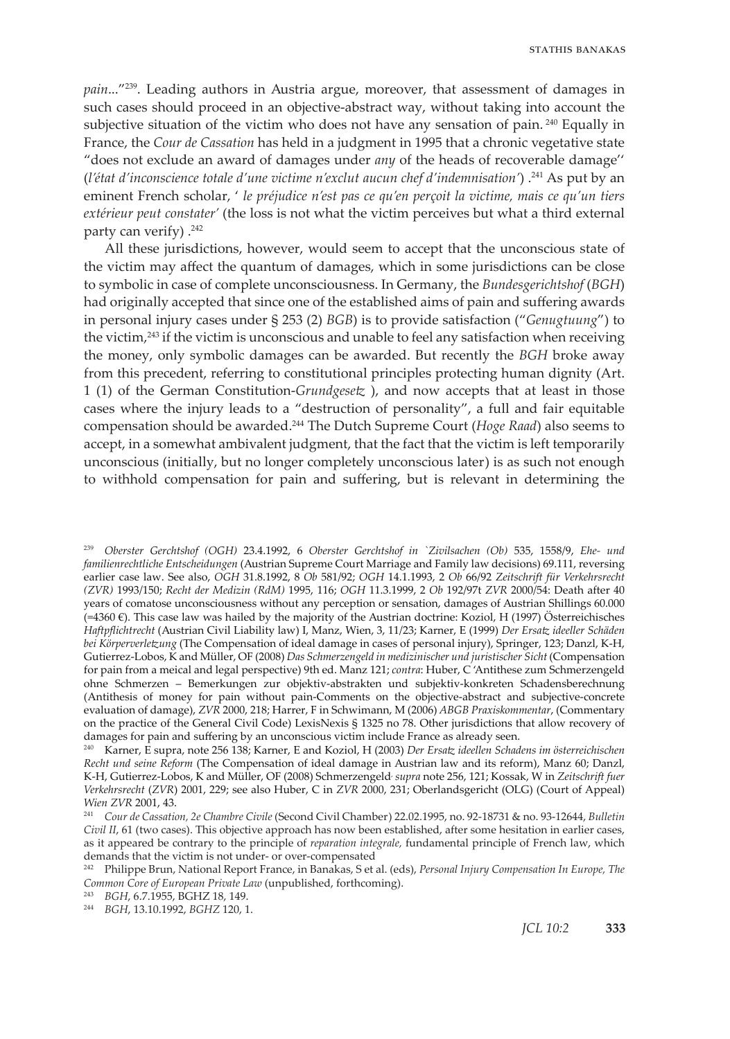*pain*..."[239]. Leading authors in Austria argue, moreover, that assessment of damages in such cases should proceed in an objective-abstract way, without taking into account the subjective situation of the victim who does not have any sensation of pain. [240] Equally in France, the *Cour de Cassation* has held in a judgment in 1995 that a chronic vegetative state "does not exclude an award of damages under *any* of the heads of recoverable damage'' (*l'état d'inconscience totale d'une victime n'exclut aucun chef d'indemnisation'*) .[241] As put by an eminent French scholar, ' *le préjudice n'est pas ce qu'en perçoit la victime, mais ce qu'un tiers extérieur peut constater'* (the loss is not what the victim perceives but what a third external party can verify) .[242]

All these jurisdictions, however, would seem to accept that the unconscious state of the victim may affect the quantum of damages, which in some jurisdictions can be close to symbolic in case of complete unconsciousness. In Germany, the *Bundesgerichtshof* (*BGH*) had originally accepted that since one of the established aims of pain and suffering awards in personal injury cases under § 253 (2) *BGB*) is to provide satisfaction ("*Genugtuung*") to the victim,[243] if the victim is unconscious and unable to feel any satisfaction when receiving the money, only symbolic damages can be awarded. But recently the *BGH* broke away from this precedent, referring to constitutional principles protecting human dignity (Art. 1 (1) of the German Constitution-*Grundgesetz* ), and now accepts that at least in those cases where the injury leads to a "destruction of personality", a full and fair equitable compensation should be awarded.[244] The Dutch Supreme Court (*Hoge Raad*) also seems to accept, in a somewhat ambivalent judgment, that the fact that the victim is left temporarily unconscious (initially, but no longer completely unconscious later) is as such not enough to withhold compensation for pain and suffering, but is relevant in determining the

---

[239] *Oberster Gerchtshof (OGH)* 23.4.1992, 6 *Oberster Gerchtshof in `Zivilsachen (Ob)* 535, 1558/9, *Ehe- und familienrechtliche Entscheidungen* (Austrian Supreme Court Marriage and Family law decisions) 69.111, reversing earlier case law. See also, *OGH* 31.8.1992, 8 *Ob* 581/92; *OGH* 14.1.1993, 2 *Ob* 66/92 *Zeitschrift für Verkehrsrecht (ZVR)* 1993/150; *Recht der Medizin (RdM)* 1995, 116; *OGH* 11.3.1999, 2 *Ob* 192/97t *ZVR* 2000/54: Death after 40 years of comatose unconsciousness without any perception or sensation, damages of Austrian Shillings 60.000 (=4360 €). This case law was hailed by the majority of the Austrian doctrine: Koziol, H (1997) Österreichisches *Haftpflichtrecht* (Austrian Civil Liability law) I, Manz, Wien, 3, 11/23; Karner, E (1999) *Der Ersatz ideeller Schäden bei Körperverletzung* (The Compensation of ideal damage in cases of personal injury), Springer, 123; Danzl, K-H, Gutierrez-Lobos, K and Müller, OF (2008) *Das Schmerzengeld in medizinischer und juristischer Sicht* (Compensation for pain from a meical and legal perspective) 9th ed. Manz 121; *contra*: Huber, C 'Antithese zum Schmerzengeld ohne Schmerzen – Bemerkungen zur objektiv-abstrakten und subjektiv-konkreten Schadensberechnung (Antithesis of money for pain without pain-Comments on the objective-abstract and subjective-concrete evaluation of damage), *ZVR* 2000, 218; Harrer, F in Schwimann, M (2006) *ABGB Praxiskommentar*, (Commentary on the practice of the General Civil Code) LexisNexis § 1325 no 78. Other jurisdictions that allow recovery of damages for pain and suffering by an unconscious victim include France as already seen.

[240] Karner, E supra, note 256 138; Karner, E and Koziol, H (2003) *Der Ersatz ideellen Schadens im österreichischen Recht und seine Reform* (The Compensation of ideal damage in Austrian law and its reform), Manz 60; Danzl, K-H, Gutierrez-Lobos, K and Müller, OF (2008) Schmerzengeld*, supra* note 256, 121; Kossak, W in *Zeitschrift fuer Verkehrsrecht* (*ZVR*) 2001, 229; see also Huber, C in *ZVR* 2000, 231; Oberlandsgericht (OLG) (Court of Appeal) *Wien ZVR* 2001, 43.

[241] *Cour de Cassation, 2e Chambre Civile* (Second Civil Chamber) 22.02.1995, no. 92-18731 & no. 93-12644, *Bulletin Civil II*, 61 (two cases). This objective approach has now been established, after some hesitation in earlier cases, as it appeared be contrary to the principle of *reparation integrale,* fundamental principle of French law, which demands that the victim is not under- or over-compensated

[242] Philippe Brun, National Report France, in Banakas, S et al. (eds), *Personal Injury Compensation In Europe, The Common Core of European Private Law* (unpublished, forthcoming).

[243] *BGH*, 6.7.1955, BGHZ 18, 149.

[244] *BGH*, 13.10.1992, *BGHZ* 120, 1.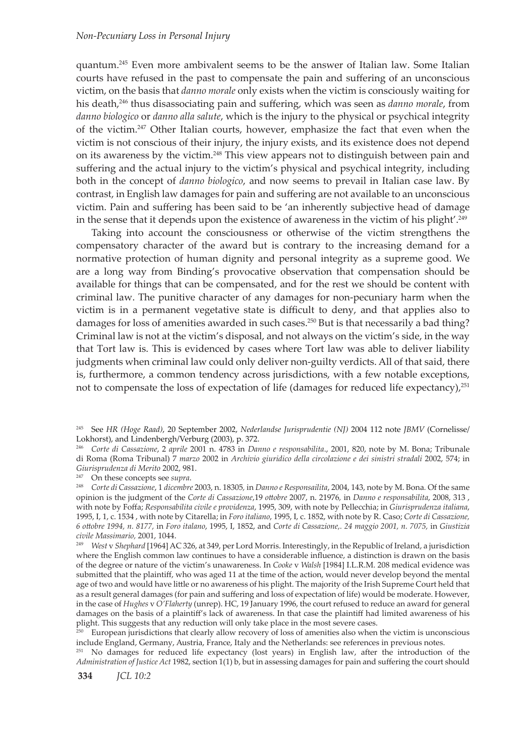quantum.[245] Even more ambivalent seems to be the answer of Italian law. Some Italian courts have refused in the past to compensate the pain and suffering of an unconscious victim, on the basis that *danno morale* only exists when the victim is consciously waiting for his death,[246] thus disassociating pain and suffering, which was seen as *danno morale*, from *danno biologico* or *danno alla salute*, which is the injury to the physical or psychical integrity of the victim.[247] Other Italian courts, however, emphasize the fact that even when the victim is not conscious of their injury, the injury exists, and its existence does not depend on its awareness by the victim.[248] This view appears not to distinguish between pain and suffering and the actual injury to the victim's physical and psychical integrity, including both in the concept of *danno biologico*, and now seems to prevail in Italian case law. By contrast, in English law damages for pain and suffering are not available to an unconscious victim. Pain and suffering has been said to be 'an inherently subjective head of damage in the sense that it depends upon the existence of awareness in the victim of his plight'.[249]

Taking into account the consciousness or otherwise of the victim strengthens the compensatory character of the award but is contrary to the increasing demand for a normative protection of human dignity and personal integrity as a supreme good. We are a long way from Binding's provocative observation that compensation should be available for things that can be compensated, and for the rest we should be content with criminal law. The punitive character of any damages for non-pecuniary harm when the victim is in a permanent vegetative state is difficult to deny, and that applies also to damages for loss of amenities awarded in such cases.[250] But is that necessarily a bad thing? Criminal law is not at the victim's disposal, and not always on the victim's side, in the way that Tort law is. This is evidenced by cases where Tort law was able to deliver liability judgments when criminal law could only deliver non-guilty verdicts. All of that said, there is, furthermore, a common tendency across jurisdictions, with a few notable exceptions, not to compensate the loss of expectation of life (damages for reduced life expectancy),[251]

---

[245] See *HR (Hoge Raad)*, 20 September 2002, *Nederlandse Jurisprudentie (NJ)* 2004 112 note *JBMV* (Cornelisse/Lokhorst), and Lindenbergh/Verburg (2003), p. 372.

[246] *Corte di Cassazione*, 2 *aprile* 2001 n. 4783 in *Danno e responsabilita*., 2001, 820, note by M. Bona; Tribunale di Roma (Roma Tribunal) 7 *marzo* 2002 in *Archivio giuridico della circolazione e dei sinistri stradali* 2002, 574; in *Giurisprudenza di Merito* 2002, 981.

[247] On these concepts see *supra*.

[248] *Corte di Cassazione*, 1 *dicembre* 2003, n. 18305*,* in *Danno e Responsailita*, 2004, 143, note by M. Bona*.* Of the same opinion is the judgment of the *Corte di Cassazione*,19 *ottobre* 2007, n. 21976*,* in *Danno e responsabilita*, 2008, 313 , with note by Foffa; *Responsabilita civile e providenza*, 1995, 309, with note by Pellecchia; in *Giurisprudenza italiana*, 1995, I, 1, c. 1534 , with note by Citarella; in *Foro italiano*, 1995, I, c. 1852, with note by R. Caso; *Corte di Cassazione, 6 ottobre 1994, n. 8177,* in *Foro italano*, 1995, I, 1852, and *Corte di Cassazione,. 24 maggio 2001, n. 7075,* in *Giustizia civile Massimario,* 2001, 1044.

[249] *West* v *Shephard* [1964] AC 326, at 349, per Lord Morris. Interestingly, in the Republic of Ireland, a jurisdiction where the English common law continues to have a considerable influence, a distinction is drawn on the basis of the degree or nature of the victim's unawareness. In *Cooke* v *Walsh* [1984] I.L.R.M. 208 medical evidence was submitted that the plaintiff, who was aged 11 at the time of the action, would never develop beyond the mental age of two and would have little or no awareness of his plight. The majority of the Irish Supreme Court held that as a result general damages (for pain and suffering and loss of expectation of life) would be moderate. However, in the case of *Hughes* v *O'Flaherty* (unrep). HC, 19 January 1996, the court refused to reduce an award for general damages on the basis of a plaintiff's lack of awareness. In that case the plaintiff had limited awareness of his plight. This suggests that any reduction will only take place in the most severe cases.

[250] European jurisdictions that clearly allow recovery of loss of amenities also when the victim is unconscious include England, Germany, Austria, France, Italy and the Netherlands: see references in previous notes.

[251] No damages for reduced life expectancy (lost years) in English law, after the introduction of the *Administration of Justice Act* 1982, section 1(1) b, but in assessing damages for pain and suffering the court should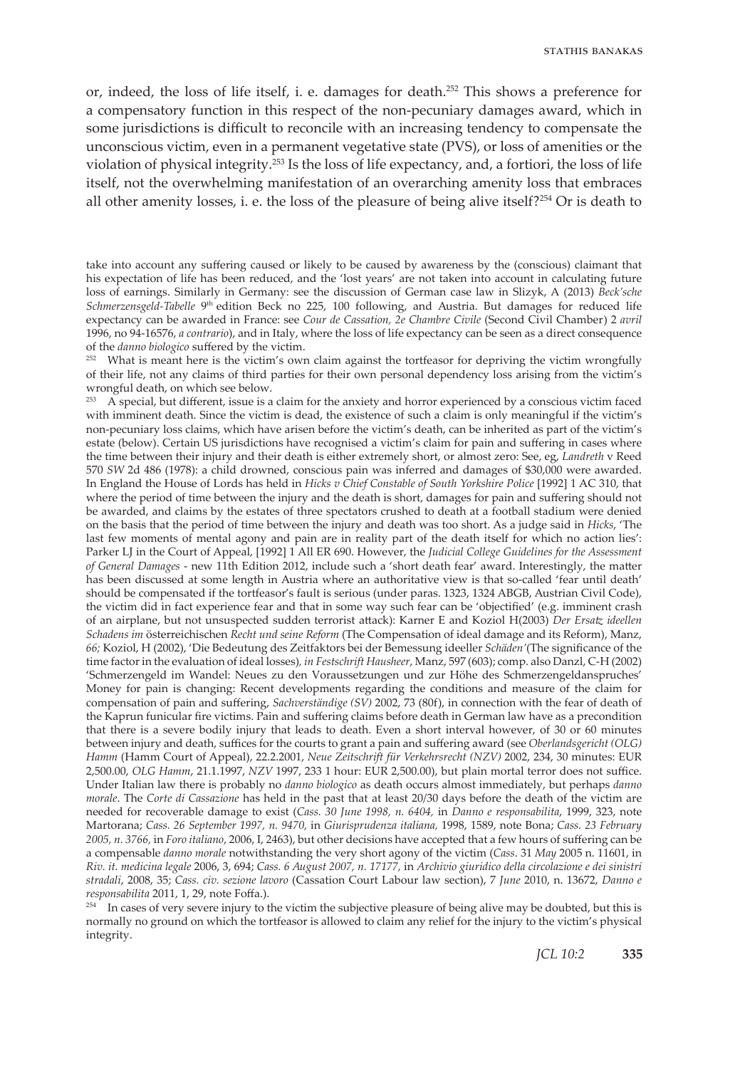or, indeed, the loss of life itself, i. e. damages for death.[252] This shows a preference for a compensatory function in this respect of the non-pecuniary damages award, which in some jurisdictions is difficult to reconcile with an increasing tendency to compensate the unconscious victim, even in a permanent vegetative state (PVS), or loss of amenities or the violation of physical integrity.[253] Is the loss of life expectancy, and, a fortiori, the loss of life itself, not the overwhelming manifestation of an overarching amenity loss that embraces all other amenity losses, i. e. the loss of the pleasure of being alive itself?[254] Or is death to

---

take into account any suffering caused or likely to be caused by awareness by the (conscious) claimant that his expectation of life has been reduced, and the 'lost years' are not taken into account in calculating future loss of earnings. Similarly in Germany: see the discussion of German case law in Slizyk, A (2013) *Beck'sche Schmerzensgeld-Tabelle* 9th edition Beck no 225, 100 following, and Austria. But damages for reduced life expectancy can be awarded in France: see *Cour de Cassation, 2e Chambre Civile* (Second Civil Chamber) 2 *avril* 1996, no 94-16576, *a contrario*), and in Italy, where the loss of life expectancy can be seen as a direct consequence of the *danno biologico* suffered by the victim.

[252] What is meant here is the victim's own claim against the tortfeasor for depriving the victim wrongfully of their life, not any claims of third parties for their own personal dependency loss arising from the victim's wrongful death, on which see below.

[253] A special, but different, issue is a claim for the anxiety and horror experienced by a conscious victim faced with imminent death. Since the victim is dead, the existence of such a claim is only meaningful if the victim's non-pecuniary loss claims, which have arisen before the victim's death, can be inherited as part of the victim's estate (below). Certain US jurisdictions have recognised a victim's claim for pain and suffering in cases where the time between their injury and their death is either extremely short, or almost zero: See, eg, *Landreth* v Reed 570 *SW* 2d 486 (1978): a child drowned, conscious pain was inferred and damages of $30,000 were awarded. In England the House of Lords has held in *Hicks v Chief Constable of South Yorkshire Police* [1992] 1 AC 310, that where the period of time between the injury and the death is short, damages for pain and suffering should not be awarded, and claims by the estates of three spectators crushed to death at a football stadium were denied on the basis that the period of time between the injury and death was too short. As a judge said in *Hicks*, 'The last few moments of mental agony and pain are in reality part of the death itself for which no action lies': Parker LJ in the Court of Appeal, [1992] 1 All ER 690. However, the *Judicial College Guidelines for the Assessment of General Damages* - new 11th Edition 2012, include such a 'short death fear' award. Interestingly, the matter has been discussed at some length in Austria where an authoritative view is that so-called 'fear until death' should be compensated if the tortfeasor's fault is serious (under paras. 1323, 1324 ABGB, Austrian Civil Code), the victim did in fact experience fear and that in some way such fear can be 'objectified' (e.g. imminent crash of an airplane, but not unsuspected sudden terrorist attack): Karner E and Koziol H(2003) *Der Ersatz ideellen Schadens im* österreichischen *Recht und seine Reform* (The Compensation of ideal damage and its Reform), Manz, *66;* Koziol, H (2002), 'Die Bedeutung des Zeitfaktors bei der Bemessung ideeller *Schäden'*(The significance of the time factor in the evaluation of ideal losses)*, in Festschrift Hausheer*, Manz, 597 (603); comp. also Danzl, C-H (2002) 'Schmerzengeld im Wandel: Neues zu den Voraussetzungen und zur Höhe des Schmerzengeldanspruches' Money for pain is changing: Recent developments regarding the conditions and measure of the claim for compensation of pain and suffering, *Sachverständige (SV)* 2002, 73 (80f), in connection with the fear of death of the Kaprun funicular fire victims. Pain and suffering claims before death in German law have as a precondition that there is a severe bodily injury that leads to death. Even a short interval however, of 30 or 60 minutes between injury and death, suffices for the courts to grant a pain and suffering award (see *Oberlandsgericht (OLG) Hamm* (Hamm Court of Appeal), 22.2.2001, *Neue Zeitschrift für Verkehrsrecht (NZV)* 2002, 234, 30 minutes: EUR 2,500.00, *OLG Hamm*, 21.1.1997, *NZV* 1997, 233 1 hour: EUR 2,500.00), but plain mortal terror does not suffice. Under Italian law there is probably no *danno biologico* as death occurs almost immediately, but perhaps *danno morale*. The *Corte di Cassazione* has held in the past that at least 20/30 days before the death of the victim are needed for recoverable damage to exist (*Cass. 30 June 1998, n. 6404,* in *Danno e responsabilita*, 1999, 323, note Martorana; *Cass. 26 September 1997, n. 9470,* in *Giurisprudenza italiana,* 1998, 1589, note Bona; *Cass. 23 February 2005, n. 3766,* in *Foro italiano*, 2006, I, 2463), but other decisions have accepted that a few hours of suffering can be a compensable *danno morale* notwithstanding the very short agony of the victim (*Cass*. 31 *May* 2005 n. 11601, in *Riv. it. medicina legale* 2006, 3, 694; *Cass. 6 August 2007, n. 17177,* in *Archivio giuridico della circolazione e dei sinistri stradali*, 2008, 35; *Cass. civ. sezione lavoro* (Cassation Court Labour law section), 7 *June* 2010, n. 13672, *Danno e responsabilita* 2011, 1, 29, note Foffa.).

[254] In cases of very severe injury to the victim the subjective pleasure of being alive may be doubted, but this is normally no ground on which the tortfeasor is allowed to claim any relief for the injury to the victim's physical integrity.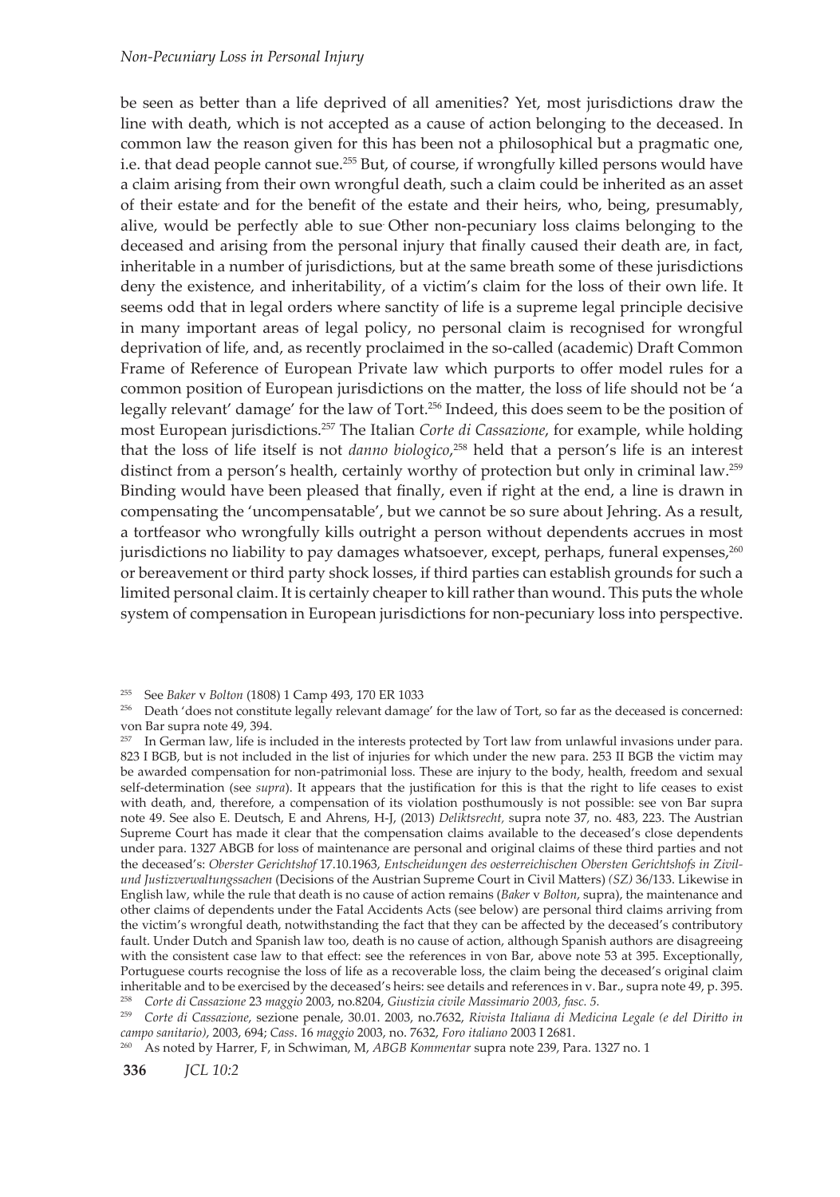be seen as better than a life deprived of all amenities? Yet, most jurisdictions draw the line with death, which is not accepted as a cause of action belonging to the deceased. In common law the reason given for this has been not a philosophical but a pragmatic one, i.e. that dead people cannot sue.[255] But, of course, if wrongfully killed persons would have a claim arising from their own wrongful death, such a claim could be inherited as an asset of their estate and for the benefit of the estate and their heirs, who, being, presumably, alive, would be perfectly able to sue. Other non-pecuniary loss claims belonging to the deceased and arising from the personal injury that finally caused their death are, in fact, inheritable in a number of jurisdictions, but at the same breath some of these jurisdictions deny the existence, and inheritability, of a victim's claim for the loss of their own life. It seems odd that in legal orders where sanctity of life is a supreme legal principle decisive in many important areas of legal policy, no personal claim is recognised for wrongful deprivation of life, and, as recently proclaimed in the so-called (academic) Draft Common Frame of Reference of European Private law which purports to offer model rules for a common position of European jurisdictions on the matter, the loss of life should not be 'a legally relevant' damage' for the law of Tort.[256] Indeed, this does seem to be the position of most European jurisdictions.[257] The Italian *Corte di Cassazione*, for example, while holding that the loss of life itself is not *danno biologico*,[258] held that a person's life is an interest distinct from a person's health, certainly worthy of protection but only in criminal law.[259] Binding would have been pleased that finally, even if right at the end, a line is drawn in compensating the 'uncompensatable', but we cannot be so sure about Jehring. As a result, a tortfeasor who wrongfully kills outright a person without dependents accrues in most jurisdictions no liability to pay damages whatsoever, except, perhaps, funeral expenses,[260] or bereavement or third party shock losses, if third parties can establish grounds for such a limited personal claim. It is certainly cheaper to kill rather than wound. This puts the whole system of compensation in European jurisdictions for non-pecuniary loss into perspective.

[255] See *Baker* v *Bolton* (1808) 1 Camp 493, 170 ER 1033

[256] Death 'does not constitute legally relevant damage' for the law of Tort, so far as the deceased is concerned: von Bar supra note 49, 394.

[257] In German law, life is included in the interests protected by Tort law from unlawful invasions under para. 823 I BGB, but is not included in the list of injuries for which under the new para. 253 II BGB the victim may be awarded compensation for non-patrimonial loss. These are injury to the body, health, freedom and sexual self-determination (see *supra*). It appears that the justification for this is that the right to life ceases to exist with death, and, therefore, a compensation of its violation posthumously is not possible: see von Bar supra note 49. See also E. Deutsch, E and Ahrens, H-J, (2013) *Deliktsrecht*, supra note 37, no. 483, 223. The Austrian Supreme Court has made it clear that the compensation claims available to the deceased's close dependents under para. 1327 ABGB for loss of maintenance are personal and original claims of these third parties and not the deceased's: *Oberster Gerichtshof* 17.10.1963, *Entscheidungen des oesterreichischen Obersten Gerichtshofs in Zivil- und Justizverwaltungssachen* (Decisions of the Austrian Supreme Court in Civil Matters) *(SZ)* 36/133. Likewise in English law, while the rule that death is no cause of action remains (*Baker* v *Bolton*, supra), the maintenance and other claims of dependents under the Fatal Accidents Acts (see below) are personal third claims arriving from the victim's wrongful death, notwithstanding the fact that they can be affected by the deceased's contributory fault. Under Dutch and Spanish law too, death is no cause of action, although Spanish authors are disagreeing with the consistent case law to that effect: see the references in von Bar, above note 53 at 395. Exceptionally, Portuguese courts recognise the loss of life as a recoverable loss, the claim being the deceased's original claim inheritable and to be exercised by the deceased's heirs: see details and references in v. Bar., supra note 49, p. 395.

[258] *Corte di Cassazione* 23 *maggio* 2003, no.8204, *Giustizia civile Massimario 2003, fasc. 5.*

[259] *Corte di Cassazione*, sezione penale, 30.01. 2003, no.7632, *Rivista Italiana di Medicina Legale (e del Diritto in campo sanitario)*, 2003, 694; *Cass.* 16 *maggio* 2003, no. 7632, *Foro italiano* 2003 I 2681.

[260] As noted by Harrer, F, in Schwiman, M, *ABGB Kommentar* supra note 239, Para. 1327 no. 1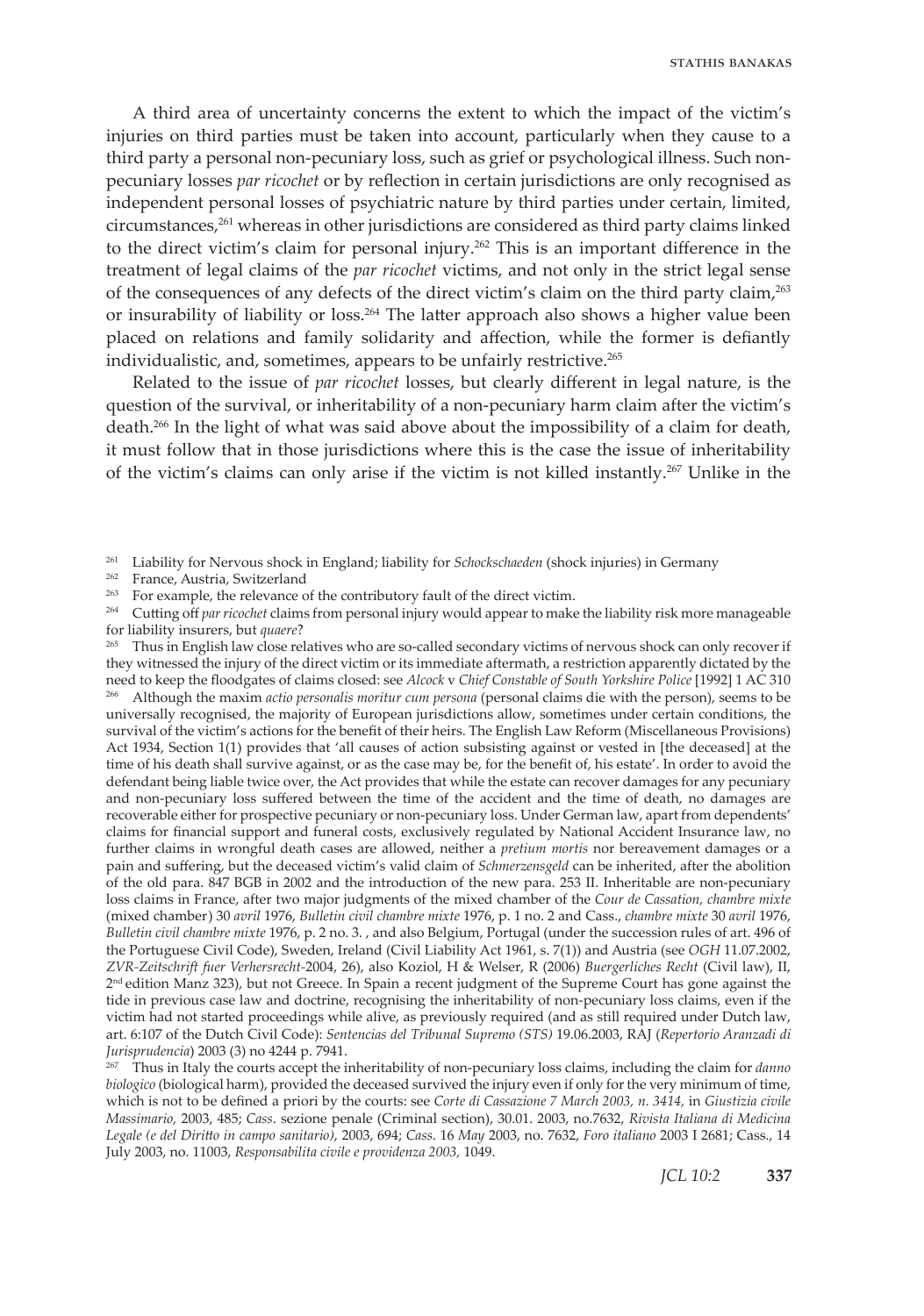A third area of uncertainty concerns the extent to which the impact of the victim's injuries on third parties must be taken into account, particularly when they cause to a third party a personal non-pecuniary loss, such as grief or psychological illness. Such non-pecuniary losses *par ricochet* or by reflection in certain jurisdictions are only recognised as independent personal losses of psychiatric nature by third parties under certain, limited, circumstances,[261] whereas in other jurisdictions are considered as third party claims linked to the direct victim's claim for personal injury.[262] This is an important difference in the treatment of legal claims of the *par ricochet* victims, and not only in the strict legal sense of the consequences of any defects of the direct victim's claim on the third party claim,[263] or insurability of liability or loss.[264] The latter approach also shows a higher value been placed on relations and family solidarity and affection, while the former is defiantly individualistic, and, sometimes, appears to be unfairly restrictive.[265]

Related to the issue of *par ricochet* losses, but clearly different in legal nature, is the question of the survival, or inheritability of a non-pecuniary harm claim after the victim's death.[266] In the light of what was said above about the impossibility of a claim for death, it must follow that in those jurisdictions where this is the case the issue of inheritability of the victim's claims can only arise if the victim is not killed instantly.[267] Unlike in the

[261] Liability for Nervous shock in England; liability for *Schockschaeden* (shock injuries) in Germany

[262] France, Austria, Switzerland

[263] For example, the relevance of the contributory fault of the direct victim.

[264] Cutting off *par ricochet* claims from personal injury would appear to make the liability risk more manageable for liability insurers, but *quaere*?

[265] Thus in English law close relatives who are so-called secondary victims of nervous shock can only recover if they witnessed the injury of the direct victim or its immediate aftermath, a restriction apparently dictated by the need to keep the floodgates of claims closed: see *Alcock* v *Chief Constable of South Yorkshire Police* [1992] 1 AC 310

[266] Although the maxim *actio personalis moritur cum persona* (personal claims die with the person), seems to be universally recognised, the majority of European jurisdictions allow, sometimes under certain conditions, the survival of the victim's actions for the benefit of their heirs. The English Law Reform (Miscellaneous Provisions) Act 1934, Section 1(1) provides that 'all causes of action subsisting against or vested in [the deceased] at the time of his death shall survive against, or as the case may be, for the benefit of, his estate'. In order to avoid the defendant being liable twice over, the Act provides that while the estate can recover damages for any pecuniary and non-pecuniary loss suffered between the time of the accident and the time of death, no damages are recoverable either for prospective pecuniary or non-pecuniary loss. Under German law, apart from dependents' claims for financial support and funeral costs, exclusively regulated by National Accident Insurance law, no further claims in wrongful death cases are allowed, neither a *pretium mortis* nor bereavement damages or a pain and suffering, but the deceased victim's valid claim of *Schmerzensgeld* can be inherited, after the abolition of the old para. 847 BGB in 2002 and the introduction of the new para. 253 II. Inheritable are non-pecuniary loss claims in France, after two major judgments of the mixed chamber of the *Cour de Cassation, chambre mixte* (mixed chamber) 30 *avril* 1976, *Bulletin civil chambre mixte* 1976, p. 1 no. 2 and Cass., *chambre mixte* 30 *avril* 1976, *Bulletin civil chambre mixte* 1976, p. 2 no. 3. , and also Belgium, Portugal (under the succession rules of art. 496 of the Portuguese Civil Code), Sweden, Ireland (Civil Liability Act 1961, s. 7(1)) and Austria (see *OGH* 11.07.2002, *ZVR-Zeitschrift fuer Verhersrecht*-2004, 26), also Koziol, H & Welser, R (2006) *Buergerliches Recht* (Civil law), II, 2nd edition Manz 323), but not Greece. In Spain a recent judgment of the Supreme Court has gone against the tide in previous case law and doctrine, recognising the inheritability of non-pecuniary loss claims, even if the victim had not started proceedings while alive, as previously required (and as still required under Dutch law, art. 6:107 of the Dutch Civil Code): *Sentencias del Tribunal Supremo (STS)* 19.06.2003, RAJ (*Repertorio Aranzadi di Jurisprudencia*) 2003 (3) no 4244 p. 7941.

[267] Thus in Italy the courts accept the inheritability of non-pecuniary loss claims, including the claim for *danno biologico* (biological harm), provided the deceased survived the injury even if only for the very minimum of time, which is not to be defined a priori by the courts: see *Corte di Cassazione 7 March 2003, n. 3414*, in *Giustizia civile Massimario,* 2003, 485; *Cass*. sezione penale (Criminal section), 30.01. 2003, no.7632, *Rivista Italiana di Medicina Legale (e del Diritto in campo sanitario)*, 2003, 694; *Cass*. 16 *May* 2003, no. 7632, *Foro italiano* 2003 I 2681; Cass., 14 July 2003, no. 11003, *Responsabilita civile e providenza 2003,* 1049.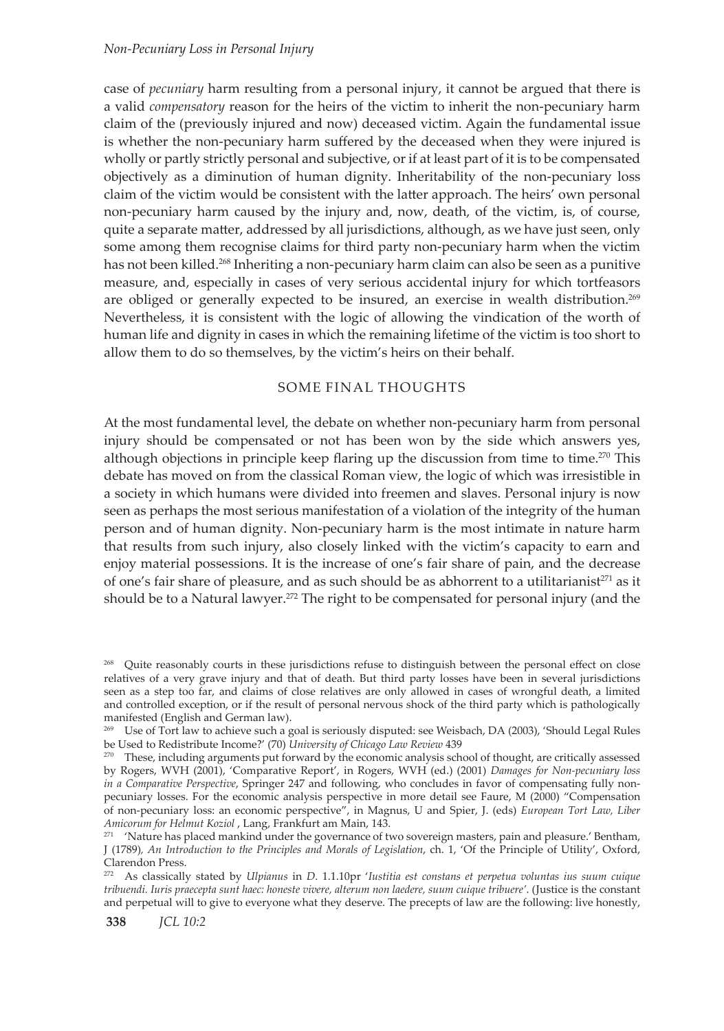case of *pecuniary* harm resulting from a personal injury, it cannot be argued that there is a valid *compensatory* reason for the heirs of the victim to inherit the non-pecuniary harm claim of the (previously injured and now) deceased victim. Again the fundamental issue is whether the non-pecuniary harm suffered by the deceased when they were injured is wholly or partly strictly personal and subjective, or if at least part of it is to be compensated objectively as a diminution of human dignity. Inheritability of the non-pecuniary loss claim of the victim would be consistent with the latter approach. The heirs' own personal non-pecuniary harm caused by the injury and, now, death, of the victim, is, of course, quite a separate matter, addressed by all jurisdictions, although, as we have just seen, only some among them recognise claims for third party non-pecuniary harm when the victim has not been killed.[268] Inheriting a non-pecuniary harm claim can also be seen as a punitive measure, and, especially in cases of very serious accidental injury for which tortfeasors are obliged or generally expected to be insured, an exercise in wealth distribution.[269] Nevertheless, it is consistent with the logic of allowing the vindication of the worth of human life and dignity in cases in which the remaining lifetime of the victim is too short to allow them to do so themselves, by the victim's heirs on their behalf.

## SOME FINAL THOUGHTS

At the most fundamental level, the debate on whether non-pecuniary harm from personal injury should be compensated or not has been won by the side which answers yes, although objections in principle keep flaring up the discussion from time to time.[270] This debate has moved on from the classical Roman view, the logic of which was irresistible in a society in which humans were divided into freemen and slaves. Personal injury is now seen as perhaps the most serious manifestation of a violation of the integrity of the human person and of human dignity. Non-pecuniary harm is the most intimate in nature harm that results from such injury, also closely linked with the victim's capacity to earn and enjoy material possessions. It is the increase of one's fair share of pain, and the decrease of one's fair share of pleasure, and as such should be as abhorrent to a utilitarianist[271] as it should be to a Natural lawyer.[272] The right to be compensated for personal injury (and the

---

[268] Quite reasonably courts in these jurisdictions refuse to distinguish between the personal effect on close relatives of a very grave injury and that of death. But third party losses have been in several jurisdictions seen as a step too far, and claims of close relatives are only allowed in cases of wrongful death, a limited and controlled exception, or if the result of personal nervous shock of the third party which is pathologically manifested (English and German law).

[269] Use of Tort law to achieve such a goal is seriously disputed: see Weisbach, DA (2003), 'Should Legal Rules be Used to Redistribute Income?' (70) *University of Chicago Law Review* 439

[270] These, including arguments put forward by the economic analysis school of thought, are critically assessed by Rogers, WVH (2001), 'Comparative Report', in Rogers, WVH (ed.) (2001) *Damages for Non-pecuniary loss in a Comparative Perspective*, Springer 247 and following, who concludes in favor of compensating fully non-pecuniary losses. For the economic analysis perspective in more detail see Faure, M (2000) "Compensation of non-pecuniary loss: an economic perspective", in Magnus, U and Spier, J. (eds) *European Tort Law, Liber Amicorum for Helmut Koziol* , Lang, Frankfurt am Main, 143.

[271] 'Nature has placed mankind under the governance of two sovereign masters, pain and pleasure.' Bentham, J (1789)*, An Introduction to the Principles and Morals of Legislation*, ch. 1, 'Of the Principle of Utility', Oxford, Clarendon Press.

[272] As classically stated by *Ulpianus* in *D*. 1.1.10pr '*Iustitia est constans et perpetua voluntas ius suum cuique tribuendi. Iuris praecepta sunt haec: honeste vivere, alterum non laedere, suum cuique tribuere'*. (Justice is the constant and perpetual will to give to everyone what they deserve. The precepts of law are the following: live honestly,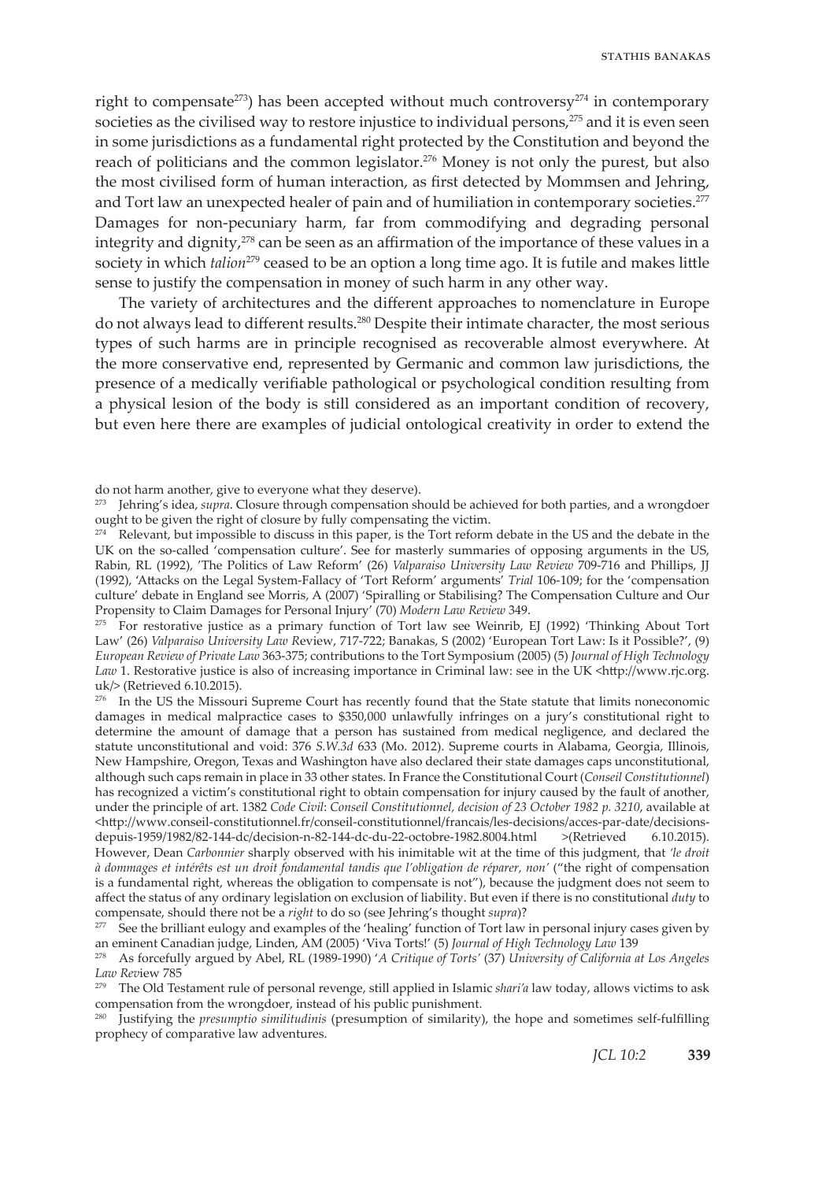right to compensate[273]) has been accepted without much controversy[274] in contemporary societies as the civilised way to restore injustice to individual persons,[275] and it is even seen in some jurisdictions as a fundamental right protected by the Constitution and beyond the reach of politicians and the common legislator.[276] Money is not only the purest, but also the most civilised form of human interaction, as first detected by Mommsen and Jehring, and Tort law an unexpected healer of pain and of humiliation in contemporary societies.[277] Damages for non-pecuniary harm, far from commodifying and degrading personal integrity and dignity,[278] can be seen as an affirmation of the importance of these values in a society in which *talion*[279] ceased to be an option a long time ago. It is futile and makes little sense to justify the compensation in money of such harm in any other way.

The variety of architectures and the different approaches to nomenclature in Europe do not always lead to different results.[280] Despite their intimate character, the most serious types of such harms are in principle recognised as recoverable almost everywhere. At the more conservative end, represented by Germanic and common law jurisdictions, the presence of a medically verifiable pathological or psychological condition resulting from a physical lesion of the body is still considered as an important condition of recovery, but even here there are examples of judicial ontological creativity in order to extend the

---

do not harm another, give to everyone what they deserve).

[273] Jehring's idea, *supra*. Closure through compensation should be achieved for both parties, and a wrongdoer ought to be given the right of closure by fully compensating the victim.

[274] Relevant, but impossible to discuss in this paper, is the Tort reform debate in the US and the debate in the UK on the so-called 'compensation culture'. See for masterly summaries of opposing arguments in the US, Rabin, RL (1992), 'The Politics of Law Reform' (26) *Valparaiso University Law Review* 709-716 and Phillips, JJ (1992), 'Attacks on the Legal System-Fallacy of 'Tort Reform' arguments' *Trial* 106-109; for the 'compensation culture' debate in England see Morris, A (2007) 'Spiralling or Stabilising? The Compensation Culture and Our Propensity to Claim Damages for Personal Injury' (70) *Modern Law Review* 349.

[275] For restorative justice as a primary function of Tort law see Weinrib, EJ (1992) 'Thinking About Tort Law' (26) *Valparaiso University Law Review*, 717-722; Banakas, S (2002) 'European Tort Law: Is it Possible?', (9) *European Review of Private Law* 363-375; contributions to the Tort Symposium (2005) (5) *Journal of High Technology Law* 1. Restorative justice is also of increasing importance in Criminal law: see in the UK <http://www.rjc.org.uk/> (Retrieved 6.10.2015).

[276] In the US the Missouri Supreme Court has recently found that the State statute that limits noneconomic damages in medical malpractice cases to $350,000 unlawfully infringes on a jury's constitutional right to determine the amount of damage that a person has sustained from medical negligence, and declared the statute unconstitutional and void: 376 *S.W.3d* 633 (Mo. 2012). Supreme courts in Alabama, Georgia, Illinois, New Hampshire, Oregon, Texas and Washington have also declared their state damages caps unconstitutional, although such caps remain in place in 33 other states. In France the Constitutional Court (*Conseil Constitutionnel*) has recognized a victim's constitutional right to obtain compensation for injury caused by the fault of another, under the principle of art. 1382 *Code Civil*: *Conseil Constitutionnel, decision of 23 October 1982 p. 3210*, available at <http://www.conseil-constitutionnel.fr/conseil-constitutionnel/francais/les-decisions/acces-par-date/decisions-depuis-1959/1982/82-144-dc/decision-n-82-144-dc-du-22-octobre-1982.8004.html >(Retrieved 6.10.2015). However, Dean *Carbonnier* sharply observed with his inimitable wit at the time of this judgment, that *'le droit à dommages et intérêts est un droit fondamental tandis que l'obligation de réparer, non'* ("the right of compensation is a fundamental right, whereas the obligation to compensate is not"), because the judgment does not seem to affect the status of any ordinary legislation on exclusion of liability. But even if there is no constitutional *duty* to compensate, should there not be a *right* to do so (see Jehring's thought *supra*)?

[277] See the brilliant eulogy and examples of the 'healing' function of Tort law in personal injury cases given by an eminent Canadian judge, Linden, AM (2005) 'Viva Torts!' (5) *Journal of High Technology Law* 139

[278] As forcefully argued by Abel, RL (1989-1990) '*A Critique of Torts'* (37) *University of California at Los Angeles Law Review* 785

[279] The Old Testament rule of personal revenge, still applied in Islamic *shari'a* law today, allows victims to ask compensation from the wrongdoer, instead of his public punishment.

[280] Justifying the *presumptio similitudinis* (presumption of similarity), the hope and sometimes self-fulfilling prophecy of comparative law adventures.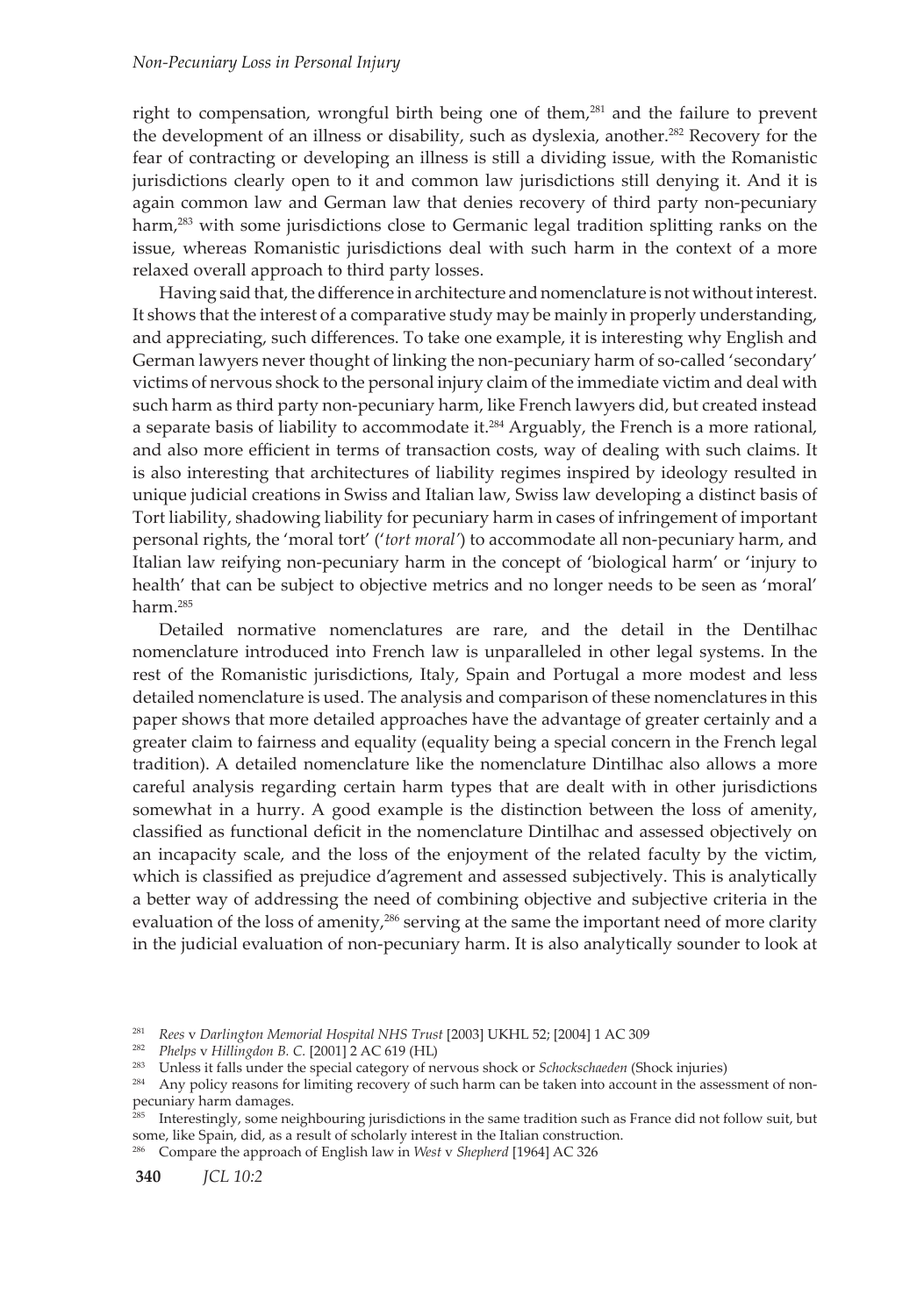right to compensation, wrongful birth being one of them,[281] and the failure to prevent the development of an illness or disability, such as dyslexia, another.[282] Recovery for the fear of contracting or developing an illness is still a dividing issue, with the Romanistic jurisdictions clearly open to it and common law jurisdictions still denying it. And it is again common law and German law that denies recovery of third party non-pecuniary harm,[283] with some jurisdictions close to Germanic legal tradition splitting ranks on the issue, whereas Romanistic jurisdictions deal with such harm in the context of a more relaxed overall approach to third party losses.

Having said that, the difference in architecture and nomenclature is not without interest. It shows that the interest of a comparative study may be mainly in properly understanding, and appreciating, such differences. To take one example, it is interesting why English and German lawyers never thought of linking the non-pecuniary harm of so-called 'secondary' victims of nervous shock to the personal injury claim of the immediate victim and deal with such harm as third party non-pecuniary harm, like French lawyers did, but created instead a separate basis of liability to accommodate it.[284] Arguably, the French is a more rational, and also more efficient in terms of transaction costs, way of dealing with such claims. It is also interesting that architectures of liability regimes inspired by ideology resulted in unique judicial creations in Swiss and Italian law, Swiss law developing a distinct basis of Tort liability, shadowing liability for pecuniary harm in cases of infringement of important personal rights, the 'moral tort' ('*tort moral*') to accommodate all non-pecuniary harm, and Italian law reifying non-pecuniary harm in the concept of 'biological harm' or 'injury to health' that can be subject to objective metrics and no longer needs to be seen as 'moral' harm.[285]

Detailed normative nomenclatures are rare, and the detail in the Dentilhac nomenclature introduced into French law is unparalleled in other legal systems. In the rest of the Romanistic jurisdictions, Italy, Spain and Portugal a more modest and less detailed nomenclature is used. The analysis and comparison of these nomenclatures in this paper shows that more detailed approaches have the advantage of greater certainly and a greater claim to fairness and equality (equality being a special concern in the French legal tradition). A detailed nomenclature like the nomenclature Dintilhac also allows a more careful analysis regarding certain harm types that are dealt with in other jurisdictions somewhat in a hurry. A good example is the distinction between the loss of amenity, classified as functional deficit in the nomenclature Dintilhac and assessed objectively on an incapacity scale, and the loss of the enjoyment of the related faculty by the victim, which is classified as prejudice d'agrement and assessed subjectively. This is analytically a better way of addressing the need of combining objective and subjective criteria in the evaluation of the loss of amenity,[286] serving at the same the important need of more clarity in the judicial evaluation of non-pecuniary harm. It is also analytically sounder to look at

[281] *Rees* v *Darlington Memorial Hospital NHS Trust* [2003] UKHL 52; [2004] 1 AC 309

[282] *Phelps* v *Hillingdon B. C.* [2001] 2 AC 619 (HL)

[283] Unless it falls under the special category of nervous shock or *Schockschaeden* (Shock injuries)

[284] Any policy reasons for limiting recovery of such harm can be taken into account in the assessment of non-pecuniary harm damages.

[285] Interestingly, some neighbouring jurisdictions in the same tradition such as France did not follow suit, but some, like Spain, did, as a result of scholarly interest in the Italian construction.

[286] Compare the approach of English law in *West* v *Shepherd* [1964] AC 326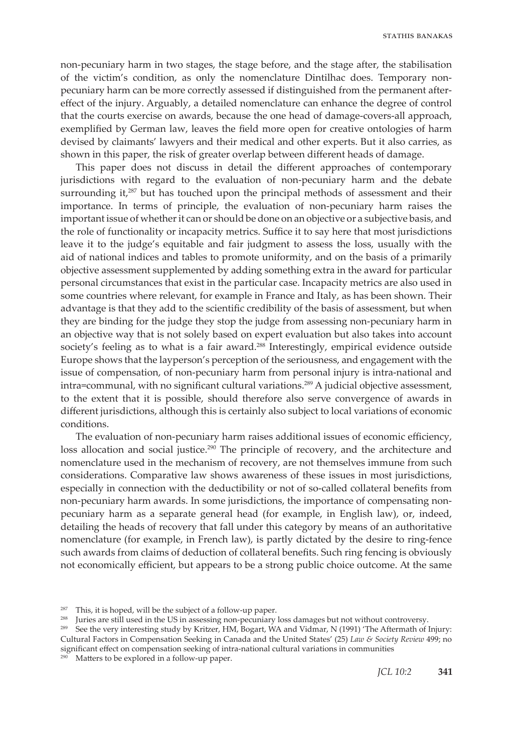non-pecuniary harm in two stages, the stage before, and the stage after, the stabilisation of the victim's condition, as only the nomenclature Dintilhac does. Temporary non-pecuniary harm can be more correctly assessed if distinguished from the permanent after-effect of the injury. Arguably, a detailed nomenclature can enhance the degree of control that the courts exercise on awards, because the one head of damage-covers-all approach, exemplified by German law, leaves the field more open for creative ontologies of harm devised by claimants' lawyers and their medical and other experts. But it also carries, as shown in this paper, the risk of greater overlap between different heads of damage.

This paper does not discuss in detail the different approaches of contemporary jurisdictions with regard to the evaluation of non-pecuniary harm and the debate surrounding it,[287] but has touched upon the principal methods of assessment and their importance. In terms of principle, the evaluation of non-pecuniary harm raises the important issue of whether it can or should be done on an objective or a subjective basis, and the role of functionality or incapacity metrics. Suffice it to say here that most jurisdictions leave it to the judge's equitable and fair judgment to assess the loss, usually with the aid of national indices and tables to promote uniformity, and on the basis of a primarily objective assessment supplemented by adding something extra in the award for particular personal circumstances that exist in the particular case. Incapacity metrics are also used in some countries where relevant, for example in France and Italy, as has been shown. Their advantage is that they add to the scientific credibility of the basis of assessment, but when they are binding for the judge they stop the judge from assessing non-pecuniary harm in an objective way that is not solely based on expert evaluation but also takes into account society's feeling as to what is a fair award.[288] Interestingly, empirical evidence outside Europe shows that the layperson's perception of the seriousness, and engagement with the issue of compensation, of non-pecuniary harm from personal injury is intra-national and intra=communal, with no significant cultural variations.[289] A judicial objective assessment, to the extent that it is possible, should therefore also serve convergence of awards in different jurisdictions, although this is certainly also subject to local variations of economic conditions.

The evaluation of non-pecuniary harm raises additional issues of economic efficiency, loss allocation and social justice.[290] The principle of recovery, and the architecture and nomenclature used in the mechanism of recovery, are not themselves immune from such considerations. Comparative law shows awareness of these issues in most jurisdictions, especially in connection with the deductibility or not of so-called collateral benefits from non-pecuniary harm awards. In some jurisdictions, the importance of compensating non-pecuniary harm as a separate general head (for example, in English law), or, indeed, detailing the heads of recovery that fall under this category by means of an authoritative nomenclature (for example, in French law), is partly dictated by the desire to ring-fence such awards from claims of deduction of collateral benefits. Such ring fencing is obviously not economically efficient, but appears to be a strong public choice outcome. At the same

[287] This, it is hoped, will be the subject of a follow-up paper.

[288] Juries are still used in the US in assessing non-pecuniary loss damages but not without controversy.

[289] See the very interesting study by Kritzer, HM, Bogart, WA and Vidmar, N (1991) 'The Aftermath of Injury: Cultural Factors in Compensation Seeking in Canada and the United States' (25) *Law & Society Review* 499; no significant effect on compensation seeking of intra-national cultural variations in communities

[290] Matters to be explored in a follow-up paper.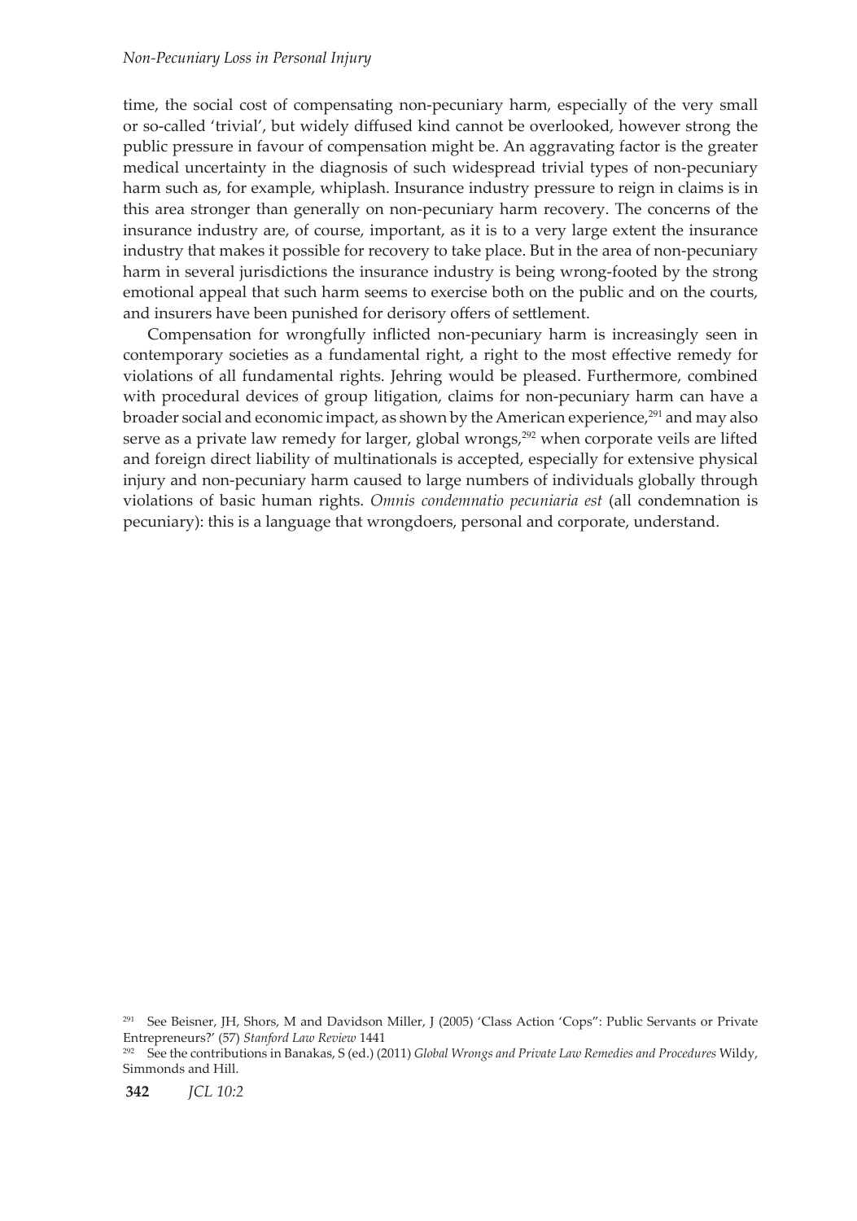time, the social cost of compensating non-pecuniary harm, especially of the very small or so-called 'trivial', but widely diffused kind cannot be overlooked, however strong the public pressure in favour of compensation might be. An aggravating factor is the greater medical uncertainty in the diagnosis of such widespread trivial types of non-pecuniary harm such as, for example, whiplash. Insurance industry pressure to reign in claims is in this area stronger than generally on non-pecuniary harm recovery. The concerns of the insurance industry are, of course, important, as it is to a very large extent the insurance industry that makes it possible for recovery to take place. But in the area of non-pecuniary harm in several jurisdictions the insurance industry is being wrong-footed by the strong emotional appeal that such harm seems to exercise both on the public and on the courts, and insurers have been punished for derisory offers of settlement.

Compensation for wrongfully inflicted non-pecuniary harm is increasingly seen in contemporary societies as a fundamental right, a right to the most effective remedy for violations of all fundamental rights. Jehring would be pleased. Furthermore, combined with procedural devices of group litigation, claims for non-pecuniary harm can have a broader social and economic impact, as shown by the American experience,[291] and may also serve as a private law remedy for larger, global wrongs,[292] when corporate veils are lifted and foreign direct liability of multinationals is accepted, especially for extensive physical injury and non-pecuniary harm caused to large numbers of individuals globally through violations of basic human rights. *Omnis condemnatio pecuniaria est* (all condemnation is pecuniary): this is a language that wrongdoers, personal and corporate, understand.

[291] See Beisner, JH, Shors, M and Davidson Miller, J (2005) 'Class Action 'Cops": Public Servants or Private Entrepreneurs?' (57) *Stanford Law Review* 1441

[292] See the contributions in Banakas, S (ed.) (2011) *Global Wrongs and Private Law Remedies and Procedures* Wildy, Simmonds and Hill.